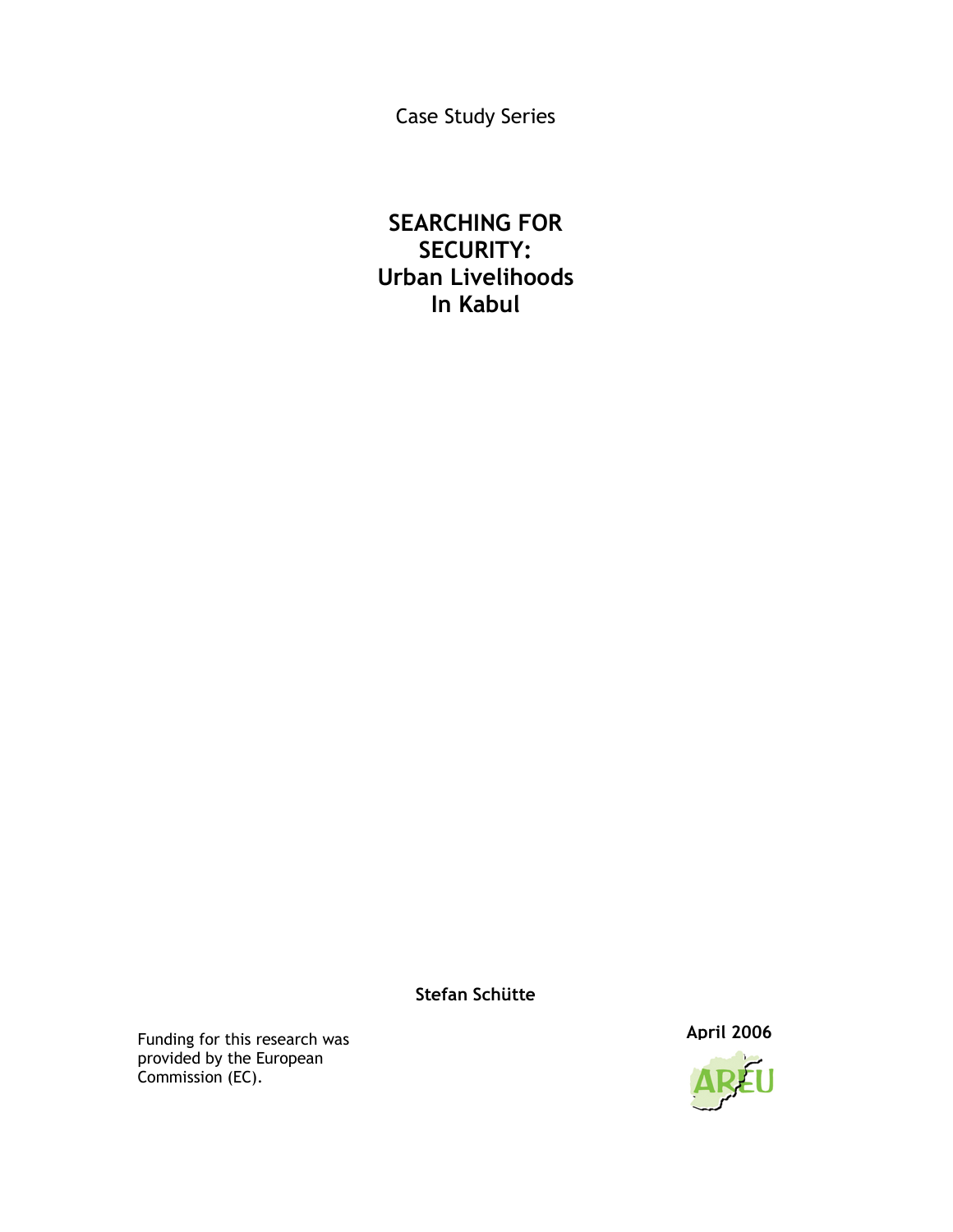Case Study Series

# SEARCHING FOR SECURITY: Urban Livelihoods In Kabul

**Stefan Schütte**

**April 2006**

Funding for this research was provided by the European Commission (EC).

AREU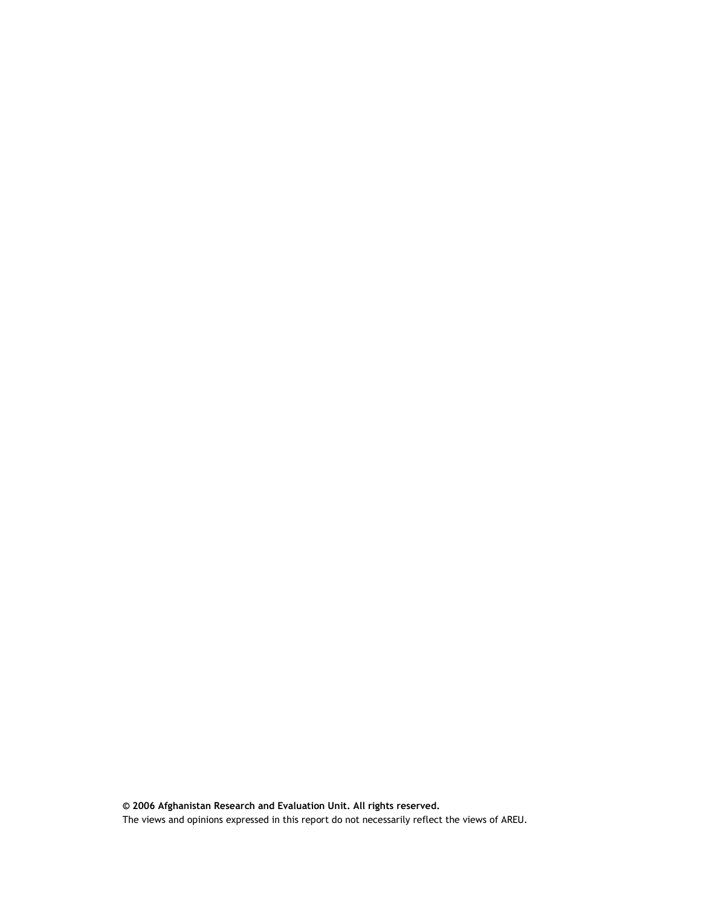**© 2006 Afghanistan Research and Evaluation Unit. All rights reserved.**

The views and opinions expressed in this report do not necessarily reflect the views of AREU.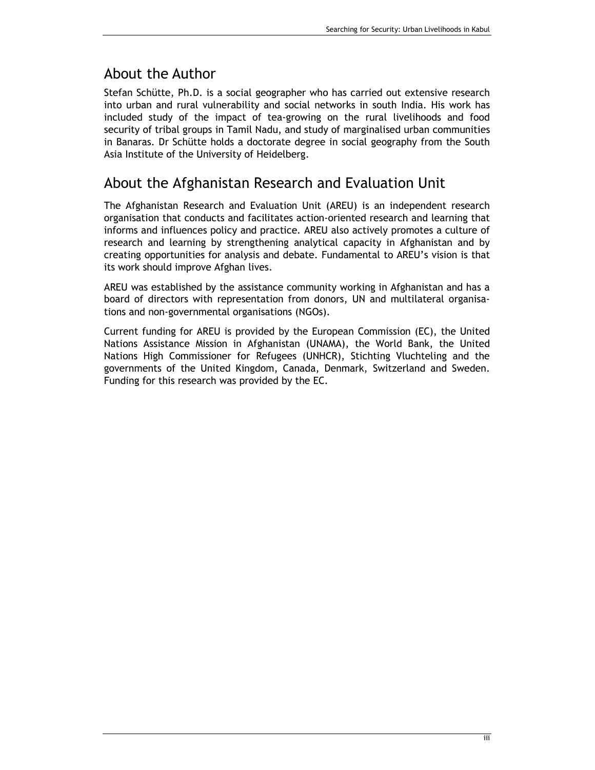## About the Author

Stefan Schütte, Ph.D. is a social geographer who has carried out extensive research into urban and rural vulnerability and social networks in south India. His work has included study of the impact of tea-growing on the rural livelihoods and food security of tribal groups in Tamil Nadu, and study of marginalised urban communities in Banaras. Dr Schütte holds a doctorate degree in social geography from the South Asia Institute of the University of Heidelberg.

## About the Afghanistan Research and Evaluation Unit

The Afghanistan Research and Evaluation Unit (AREU) is an independent research organisation that conducts and facilitates action-oriented research and learning that informs and influences policy and practice. AREU also actively promotes a culture of research and learning by strengthening analytical capacity in Afghanistan and by creating opportunities for analysis and debate. Fundamental to AREU's vision is that its work should improve Afghan lives.

AREU was established by the assistance community working in Afghanistan and has a board of directors with representation from donors, UN and multilateral organisations and non-governmental organisations (NGOs).

Current funding for AREU is provided by the European Commission (EC), the United Nations Assistance Mission in Afghanistan (UNAMA), the World Bank, the United Nations High Commissioner for Refugees (UNHCR), Stichting Vluchteling and the governments of the United Kingdom, Canada, Denmark, Switzerland and Sweden. Funding for this research was provided by the EC.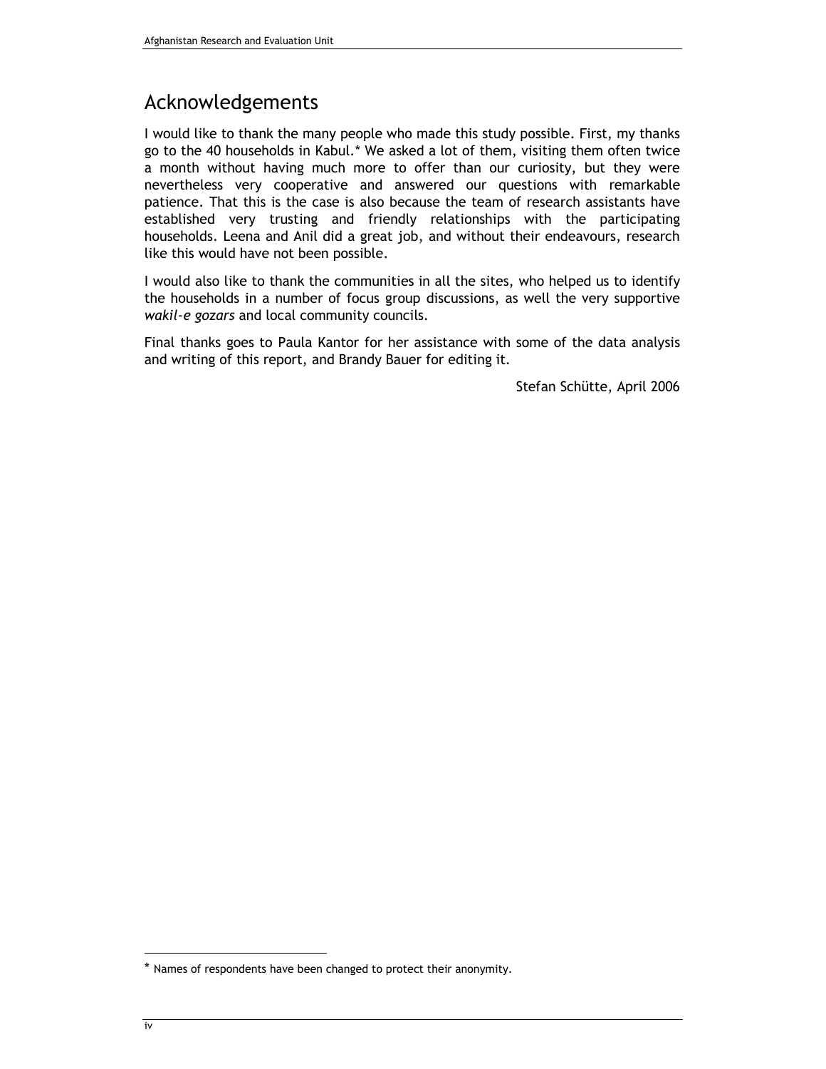# Acknowledgements

I would like to thank the many people who made this study possible. First, my thanks go to the 40 households in Kabul.* We asked a lot of them, visiting them often twice a month without having much more to offer than our curiosity, but they were nevertheless very cooperative and answered our questions with remarkable patience. That this is the case is also because the team of research assistants have established very trusting and friendly relationships with the participating households. Leena and Anil did a great job, and without their endeavours, research like this would have not been possible.

I would also like to thank the communities in all the sites, who helped us to identify the households in a number of focus group discussions, as well the very supportive *wakil-e gozars* and local community councils.

Final thanks goes to Paula Kantor for her assistance with some of the data analysis and writing of this report, and Brandy Bauer for editing it.

Stefan Schütte, April 2006

---

* Names of respondents have been changed to protect their anonymity.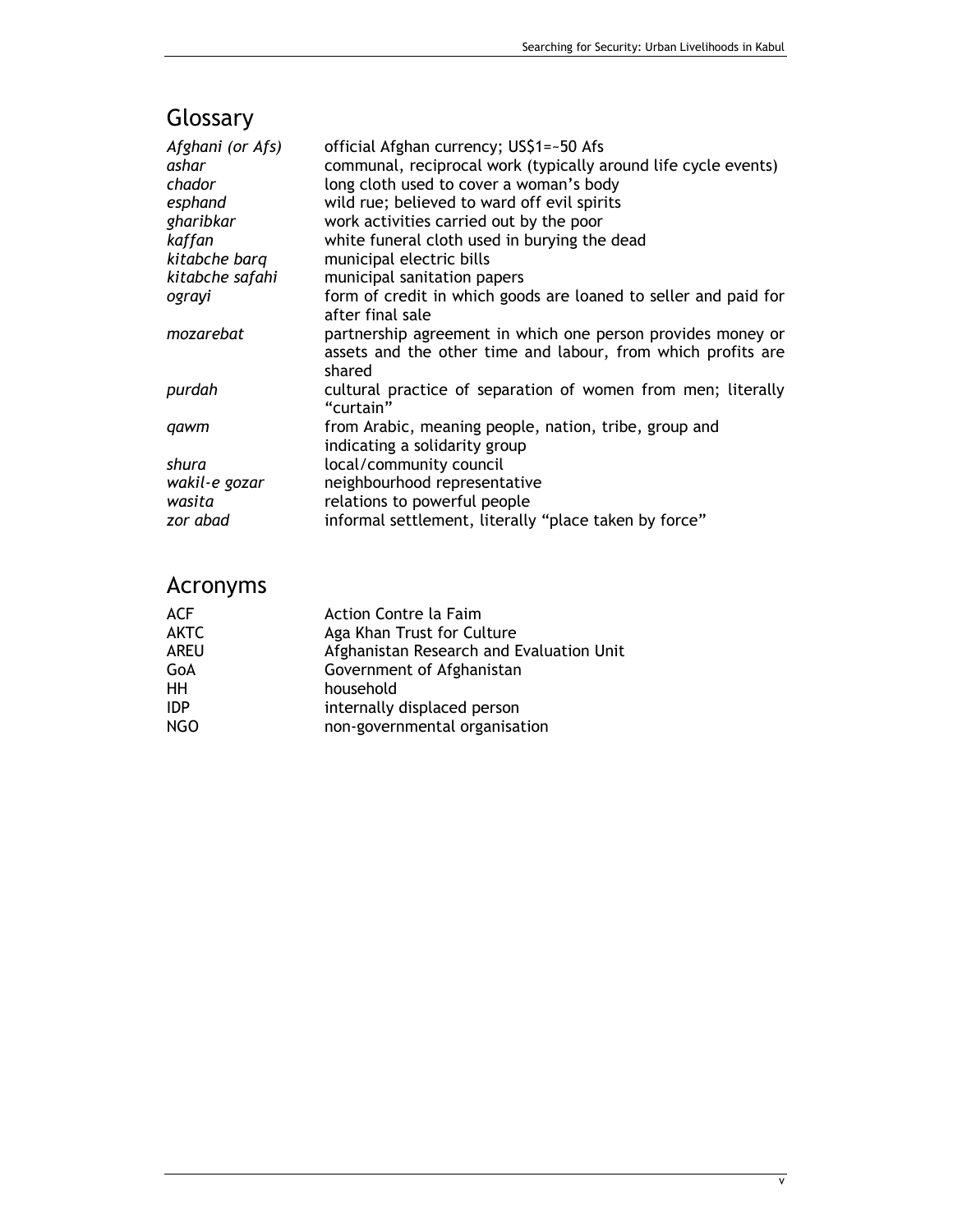## Glossary

| | |
|---|---|
| *Afghani (or Afs)* | official Afghan currency; US$1=~50 Afs |
| *ashar* | communal, reciprocal work (typically around life cycle events) |
| *chador* | long cloth used to cover a woman's body |
| *esphand* | wild rue; believed to ward off evil spirits |
| *gharibkar* | work activities carried out by the poor |
| *kaffan* | white funeral cloth used in burying the dead |
| *kitabche barq* | municipal electric bills |
| *kitabche safahi* | municipal sanitation papers |
| *ograyi* | form of credit in which goods are loaned to seller and paid for after final sale |
| *mozarebat* | partnership agreement in which one person provides money or assets and the other time and labour, from which profits are shared |
| *purdah* | cultural practice of separation of women from men; literally "curtain" |
| *qawm* | from Arabic, meaning people, nation, tribe, group and indicating a solidarity group |
| *shura* | local/community council |
| *wakil-e gozar* | neighbourhood representative |
| *wasita* | relations to powerful people |
| *zor abad* | informal settlement, literally "place taken by force" |

## Acronyms

| | |
|---|---|
| ACF | Action Contre la Faim |
| AKTC | Aga Khan Trust for Culture |
| AREU | Afghanistan Research and Evaluation Unit |
| GoA | Government of Afghanistan |
| HH | household |
| IDP | internally displaced person |
| NGO | non-governmental organisation |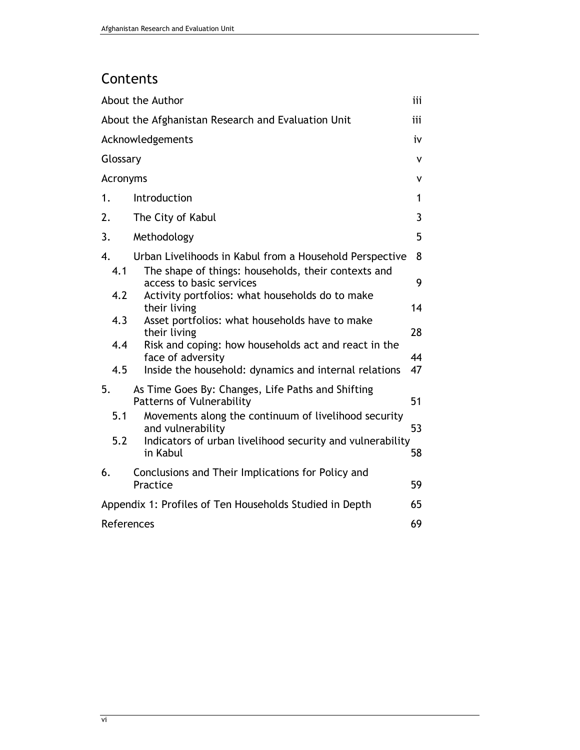## Contents

| | |
|---|---|
| About the Author | iii |
| About the Afghanistan Research and Evaluation Unit | iii |
| Acknowledgements | iv |
| Glossary | v |
| Acronyms | v |
| 1. Introduction | 1 |
| 2. The City of Kabul | 3 |
| 3. Methodology | 5 |
| 4. Urban Livelihoods in Kabul from a Household Perspective | 8 |
| 4.1 The shape of things: households, their contexts and access to basic services | 9 |
| 4.2 Activity portfolios: what households do to make their living | 14 |
| 4.3 Asset portfolios: what households have to make their living | 28 |
| 4.4 Risk and coping: how households act and react in the face of adversity | 44 |
| 4.5 Inside the household: dynamics and internal relations | 47 |
| 5. As Time Goes By: Changes, Life Paths and Shifting Patterns of Vulnerability | 51 |
| 5.1 Movements along the continuum of livelihood security and vulnerability | 53 |
| 5.2 Indicators of urban livelihood security and vulnerability in Kabul | 58 |
| 6. Conclusions and Their Implications for Policy and Practice | 59 |
| Appendix 1: Profiles of Ten Households Studied in Depth | 65 |
| References | 69 |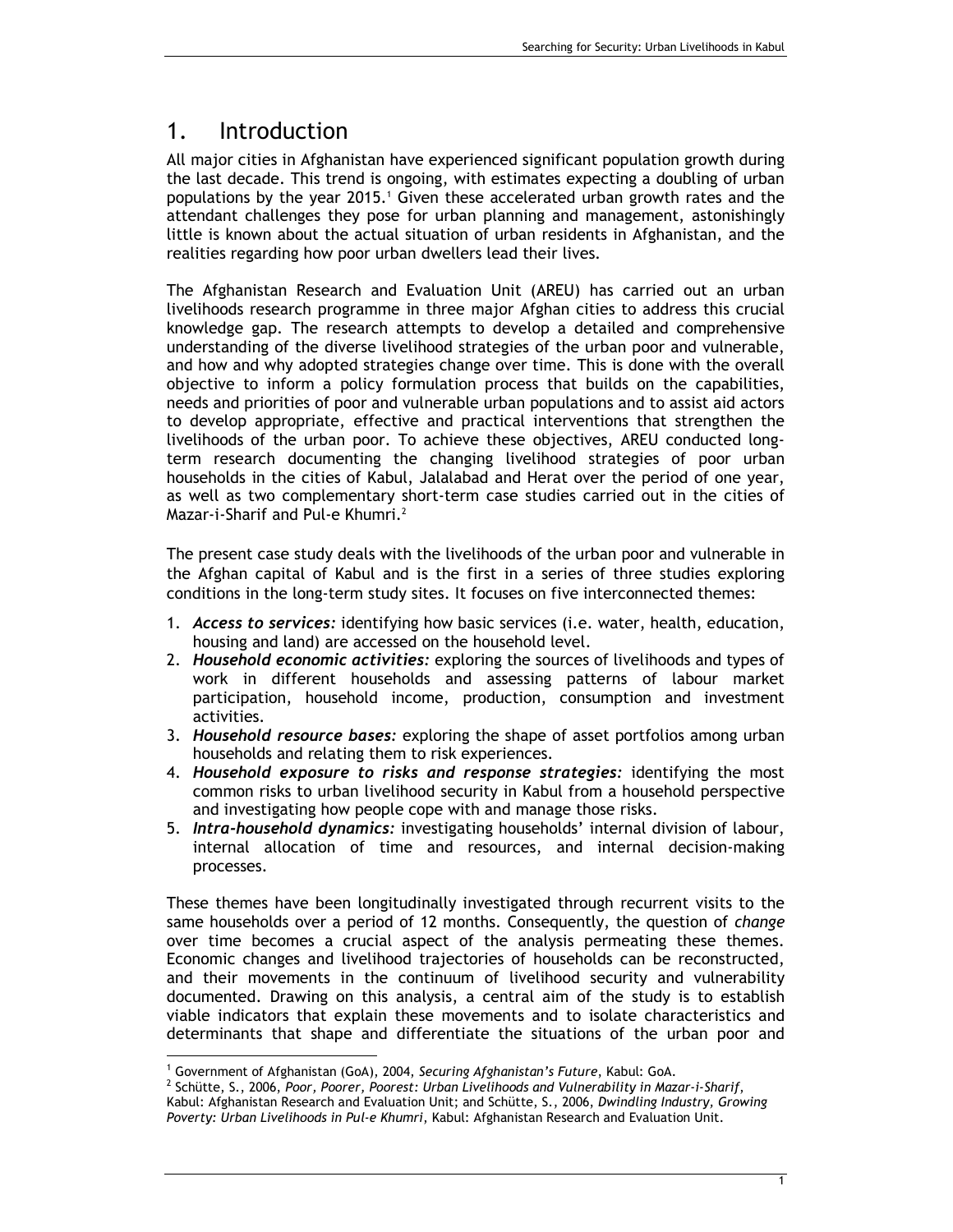# 1. Introduction

All major cities in Afghanistan have experienced significant population growth during the last decade. This trend is ongoing, with estimates expecting a doubling of urban populations by the year 2015.[1] Given these accelerated urban growth rates and the attendant challenges they pose for urban planning and management, astonishingly little is known about the actual situation of urban residents in Afghanistan, and the realities regarding how poor urban dwellers lead their lives.

The Afghanistan Research and Evaluation Unit (AREU) has carried out an urban livelihoods research programme in three major Afghan cities to address this crucial knowledge gap. The research attempts to develop a detailed and comprehensive understanding of the diverse livelihood strategies of the urban poor and vulnerable, and how and why adopted strategies change over time. This is done with the overall objective to inform a policy formulation process that builds on the capabilities, needs and priorities of poor and vulnerable urban populations and to assist aid actors to develop appropriate, effective and practical interventions that strengthen the livelihoods of the urban poor. To achieve these objectives, AREU conducted long-term research documenting the changing livelihood strategies of poor urban households in the cities of Kabul, Jalalabad and Herat over the period of one year, as well as two complementary short-term case studies carried out in the cities of Mazar-i-Sharif and Pul-e Khumri.[2]

The present case study deals with the livelihoods of the urban poor and vulnerable in the Afghan capital of Kabul and is the first in a series of three studies exploring conditions in the long-term study sites. It focuses on five interconnected themes:

1. ***Access to services:*** identifying how basic services (i.e. water, health, education, housing and land) are accessed on the household level.
2. ***Household economic activities:*** exploring the sources of livelihoods and types of work in different households and assessing patterns of labour market participation, household income, production, consumption and investment activities.
3. ***Household resource bases:*** exploring the shape of asset portfolios among urban households and relating them to risk experiences.
4. ***Household exposure to risks and response strategies:*** identifying the most common risks to urban livelihood security in Kabul from a household perspective and investigating how people cope with and manage those risks.
5. ***Intra-household dynamics:*** investigating households' internal division of labour, internal allocation of time and resources, and internal decision-making processes.

These themes have been longitudinally investigated through recurrent visits to the same households over a period of 12 months. Consequently, the question of *change* over time becomes a crucial aspect of the analysis permeating these themes. Economic changes and livelihood trajectories of households can be reconstructed, and their movements in the continuum of livelihood security and vulnerability documented. Drawing on this analysis, a central aim of the study is to establish viable indicators that explain these movements and to isolate characteristics and determinants that shape and differentiate the situations of the urban poor and

---

[1] Government of Afghanistan (GoA), 2004, *Securing Afghanistan's Future*, Kabul: GoA.

[2] Schütte, S., 2006, *Poor, Poorer, Poorest: Urban Livelihoods and Vulnerability in Mazar-i-Sharif*, Kabul: Afghanistan Research and Evaluation Unit; and Schütte, S., 2006, *Dwindling Industry, Growing Poverty: Urban Livelihoods in Pul-e Khumri*, Kabul: Afghanistan Research and Evaluation Unit.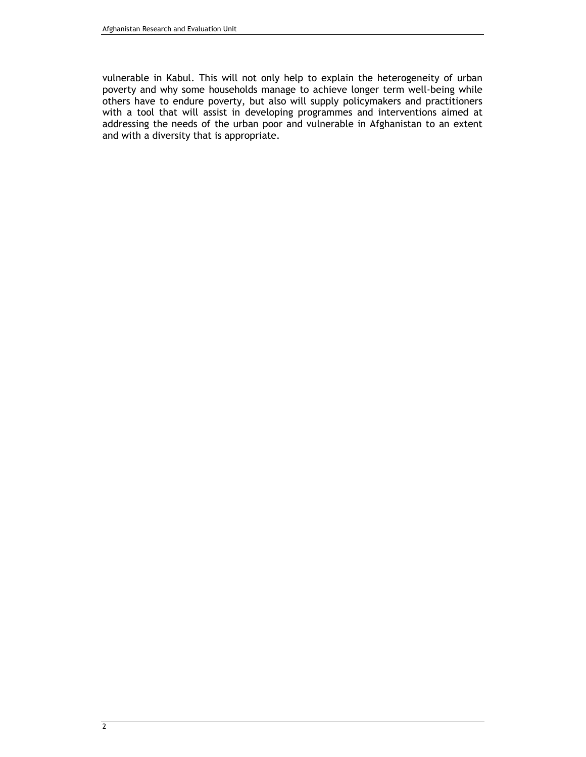vulnerable in Kabul. This will not only help to explain the heterogeneity of urban poverty and why some households manage to achieve longer term well-being while others have to endure poverty, but also will supply policymakers and practitioners with a tool that will assist in developing programmes and interventions aimed at addressing the needs of the urban poor and vulnerable in Afghanistan to an extent and with a diversity that is appropriate.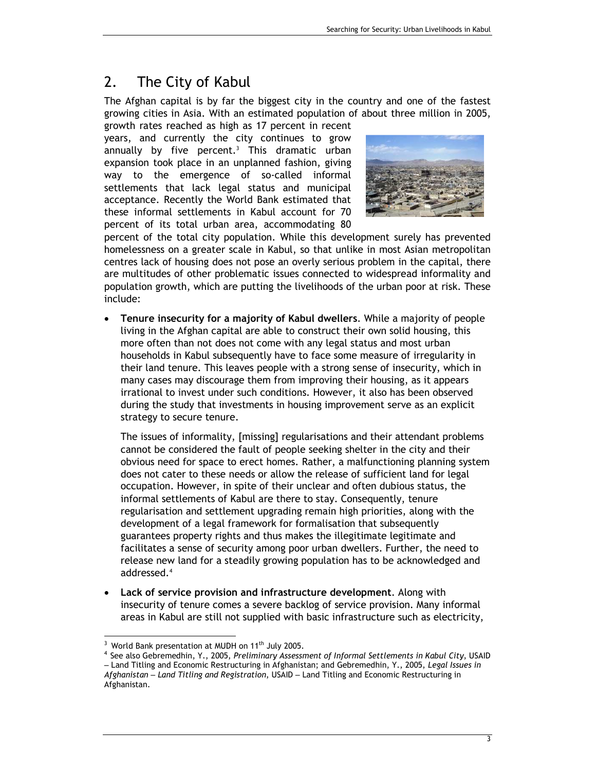# 2. The City of Kabul

The Afghan capital is by far the biggest city in the country and one of the fastest growing cities in Asia. With an estimated population of about three million in 2005, growth rates reached as high as 17 percent in recent years, and currently the city continues to grow annually by five percent.[3] This dramatic urban expansion took place in an unplanned fashion, giving way to the emergence of so-called informal settlements that lack legal status and municipal acceptance. Recently the World Bank estimated that these informal settlements in Kabul account for 70 percent of its total urban area, accommodating 80 percent of the total city population. While this development surely has prevented homelessness on a greater scale in Kabul, so that unlike in most Asian metropolitan centres lack of housing does not pose an overly serious problem in the capital, there are multitudes of other problematic issues connected to widespread informality and population growth, which are putting the livelihoods of the urban poor at risk. These include:

- **Tenure insecurity for a majority of Kabul dwellers**. While a majority of people living in the Afghan capital are able to construct their own solid housing, this more often than not does not come with any legal status and most urban households in Kabul subsequently have to face some measure of irregularity in their land tenure. This leaves people with a strong sense of insecurity, which in many cases may discourage them from improving their housing, as it appears irrational to invest under such conditions. However, it also has been observed during the study that investments in housing improvement serve as an explicit strategy to secure tenure.

  The issues of informality, [missing] regularisations and their attendant problems cannot be considered the fault of people seeking shelter in the city and their obvious need for space to erect homes. Rather, a malfunctioning planning system does not cater to these needs or allow the release of sufficient land for legal occupation. However, in spite of their unclear and often dubious status, the informal settlements of Kabul are there to stay. Consequently, tenure regularisation and settlement upgrading remain high priorities, along with the development of a legal framework for formalisation that subsequently guarantees property rights and thus makes the illegitimate legitimate and facilitates a sense of security among poor urban dwellers. Further, the need to release new land for a steadily growing population has to be acknowledged and addressed.[4]

- **Lack of service provision and infrastructure development**. Along with insecurity of tenure comes a severe backlog of service provision. Many informal areas in Kabul are still not supplied with basic infrastructure such as electricity,

---

[3] World Bank presentation at MUDH on 11th July 2005.

[4] See also Gebremedhin, Y., 2005, *Preliminary Assessment of Informal Settlements in Kabul City*, USAID – Land Titling and Economic Restructuring in Afghanistan; and Gebremedhin, Y., 2005, *Legal Issues in Afghanistan – Land Titling and Registration*, USAID – Land Titling and Economic Restructuring in Afghanistan.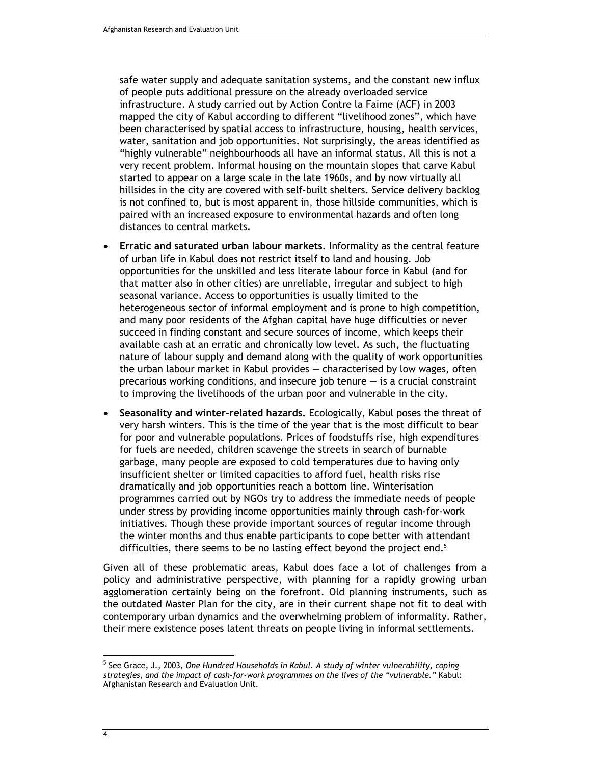safe water supply and adequate sanitation systems, and the constant new influx of people puts additional pressure on the already overloaded service infrastructure. A study carried out by Action Contre la Faime (ACF) in 2003 mapped the city of Kabul according to different "livelihood zones", which have been characterised by spatial access to infrastructure, housing, health services, water, sanitation and job opportunities. Not surprisingly, the areas identified as "highly vulnerable" neighbourhoods all have an informal status. All this is not a very recent problem. Informal housing on the mountain slopes that carve Kabul started to appear on a large scale in the late 1960s, and by now virtually all hillsides in the city are covered with self-built shelters. Service delivery backlog is not confined to, but is most apparent in, those hillside communities, which is paired with an increased exposure to environmental hazards and often long distances to central markets.

- **Erratic and saturated urban labour markets**. Informality as the central feature of urban life in Kabul does not restrict itself to land and housing. Job opportunities for the unskilled and less literate labour force in Kabul (and for that matter also in other cities) are unreliable, irregular and subject to high seasonal variance. Access to opportunities is usually limited to the heterogeneous sector of informal employment and is prone to high competition, and many poor residents of the Afghan capital have huge difficulties or never succeed in finding constant and secure sources of income, which keeps their available cash at an erratic and chronically low level. As such, the fluctuating nature of labour supply and demand along with the quality of work opportunities the urban labour market in Kabul provides — characterised by low wages, often precarious working conditions, and insecure job tenure — is a crucial constraint to improving the livelihoods of the urban poor and vulnerable in the city.

- **Seasonality and winter-related hazards.** Ecologically, Kabul poses the threat of very harsh winters. This is the time of the year that is the most difficult to bear for poor and vulnerable populations. Prices of foodstuffs rise, high expenditures for fuels are needed, children scavenge the streets in search of burnable garbage, many people are exposed to cold temperatures due to having only insufficient shelter or limited capacities to afford fuel, health risks rise dramatically and job opportunities reach a bottom line. Winterisation programmes carried out by NGOs try to address the immediate needs of people under stress by providing income opportunities mainly through cash-for-work initiatives. Though these provide important sources of regular income through the winter months and thus enable participants to cope better with attendant difficulties, there seems to be no lasting effect beyond the project end.[5]

Given all of these problematic areas, Kabul does face a lot of challenges from a policy and administrative perspective, with planning for a rapidly growing urban agglomeration certainly being on the forefront. Old planning instruments, such as the outdated Master Plan for the city, are in their current shape not fit to deal with contemporary urban dynamics and the overwhelming problem of informality. Rather, their mere existence poses latent threats on people living in informal settlements.

[5] See Grace, J., 2003, *One Hundred Households in Kabul. A study of winter vulnerability, coping strategies, and the impact of cash-for-work programmes on the lives of the "vulnerable."* Kabul: Afghanistan Research and Evaluation Unit.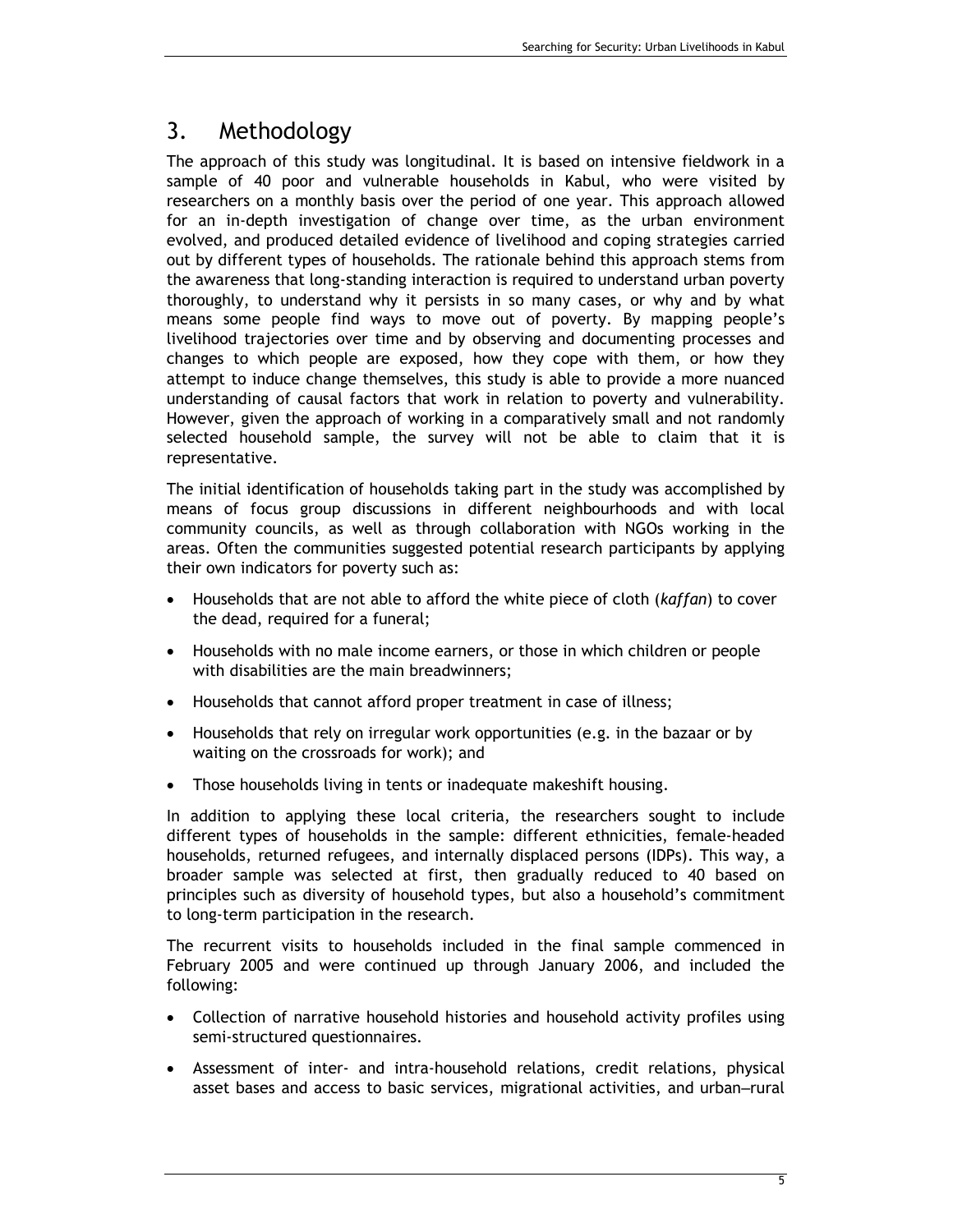# 3. Methodology

The approach of this study was longitudinal. It is based on intensive fieldwork in a sample of 40 poor and vulnerable households in Kabul, who were visited by researchers on a monthly basis over the period of one year. This approach allowed for an in-depth investigation of change over time, as the urban environment evolved, and produced detailed evidence of livelihood and coping strategies carried out by different types of households. The rationale behind this approach stems from the awareness that long-standing interaction is required to understand urban poverty thoroughly, to understand why it persists in so many cases, or why and by what means some people find ways to move out of poverty. By mapping people's livelihood trajectories over time and by observing and documenting processes and changes to which people are exposed, how they cope with them, or how they attempt to induce change themselves, this study is able to provide a more nuanced understanding of causal factors that work in relation to poverty and vulnerability. However, given the approach of working in a comparatively small and not randomly selected household sample, the survey will not be able to claim that it is representative.

The initial identification of households taking part in the study was accomplished by means of focus group discussions in different neighbourhoods and with local community councils, as well as through collaboration with NGOs working in the areas. Often the communities suggested potential research participants by applying their own indicators for poverty such as:

- Households that are not able to afford the white piece of cloth (*kaffan*) to cover the dead, required for a funeral;
- Households with no male income earners, or those in which children or people with disabilities are the main breadwinners;
- Households that cannot afford proper treatment in case of illness;
- Households that rely on irregular work opportunities (e.g. in the bazaar or by waiting on the crossroads for work); and
- Those households living in tents or inadequate makeshift housing.

In addition to applying these local criteria, the researchers sought to include different types of households in the sample: different ethnicities, female-headed households, returned refugees, and internally displaced persons (IDPs). This way, a broader sample was selected at first, then gradually reduced to 40 based on principles such as diversity of household types, but also a household's commitment to long-term participation in the research.

The recurrent visits to households included in the final sample commenced in February 2005 and were continued up through January 2006, and included the following:

- Collection of narrative household histories and household activity profiles using semi-structured questionnaires.
- Assessment of inter- and intra-household relations, credit relations, physical asset bases and access to basic services, migrational activities, and urban–rural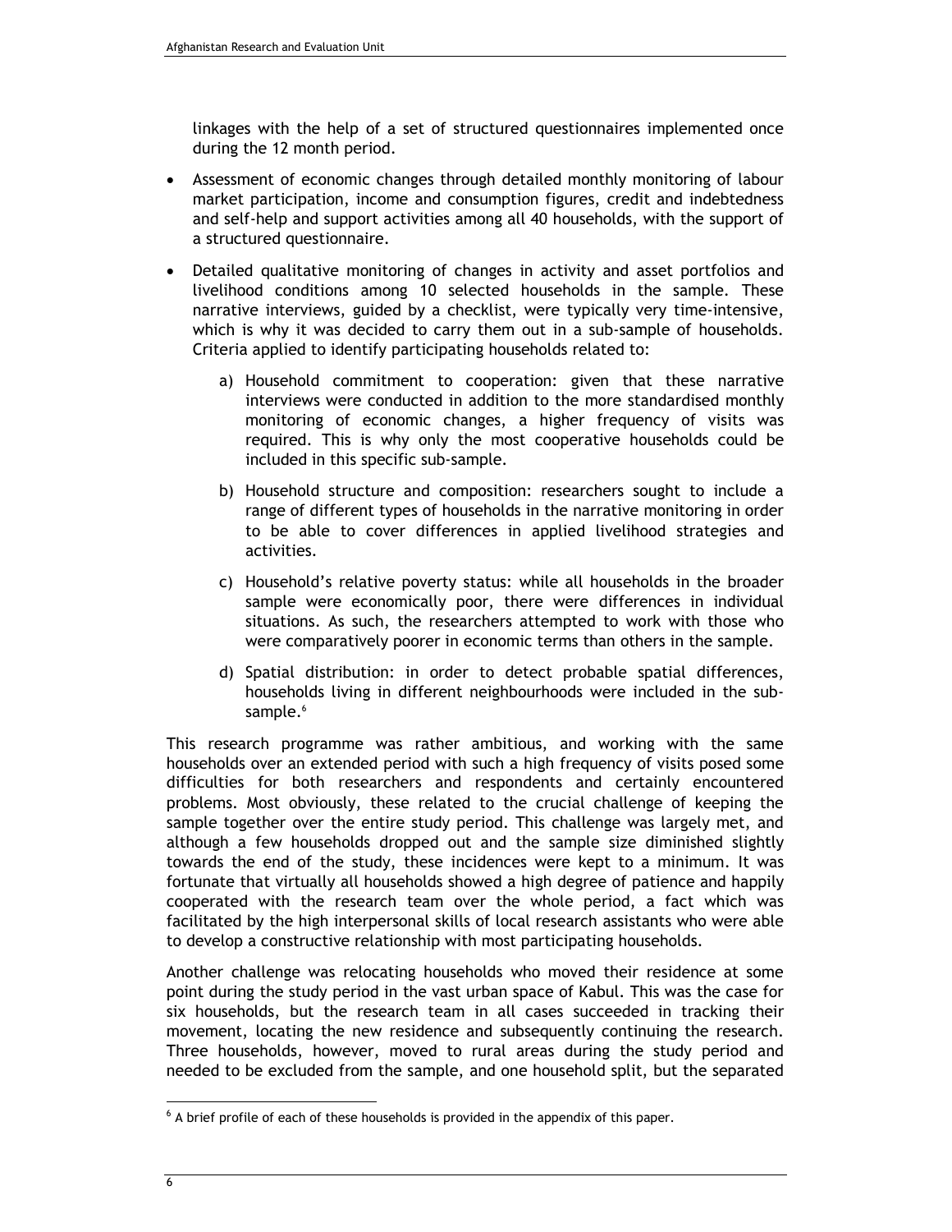linkages with the help of a set of structured questionnaires implemented once during the 12 month period.

- Assessment of economic changes through detailed monthly monitoring of labour market participation, income and consumption figures, credit and indebtedness and self-help and support activities among all 40 households, with the support of a structured questionnaire.
- Detailed qualitative monitoring of changes in activity and asset portfolios and livelihood conditions among 10 selected households in the sample. These narrative interviews, guided by a checklist, were typically very time-intensive, which is why it was decided to carry them out in a sub-sample of households. Criteria applied to identify participating households related to:

    a) Household commitment to cooperation: given that these narrative interviews were conducted in addition to the more standardised monthly monitoring of economic changes, a higher frequency of visits was required. This is why only the most cooperative households could be included in this specific sub-sample.

    b) Household structure and composition: researchers sought to include a range of different types of households in the narrative monitoring in order to be able to cover differences in applied livelihood strategies and activities.

    c) Household's relative poverty status: while all households in the broader sample were economically poor, there were differences in individual situations. As such, the researchers attempted to work with those who were comparatively poorer in economic terms than others in the sample.

    d) Spatial distribution: in order to detect probable spatial differences, households living in different neighbourhoods were included in the sub-sample.[6]

This research programme was rather ambitious, and working with the same households over an extended period with such a high frequency of visits posed some difficulties for both researchers and respondents and certainly encountered problems. Most obviously, these related to the crucial challenge of keeping the sample together over the entire study period. This challenge was largely met, and although a few households dropped out and the sample size diminished slightly towards the end of the study, these incidences were kept to a minimum. It was fortunate that virtually all households showed a high degree of patience and happily cooperated with the research team over the whole period, a fact which was facilitated by the high interpersonal skills of local research assistants who were able to develop a constructive relationship with most participating households.

Another challenge was relocating households who moved their residence at some point during the study period in the vast urban space of Kabul. This was the case for six households, but the research team in all cases succeeded in tracking their movement, locating the new residence and subsequently continuing the research. Three households, however, moved to rural areas during the study period and needed to be excluded from the sample, and one household split, but the separated

[6] A brief profile of each of these households is provided in the appendix of this paper.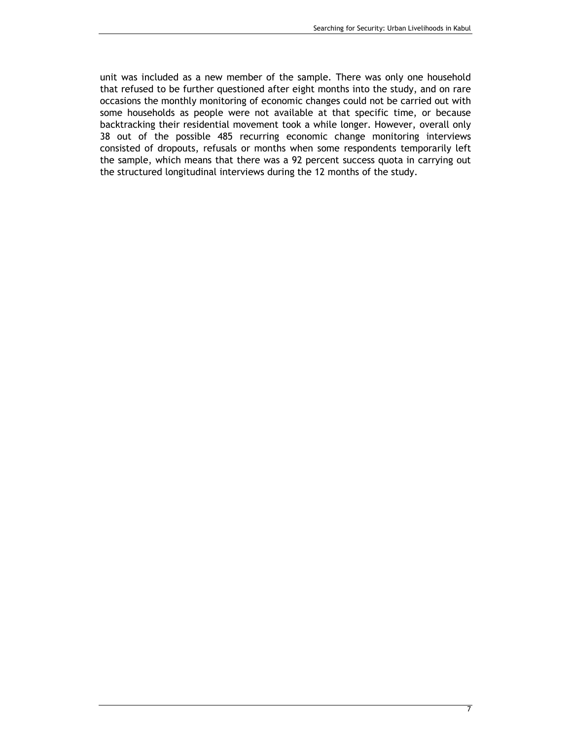unit was included as a new member of the sample. There was only one household that refused to be further questioned after eight months into the study, and on rare occasions the monthly monitoring of economic changes could not be carried out with some households as people were not available at that specific time, or because backtracking their residential movement took a while longer. However, overall only 38 out of the possible 485 recurring economic change monitoring interviews consisted of dropouts, refusals or months when some respondents temporarily left the sample, which means that there was a 92 percent success quota in carrying out the structured longitudinal interviews during the 12 months of the study.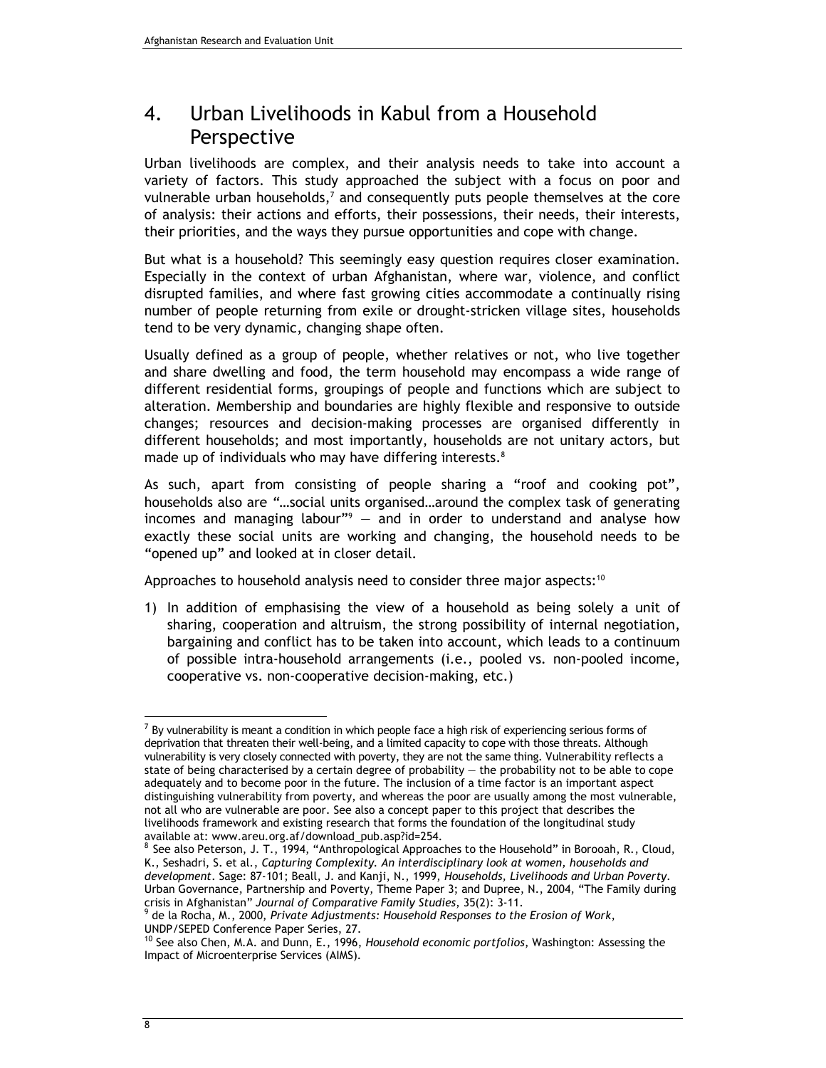## 4. Urban Livelihoods in Kabul from a Household Perspective

Urban livelihoods are complex, and their analysis needs to take into account a variety of factors. This study approached the subject with a focus on poor and vulnerable urban households,[7] and consequently puts people themselves at the core of analysis: their actions and efforts, their possessions, their needs, their interests, their priorities, and the ways they pursue opportunities and cope with change.

But what is a household? This seemingly easy question requires closer examination. Especially in the context of urban Afghanistan, where war, violence, and conflict disrupted families, and where fast growing cities accommodate a continually rising number of people returning from exile or drought-stricken village sites, households tend to be very dynamic, changing shape often.

Usually defined as a group of people, whether relatives or not, who live together and share dwelling and food, the term household may encompass a wide range of different residential forms, groupings of people and functions which are subject to alteration. Membership and boundaries are highly flexible and responsive to outside changes; resources and decision-making processes are organised differently in different households; and most importantly, households are not unitary actors, but made up of individuals who may have differing interests.[8]

As such, apart from consisting of people sharing a "roof and cooking pot", households also are "…social units organised…around the complex task of generating incomes and managing labour"[9] — and in order to understand and analyse how exactly these social units are working and changing, the household needs to be "opened up" and looked at in closer detail.

Approaches to household analysis need to consider three major aspects:[10]

1) In addition of emphasising the view of a household as being solely a unit of sharing, cooperation and altruism, the strong possibility of internal negotiation, bargaining and conflict has to be taken into account, which leads to a continuum of possible intra-household arrangements (i.e., pooled vs. non-pooled income, cooperative vs. non-cooperative decision-making, etc.)

---

[7] By vulnerability is meant a condition in which people face a high risk of experiencing serious forms of deprivation that threaten their well-being, and a limited capacity to cope with those threats. Although vulnerability is very closely connected with poverty, they are not the same thing. Vulnerability reflects a state of being characterised by a certain degree of probability — the probability not to be able to cope adequately and to become poor in the future. The inclusion of a time factor is an important aspect distinguishing vulnerability from poverty, and whereas the poor are usually among the most vulnerable, not all who are vulnerable are poor. See also a concept paper to this project that describes the livelihoods framework and existing research that forms the foundation of the longitudinal study available at: www.areu.org.af/download_pub.asp?id=254.

[8] See also Peterson, J. T., 1994, "Anthropological Approaches to the Household" in Borooah, R., Cloud, K., Seshadri, S. et al., *Capturing Complexity. An interdisciplinary look at women, households and development*. Sage: 87-101; Beall, J. and Kanji, N., 1999, *Households, Livelihoods and Urban Poverty*. Urban Governance, Partnership and Poverty, Theme Paper 3; and Dupree, N., 2004, "The Family during crisis in Afghanistan" *Journal of Comparative Family Studies*, 35(2): 3-11.

[9] de la Rocha, M., 2000, *Private Adjustments: Household Responses to the Erosion of Work*, UNDP/SEPED Conference Paper Series, 27.

[10] See also Chen, M.A. and Dunn, E., 1996, *Household economic portfolios*, Washington: Assessing the Impact of Microenterprise Services (AIMS).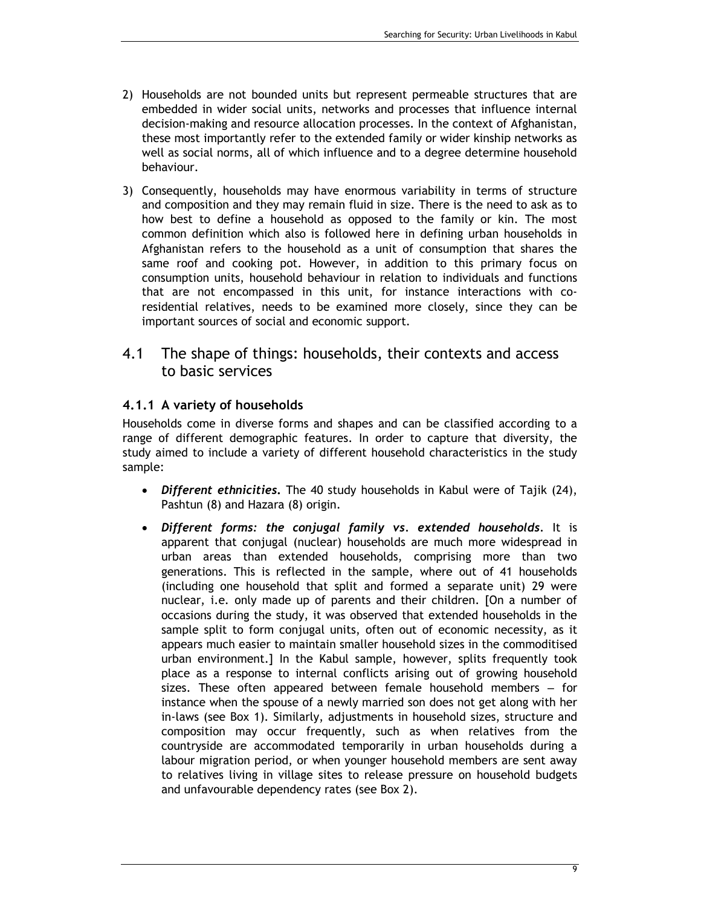2) Households are not bounded units but represent permeable structures that are embedded in wider social units, networks and processes that influence internal decision-making and resource allocation processes. In the context of Afghanistan, these most importantly refer to the extended family or wider kinship networks as well as social norms, all of which influence and to a degree determine household behaviour.

3) Consequently, households may have enormous variability in terms of structure and composition and they may remain fluid in size. There is the need to ask as to how best to define a household as opposed to the family or kin. The most common definition which also is followed here in defining urban households in Afghanistan refers to the household as a unit of consumption that shares the same roof and cooking pot. However, in addition to this primary focus on consumption units, household behaviour in relation to individuals and functions that are not encompassed in this unit, for instance interactions with co-residential relatives, needs to be examined more closely, since they can be important sources of social and economic support.

## 4.1 The shape of things: households, their contexts and access to basic services

### 4.1.1 A variety of households

Households come in diverse forms and shapes and can be classified according to a range of different demographic features. In order to capture that diversity, the study aimed to include a variety of different household characteristics in the study sample:

- ***Different ethnicities.*** The 40 study households in Kabul were of Tajik (24), Pashtun (8) and Hazara (8) origin.
- ***Different forms: the conjugal family vs. extended households***. It is apparent that conjugal (nuclear) households are much more widespread in urban areas than extended households, comprising more than two generations. This is reflected in the sample, where out of 41 households (including one household that split and formed a separate unit) 29 were nuclear, i.e. only made up of parents and their children. [On a number of occasions during the study, it was observed that extended households in the sample split to form conjugal units, often out of economic necessity, as it appears much easier to maintain smaller household sizes in the commoditised urban environment.] In the Kabul sample, however, splits frequently took place as a response to internal conflicts arising out of growing household sizes. These often appeared between female household members – for instance when the spouse of a newly married son does not get along with her in-laws (see Box 1). Similarly, adjustments in household sizes, structure and composition may occur frequently, such as when relatives from the countryside are accommodated temporarily in urban households during a labour migration period, or when younger household members are sent away to relatives living in village sites to release pressure on household budgets and unfavourable dependency rates (see Box 2).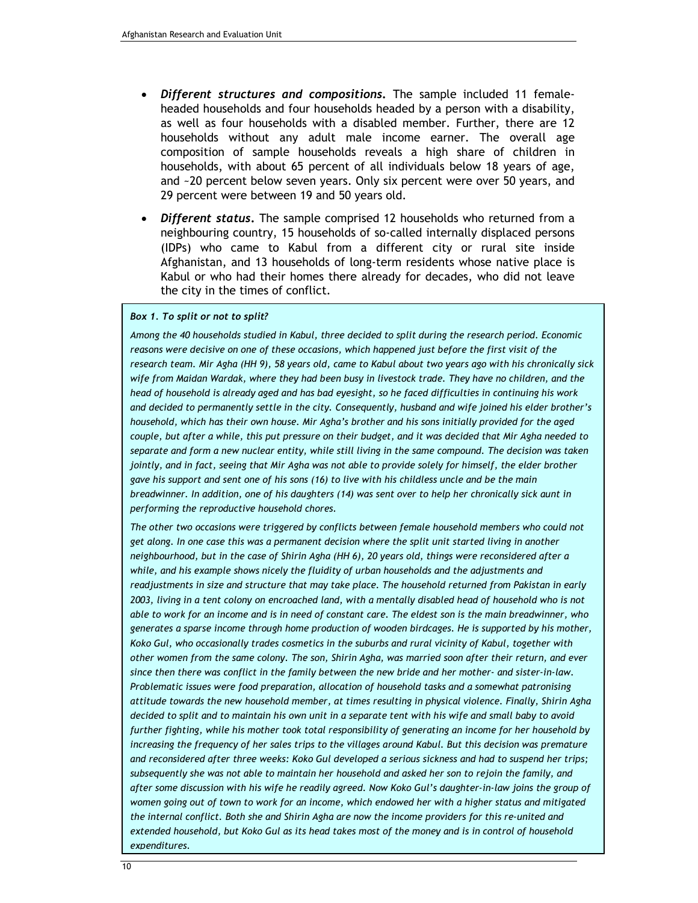- ***Different structures and compositions.*** The sample included 11 female-headed households and four households headed by a person with a disability, as well as four households with a disabled member. Further, there are 12 households without any adult male income earner. The overall age composition of sample households reveals a high share of children in households, with about 65 percent of all individuals below 18 years of age, and ~20 percent below seven years. Only six percent were over 50 years, and 29 percent were between 19 and 50 years old.

- ***Different status.*** The sample comprised 12 households who returned from a neighbouring country, 15 households of so-called internally displaced persons (IDPs) who came to Kabul from a different city or rural site inside Afghanistan, and 13 households of long-term residents whose native place is Kabul or who had their homes there already for decades, who did not leave the city in the times of conflict.

***Box 1. To split or not to split?***

*Among the 40 households studied in Kabul, three decided to split during the research period. Economic reasons were decisive on one of these occasions, which happened just before the first visit of the research team. Mir Agha (HH 9), 58 years old, came to Kabul about two years ago with his chronically sick wife from Maidan Wardak, where they had been busy in livestock trade. They have no children, and the head of household is already aged and has bad eyesight, so he faced difficulties in continuing his work and decided to permanently settle in the city. Consequently, husband and wife joined his elder brother's household, which has their own house. Mir Agha's brother and his sons initially provided for the aged couple, but after a while, this put pressure on their budget, and it was decided that Mir Agha needed to separate and form a new nuclear entity, while still living in the same compound. The decision was taken jointly, and in fact, seeing that Mir Agha was not able to provide solely for himself, the elder brother gave his support and sent one of his sons (16) to live with his childless uncle and be the main breadwinner. In addition, one of his daughters (14) was sent over to help her chronically sick aunt in performing the reproductive household chores.*

*The other two occasions were triggered by conflicts between female household members who could not get along. In one case this was a permanent decision where the split unit started living in another neighbourhood, but in the case of Shirin Agha (HH 6), 20 years old, things were reconsidered after a while, and his example shows nicely the fluidity of urban households and the adjustments and readjustments in size and structure that may take place. The household returned from Pakistan in early 2003, living in a tent colony on encroached land, with a mentally disabled head of household who is not able to work for an income and is in need of constant care. The eldest son is the main breadwinner, who generates a sparse income through home production of wooden birdcages. He is supported by his mother, Koko Gul, who occasionally trades cosmetics in the suburbs and rural vicinity of Kabul, together with other women from the same colony. The son, Shirin Agha, was married soon after their return, and ever since then there was conflict in the family between the new bride and her mother- and sister-in-law. Problematic issues were food preparation, allocation of household tasks and a somewhat patronising attitude towards the new household member, at times resulting in physical violence. Finally, Shirin Agha decided to split and to maintain his own unit in a separate tent with his wife and small baby to avoid further fighting, while his mother took total responsibility of generating an income for her household by increasing the frequency of her sales trips to the villages around Kabul. But this decision was premature and reconsidered after three weeks: Koko Gul developed a serious sickness and had to suspend her trips; subsequently she was not able to maintain her household and asked her son to rejoin the family, and after some discussion with his wife he readily agreed. Now Koko Gul's daughter-in-law joins the group of women going out of town to work for an income, which endowed her with a higher status and mitigated the internal conflict. Both she and Shirin Agha are now the income providers for this re-united and extended household, but Koko Gul as its head takes most of the money and is in control of household expenditures.*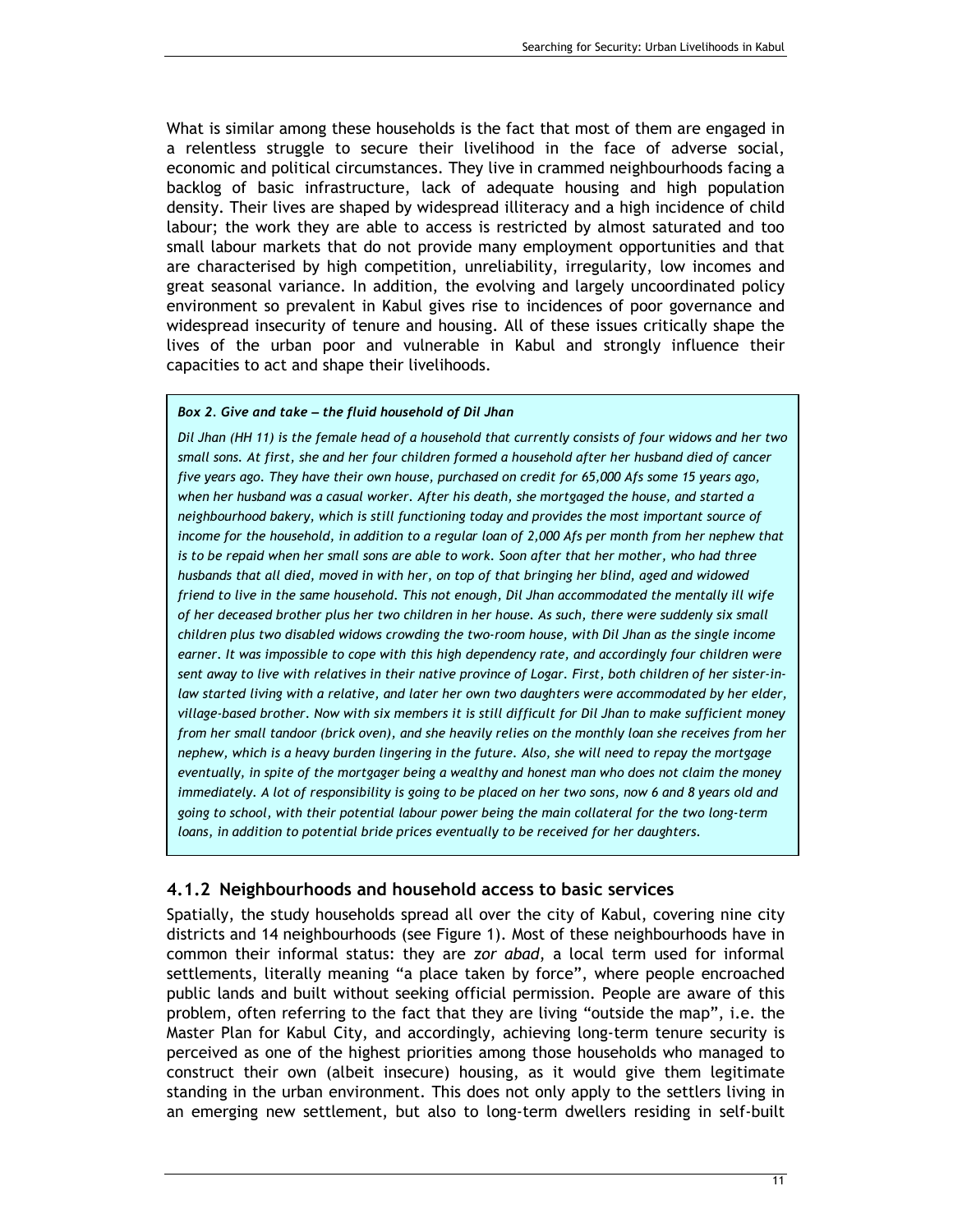What is similar among these households is the fact that most of them are engaged in a relentless struggle to secure their livelihood in the face of adverse social, economic and political circumstances. They live in crammed neighbourhoods facing a backlog of basic infrastructure, lack of adequate housing and high population density. Their lives are shaped by widespread illiteracy and a high incidence of child labour; the work they are able to access is restricted by almost saturated and too small labour markets that do not provide many employment opportunities and that are characterised by high competition, unreliability, irregularity, low incomes and great seasonal variance. In addition, the evolving and largely uncoordinated policy environment so prevalent in Kabul gives rise to incidences of poor governance and widespread insecurity of tenure and housing. All of these issues critically shape the lives of the urban poor and vulnerable in Kabul and strongly influence their capacities to act and shape their livelihoods.

> ***Box 2. Give and take – the fluid household of Dil Jhan***
>
> *Dil Jhan (HH 11) is the female head of a household that currently consists of four widows and her two small sons. At first, she and her four children formed a household after her husband died of cancer five years ago. They have their own house, purchased on credit for 65,000 Afs some 15 years ago, when her husband was a casual worker. After his death, she mortgaged the house, and started a neighbourhood bakery, which is still functioning today and provides the most important source of income for the household, in addition to a regular loan of 2,000 Afs per month from her nephew that is to be repaid when her small sons are able to work. Soon after that her mother, who had three husbands that all died, moved in with her, on top of that bringing her blind, aged and widowed friend to live in the same household. This not enough, Dil Jhan accommodated the mentally ill wife of her deceased brother plus her two children in her house. As such, there were suddenly six small children plus two disabled widows crowding the two-room house, with Dil Jhan as the single income earner. It was impossible to cope with this high dependency rate, and accordingly four children were sent away to live with relatives in their native province of Logar. First, both children of her sister-in-law started living with a relative, and later her own two daughters were accommodated by her elder, village-based brother. Now with six members it is still difficult for Dil Jhan to make sufficient money from her small tandoor (brick oven), and she heavily relies on the monthly loan she receives from her nephew, which is a heavy burden lingering in the future. Also, she will need to repay the mortgage eventually, in spite of the mortgager being a wealthy and honest man who does not claim the money immediately. A lot of responsibility is going to be placed on her two sons, now 6 and 8 years old and going to school, with their potential labour power being the main collateral for the two long-term loans, in addition to potential bride prices eventually to be received for her daughters.*

### 4.1.2 Neighbourhoods and household access to basic services

Spatially, the study households spread all over the city of Kabul, covering nine city districts and 14 neighbourhoods (see Figure 1). Most of these neighbourhoods have in common their informal status: they are *zor abad*, a local term used for informal settlements, literally meaning "a place taken by force", where people encroached public lands and built without seeking official permission. People are aware of this problem, often referring to the fact that they are living "outside the map", i.e. the Master Plan for Kabul City, and accordingly, achieving long-term tenure security is perceived as one of the highest priorities among those households who managed to construct their own (albeit insecure) housing, as it would give them legitimate standing in the urban environment. This does not only apply to the settlers living in an emerging new settlement, but also to long-term dwellers residing in self-built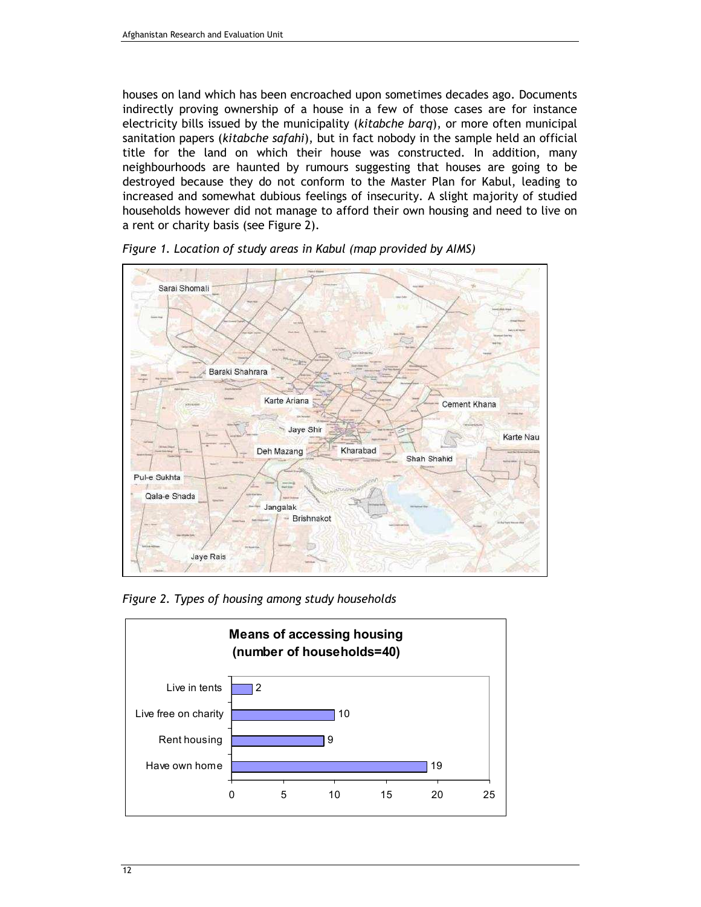houses on land which has been encroached upon sometimes decades ago. Documents indirectly proving ownership of a house in a few of those cases are for instance electricity bills issued by the municipality (*kitabche barq*), or more often municipal sanitation papers (*kitabche safahi*), but in fact nobody in the sample held an official title for the land on which their house was constructed. In addition, many neighbourhoods are haunted by rumours suggesting that houses are going to be destroyed because they do not conform to the Master Plan for Kabul, leading to increased and somewhat dubious feelings of insecurity. A slight majority of studied households however did not manage to afford their own housing and need to live on a rent or charity basis (see Figure 2).

*Figure 1. Location of study areas in Kabul (map provided by AIMS)*

*Figure 2. Types of housing among study households*

**Means of accessing housing (number of households=40)**

| Means of accessing housing | Number of households |
|---|---|
| Live in tents | 2 |
| Live free on charity | 10 |
| Rent housing | 9 |
| Have own home | 19 |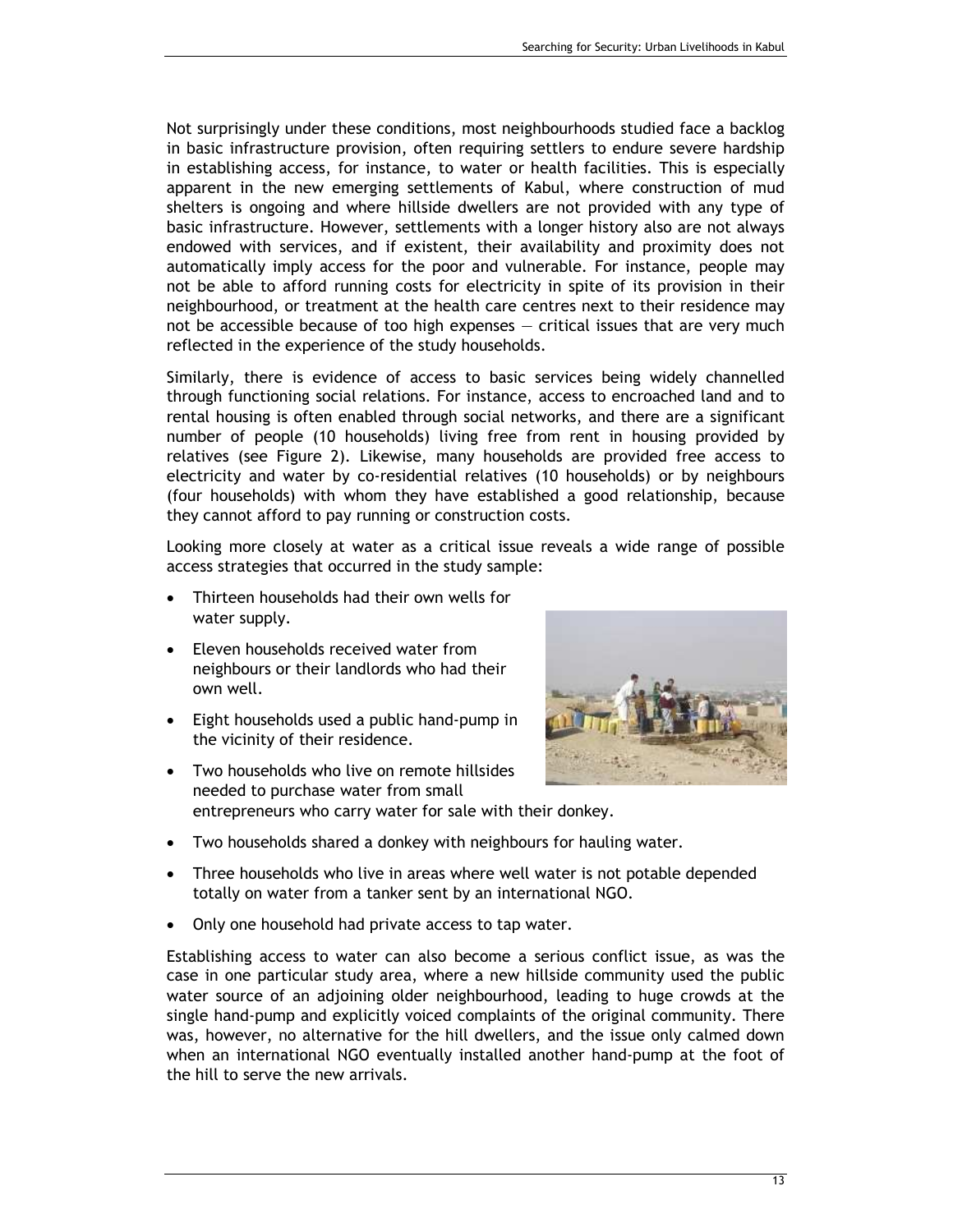Not surprisingly under these conditions, most neighbourhoods studied face a backlog in basic infrastructure provision, often requiring settlers to endure severe hardship in establishing access, for instance, to water or health facilities. This is especially apparent in the new emerging settlements of Kabul, where construction of mud shelters is ongoing and where hillside dwellers are not provided with any type of basic infrastructure. However, settlements with a longer history also are not always endowed with services, and if existent, their availability and proximity does not automatically imply access for the poor and vulnerable. For instance, people may not be able to afford running costs for electricity in spite of its provision in their neighbourhood, or treatment at the health care centres next to their residence may not be accessible because of too high expenses — critical issues that are very much reflected in the experience of the study households.

Similarly, there is evidence of access to basic services being widely channelled through functioning social relations. For instance, access to encroached land and to rental housing is often enabled through social networks, and there are a significant number of people (10 households) living free from rent in housing provided by relatives (see Figure 2). Likewise, many households are provided free access to electricity and water by co-residential relatives (10 households) or by neighbours (four households) with whom they have established a good relationship, because they cannot afford to pay running or construction costs.

Looking more closely at water as a critical issue reveals a wide range of possible access strategies that occurred in the study sample:

- Thirteen households had their own wells for water supply.
- Eleven households received water from neighbours or their landlords who had their own well.
- Eight households used a public hand-pump in the vicinity of their residence.
- Two households who live on remote hillsides needed to purchase water from small entrepreneurs who carry water for sale with their donkey.
- Two households shared a donkey with neighbours for hauling water.
- Three households who live in areas where well water is not potable depended totally on water from a tanker sent by an international NGO.
- Only one household had private access to tap water.

Establishing access to water can also become a serious conflict issue, as was the case in one particular study area, where a new hillside community used the public water source of an adjoining older neighbourhood, leading to huge crowds at the single hand-pump and explicitly voiced complaints of the original community. There was, however, no alternative for the hill dwellers, and the issue only calmed down when an international NGO eventually installed another hand-pump at the foot of the hill to serve the new arrivals.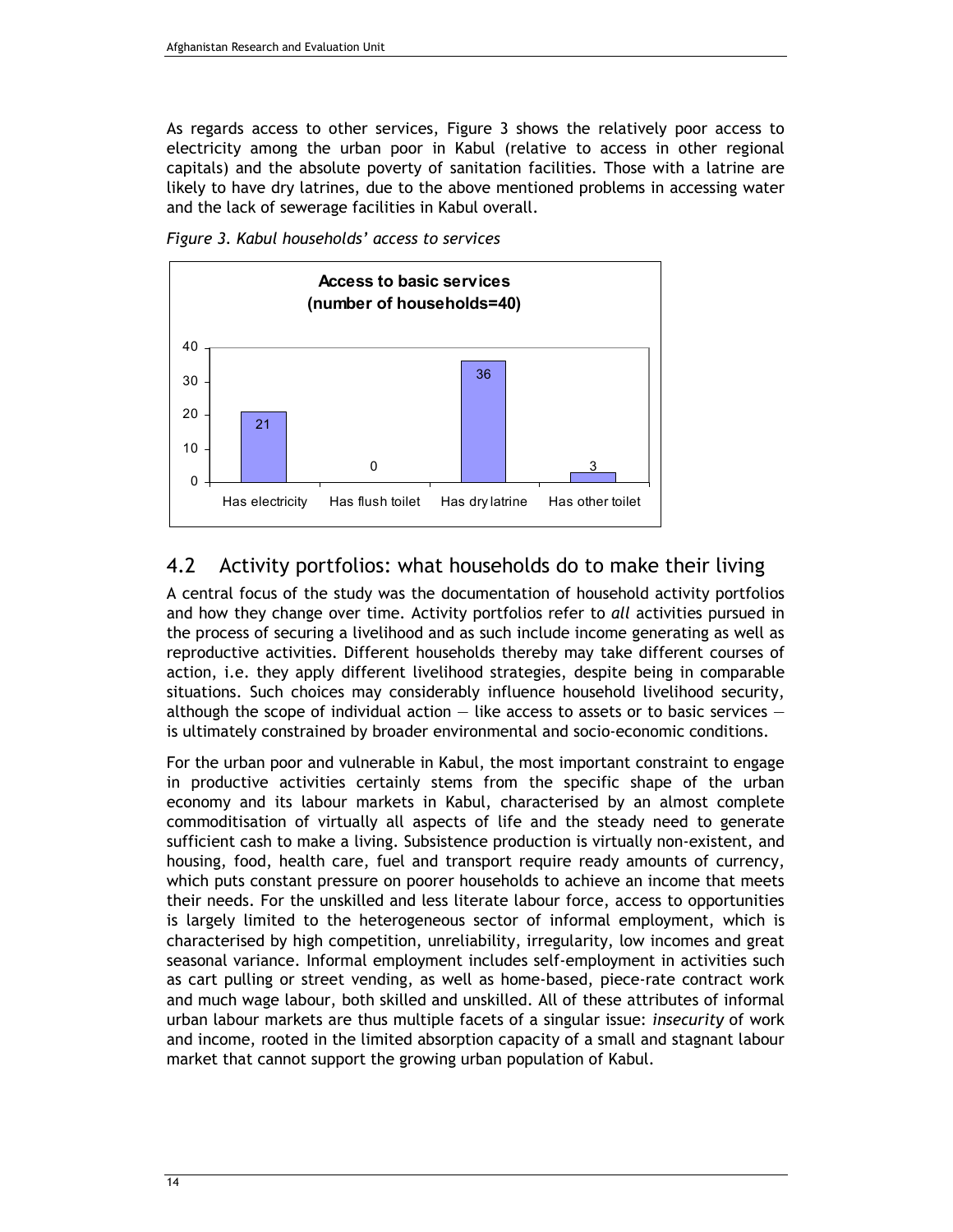As regards access to other services, Figure 3 shows the relatively poor access to electricity among the urban poor in Kabul (relative to access in other regional capitals) and the absolute poverty of sanitation facilities. Those with a latrine are likely to have dry latrines, due to the above mentioned problems in accessing water and the lack of sewerage facilities in Kabul overall.

*Figure 3. Kabul households' access to services*

**Access to basic services (number of households=40)**

| Service | Number of households |
|---|---|
| Has electricity | 21 |
| Has flush toilet | 0 |
| Has dry latrine | 36 |
| Has other toilet | 3 |

## 4.2 Activity portfolios: what households do to make their living

A central focus of the study was the documentation of household activity portfolios and how they change over time. Activity portfolios refer to *all* activities pursued in the process of securing a livelihood and as such include income generating as well as reproductive activities. Different households thereby may take different courses of action, i.e. they apply different livelihood strategies, despite being in comparable situations. Such choices may considerably influence household livelihood security, although the scope of individual action — like access to assets or to basic services — is ultimately constrained by broader environmental and socio-economic conditions.

For the urban poor and vulnerable in Kabul, the most important constraint to engage in productive activities certainly stems from the specific shape of the urban economy and its labour markets in Kabul, characterised by an almost complete commoditisation of virtually all aspects of life and the steady need to generate sufficient cash to make a living. Subsistence production is virtually non-existent, and housing, food, health care, fuel and transport require ready amounts of currency, which puts constant pressure on poorer households to achieve an income that meets their needs. For the unskilled and less literate labour force, access to opportunities is largely limited to the heterogeneous sector of informal employment, which is characterised by high competition, unreliability, irregularity, low incomes and great seasonal variance. Informal employment includes self-employment in activities such as cart pulling or street vending, as well as home-based, piece-rate contract work and much wage labour, both skilled and unskilled. All of these attributes of informal urban labour markets are thus multiple facets of a singular issue: *insecurity* of work and income, rooted in the limited absorption capacity of a small and stagnant labour market that cannot support the growing urban population of Kabul.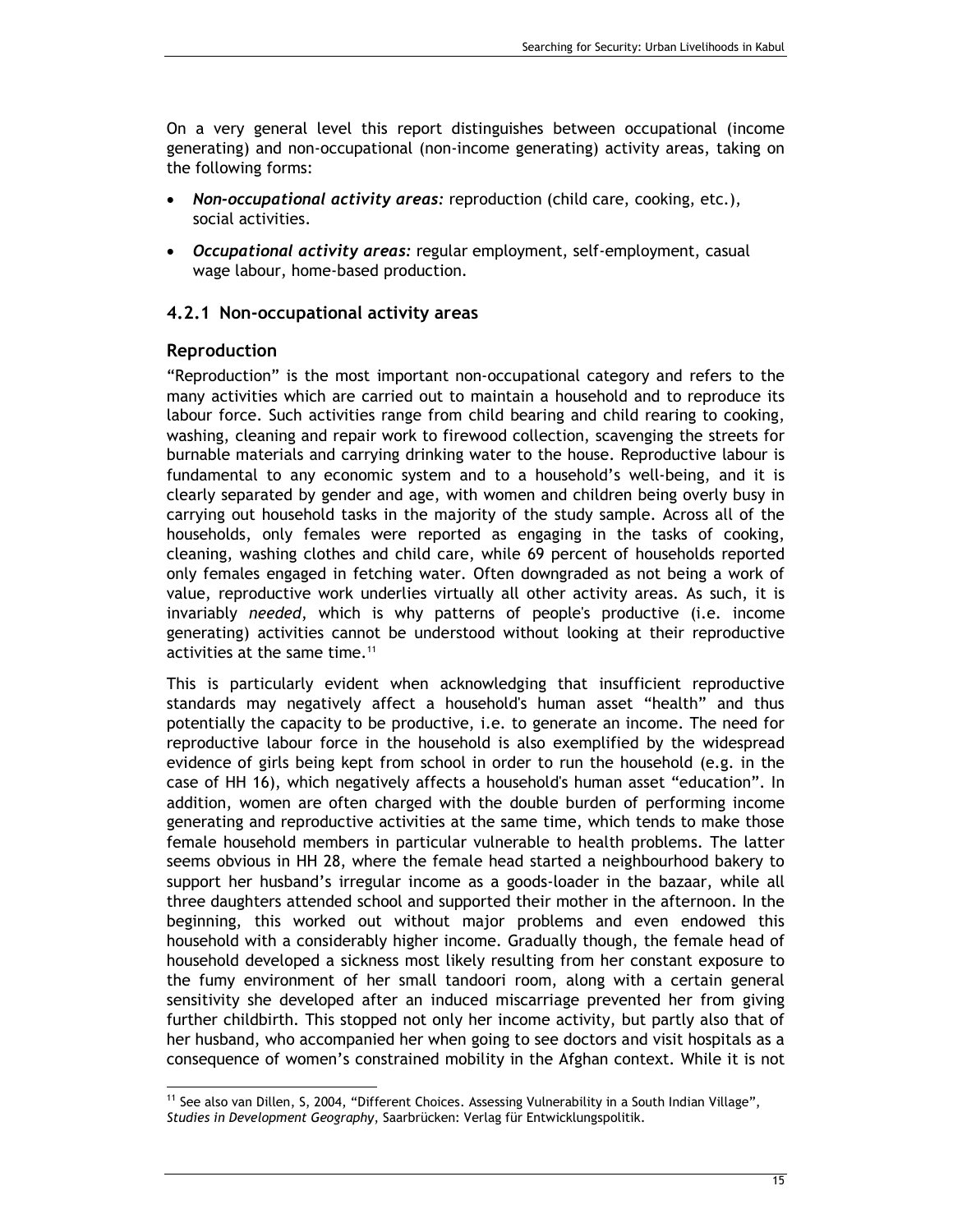On a very general level this report distinguishes between occupational (income generating) and non-occupational (non-income generating) activity areas, taking on the following forms:

- ***Non-occupational activity areas:*** reproduction (child care, cooking, etc.), social activities.
- ***Occupational activity areas:*** regular employment, self-employment, casual wage labour, home-based production.

### 4.2.1 Non-occupational activity areas

#### Reproduction

"Reproduction" is the most important non-occupational category and refers to the many activities which are carried out to maintain a household and to reproduce its labour force. Such activities range from child bearing and child rearing to cooking, washing, cleaning and repair work to firewood collection, scavenging the streets for burnable materials and carrying drinking water to the house. Reproductive labour is fundamental to any economic system and to a household's well-being, and it is clearly separated by gender and age, with women and children being overly busy in carrying out household tasks in the majority of the study sample. Across all of the households, only females were reported as engaging in the tasks of cooking, cleaning, washing clothes and child care, while 69 percent of households reported only females engaged in fetching water. Often downgraded as not being a work of value, reproductive work underlies virtually all other activity areas. As such, it is invariably *needed*, which is why patterns of people's productive (i.e. income generating) activities cannot be understood without looking at their reproductive activities at the same time.[11]

This is particularly evident when acknowledging that insufficient reproductive standards may negatively affect a household's human asset "health" and thus potentially the capacity to be productive, i.e. to generate an income. The need for reproductive labour force in the household is also exemplified by the widespread evidence of girls being kept from school in order to run the household (e.g. in the case of HH 16), which negatively affects a household's human asset "education". In addition, women are often charged with the double burden of performing income generating and reproductive activities at the same time, which tends to make those female household members in particular vulnerable to health problems. The latter seems obvious in HH 28, where the female head started a neighbourhood bakery to support her husband's irregular income as a goods-loader in the bazaar, while all three daughters attended school and supported their mother in the afternoon. In the beginning, this worked out without major problems and even endowed this household with a considerably higher income. Gradually though, the female head of household developed a sickness most likely resulting from her constant exposure to the fumy environment of her small tandoori room, along with a certain general sensitivity she developed after an induced miscarriage prevented her from giving further childbirth. This stopped not only her income activity, but partly also that of her husband, who accompanied her when going to see doctors and visit hospitals as a consequence of women's constrained mobility in the Afghan context. While it is not

[11] See also van Dillen, S, 2004, "Different Choices. Assessing Vulnerability in a South Indian Village", *Studies in Development Geography*, Saarbrücken: Verlag für Entwicklungspolitik.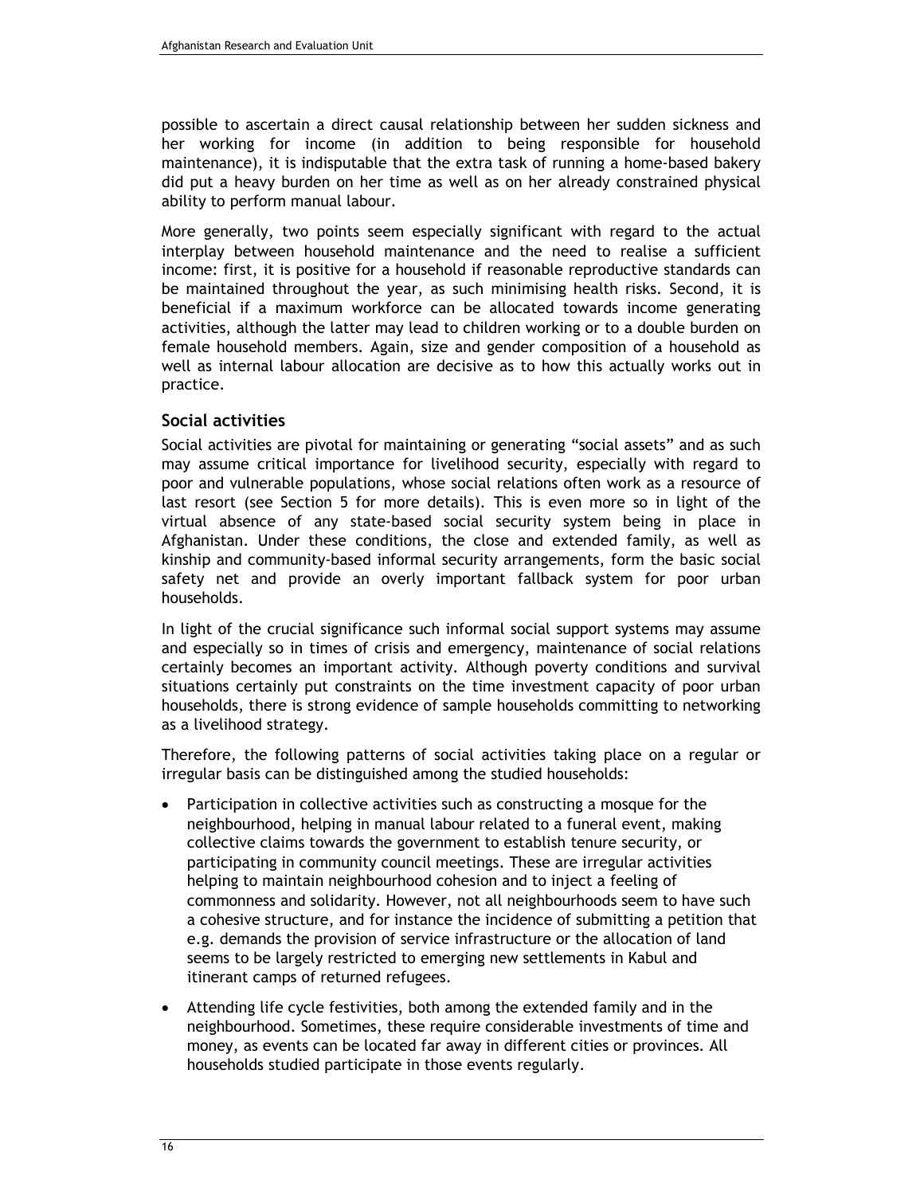possible to ascertain a direct causal relationship between her sudden sickness and her working for income (in addition to being responsible for household maintenance), it is indisputable that the extra task of running a home-based bakery did put a heavy burden on her time as well as on her already constrained physical ability to perform manual labour.

More generally, two points seem especially significant with regard to the actual interplay between household maintenance and the need to realise a sufficient income: first, it is positive for a household if reasonable reproductive standards can be maintained throughout the year, as such minimising health risks. Second, it is beneficial if a maximum workforce can be allocated towards income generating activities, although the latter may lead to children working or to a double burden on female household members. Again, size and gender composition of a household as well as internal labour allocation are decisive as to how this actually works out in practice.

### Social activities

Social activities are pivotal for maintaining or generating "social assets" and as such may assume critical importance for livelihood security, especially with regard to poor and vulnerable populations, whose social relations often work as a resource of last resort (see Section 5 for more details). This is even more so in light of the virtual absence of any state-based social security system being in place in Afghanistan. Under these conditions, the close and extended family, as well as kinship and community-based informal security arrangements, form the basic social safety net and provide an overly important fallback system for poor urban households.

In light of the crucial significance such informal social support systems may assume and especially so in times of crisis and emergency, maintenance of social relations certainly becomes an important activity. Although poverty conditions and survival situations certainly put constraints on the time investment capacity of poor urban households, there is strong evidence of sample households committing to networking as a livelihood strategy.

Therefore, the following patterns of social activities taking place on a regular or irregular basis can be distinguished among the studied households:

- Participation in collective activities such as constructing a mosque for the neighbourhood, helping in manual labour related to a funeral event, making collective claims towards the government to establish tenure security, or participating in community council meetings. These are irregular activities helping to maintain neighbourhood cohesion and to inject a feeling of commonness and solidarity. However, not all neighbourhoods seem to have such a cohesive structure, and for instance the incidence of submitting a petition that e.g. demands the provision of service infrastructure or the allocation of land seems to be largely restricted to emerging new settlements in Kabul and itinerant camps of returned refugees.
- Attending life cycle festivities, both among the extended family and in the neighbourhood. Sometimes, these require considerable investments of time and money, as events can be located far away in different cities or provinces. All households studied participate in those events regularly.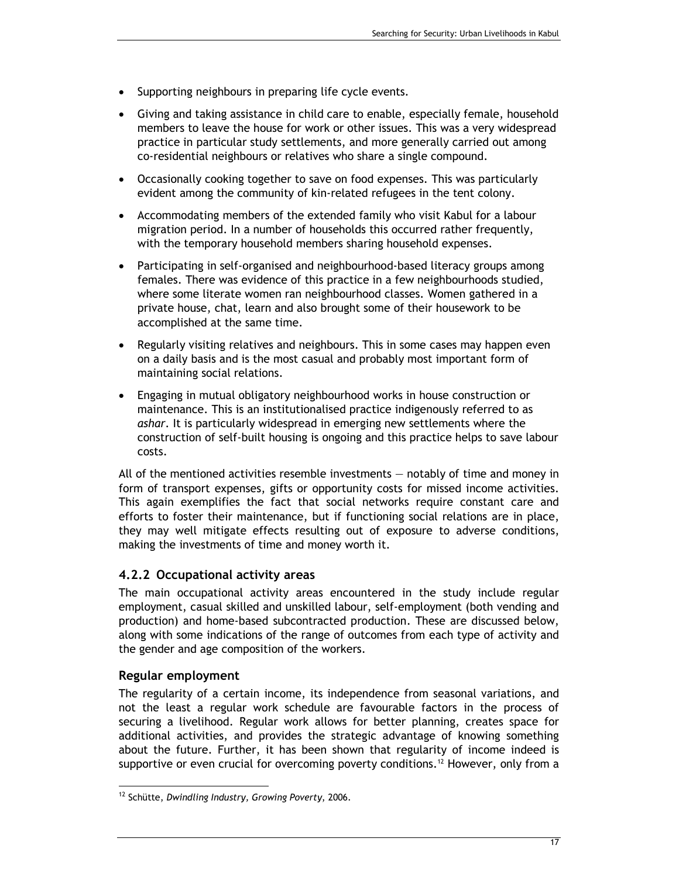- Supporting neighbours in preparing life cycle events.
- Giving and taking assistance in child care to enable, especially female, household members to leave the house for work or other issues. This was a very widespread practice in particular study settlements, and more generally carried out among co-residential neighbours or relatives who share a single compound.
- Occasionally cooking together to save on food expenses. This was particularly evident among the community of kin-related refugees in the tent colony.
- Accommodating members of the extended family who visit Kabul for a labour migration period. In a number of households this occurred rather frequently, with the temporary household members sharing household expenses.
- Participating in self-organised and neighbourhood-based literacy groups among females. There was evidence of this practice in a few neighbourhoods studied, where some literate women ran neighbourhood classes. Women gathered in a private house, chat, learn and also brought some of their housework to be accomplished at the same time.
- Regularly visiting relatives and neighbours. This in some cases may happen even on a daily basis and is the most casual and probably most important form of maintaining social relations.
- Engaging in mutual obligatory neighbourhood works in house construction or maintenance. This is an institutionalised practice indigenously referred to as *ashar*. It is particularly widespread in emerging new settlements where the construction of self-built housing is ongoing and this practice helps to save labour costs.

All of the mentioned activities resemble investments — notably of time and money in form of transport expenses, gifts or opportunity costs for missed income activities. This again exemplifies the fact that social networks require constant care and efforts to foster their maintenance, but if functioning social relations are in place, they may well mitigate effects resulting out of exposure to adverse conditions, making the investments of time and money worth it.

### 4.2.2 Occupational activity areas

The main occupational activity areas encountered in the study include regular employment, casual skilled and unskilled labour, self-employment (both vending and production) and home-based subcontracted production. These are discussed below, along with some indications of the range of outcomes from each type of activity and the gender and age composition of the workers.

#### Regular employment

The regularity of a certain income, its independence from seasonal variations, and not the least a regular work schedule are favourable factors in the process of securing a livelihood. Regular work allows for better planning, creates space for additional activities, and provides the strategic advantage of knowing something about the future. Further, it has been shown that regularity of income indeed is supportive or even crucial for overcoming poverty conditions.[12] However, only from a

[12] Schütte, *Dwindling Industry, Growing Poverty,* 2006.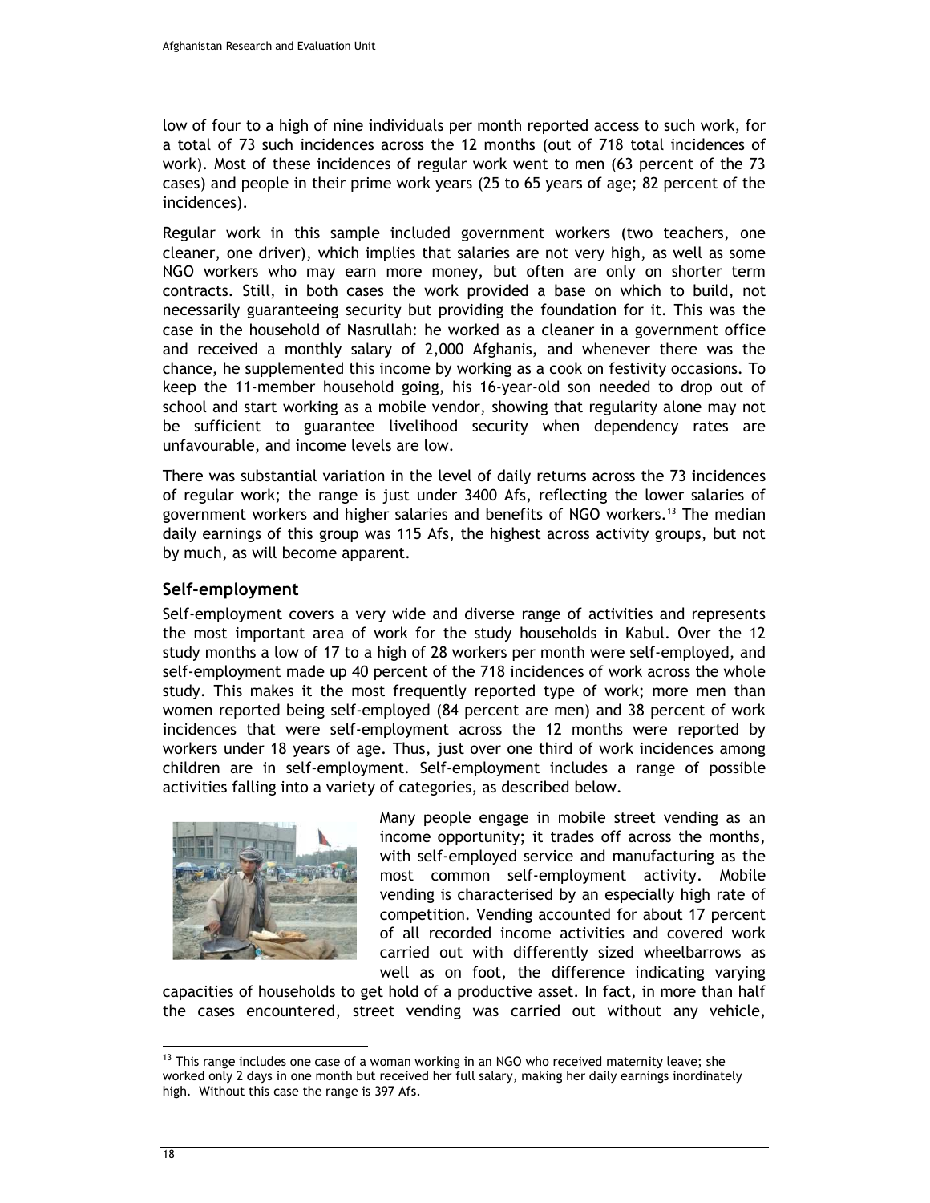low of four to a high of nine individuals per month reported access to such work, for a total of 73 such incidences across the 12 months (out of 718 total incidences of work). Most of these incidences of regular work went to men (63 percent of the 73 cases) and people in their prime work years (25 to 65 years of age; 82 percent of the incidences).

Regular work in this sample included government workers (two teachers, one cleaner, one driver), which implies that salaries are not very high, as well as some NGO workers who may earn more money, but often are only on shorter term contracts. Still, in both cases the work provided a base on which to build, not necessarily guaranteeing security but providing the foundation for it. This was the case in the household of Nasrullah: he worked as a cleaner in a government office and received a monthly salary of 2,000 Afghanis, and whenever there was the chance, he supplemented this income by working as a cook on festivity occasions. To keep the 11-member household going, his 16-year-old son needed to drop out of school and start working as a mobile vendor, showing that regularity alone may not be sufficient to guarantee livelihood security when dependency rates are unfavourable, and income levels are low.

There was substantial variation in the level of daily returns across the 73 incidences of regular work; the range is just under 3400 Afs, reflecting the lower salaries of government workers and higher salaries and benefits of NGO workers.[13] The median daily earnings of this group was 115 Afs, the highest across activity groups, but not by much, as will become apparent.

### Self-employment

Self-employment covers a very wide and diverse range of activities and represents the most important area of work for the study households in Kabul. Over the 12 study months a low of 17 to a high of 28 workers per month were self-employed, and self-employment made up 40 percent of the 718 incidences of work across the whole study. This makes it the most frequently reported type of work; more men than women reported being self-employed (84 percent are men) and 38 percent of work incidences that were self-employment across the 12 months were reported by workers under 18 years of age. Thus, just over one third of work incidences among children are in self-employment. Self-employment includes a range of possible activities falling into a variety of categories, as described below.

Many people engage in mobile street vending as an income opportunity; it trades off across the months, with self-employed service and manufacturing as the most common self-employment activity. Mobile vending is characterised by an especially high rate of competition. Vending accounted for about 17 percent of all recorded income activities and covered work carried out with differently sized wheelbarrows as well as on foot, the difference indicating varying capacities of households to get hold of a productive asset. In fact, in more than half the cases encountered, street vending was carried out without any vehicle,

---

[13] This range includes one case of a woman working in an NGO who received maternity leave; she worked only 2 days in one month but received her full salary, making her daily earnings inordinately high. Without this case the range is 397 Afs.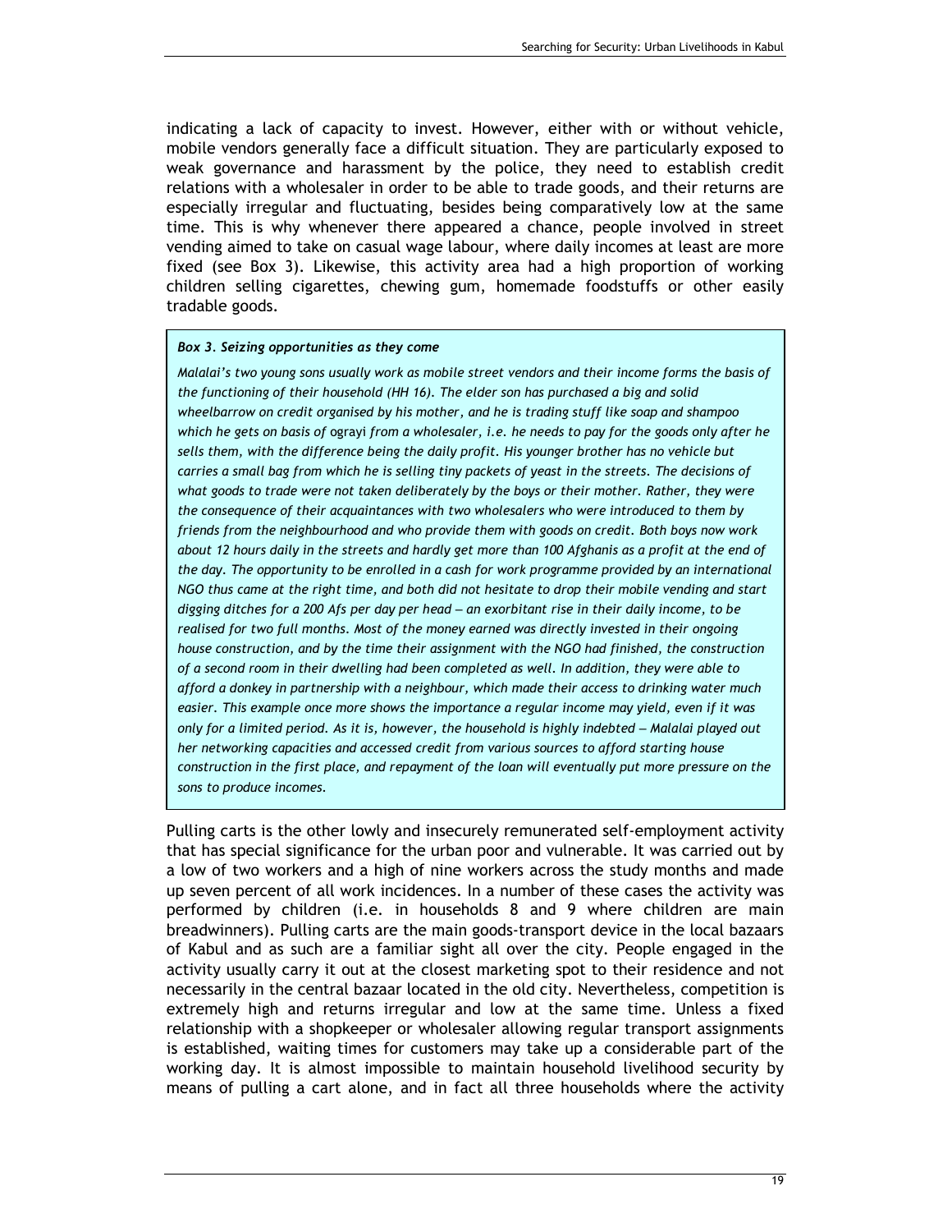indicating a lack of capacity to invest. However, either with or without vehicle, mobile vendors generally face a difficult situation. They are particularly exposed to weak governance and harassment by the police, they need to establish credit relations with a wholesaler in order to be able to trade goods, and their returns are especially irregular and fluctuating, besides being comparatively low at the same time. This is why whenever there appeared a chance, people involved in street vending aimed to take on casual wage labour, where daily incomes at least are more fixed (see Box 3). Likewise, this activity area had a high proportion of working children selling cigarettes, chewing gum, homemade foodstuffs or other easily tradable goods.

> ***Box 3. Seizing opportunities as they come***
>
> *Malalai's two young sons usually work as mobile street vendors and their income forms the basis of the functioning of their household (HH 16). The elder son has purchased a big and solid wheelbarrow on credit organised by his mother, and he is trading stuff like soap and shampoo which he gets on basis of* ograyi *from a wholesaler, i.e. he needs to pay for the goods only after he sells them, with the difference being the daily profit. His younger brother has no vehicle but carries a small bag from which he is selling tiny packets of yeast in the streets. The decisions of what goods to trade were not taken deliberately by the boys or their mother. Rather, they were the consequence of their acquaintances with two wholesalers who were introduced to them by friends from the neighbourhood and who provide them with goods on credit. Both boys now work about 12 hours daily in the streets and hardly get more than 100 Afghanis as a profit at the end of the day. The opportunity to be enrolled in a cash for work programme provided by an international NGO thus came at the right time, and both did not hesitate to drop their mobile vending and start digging ditches for a 200 Afs per day per head — an exorbitant rise in their daily income, to be realised for two full months. Most of the money earned was directly invested in their ongoing house construction, and by the time their assignment with the NGO had finished, the construction of a second room in their dwelling had been completed as well. In addition, they were able to afford a donkey in partnership with a neighbour, which made their access to drinking water much easier. This example once more shows the importance a regular income may yield, even if it was only for a limited period. As it is, however, the household is highly indebted — Malalai played out her networking capacities and accessed credit from various sources to afford starting house construction in the first place, and repayment of the loan will eventually put more pressure on the sons to produce incomes.*

Pulling carts is the other lowly and insecurely remunerated self-employment activity that has special significance for the urban poor and vulnerable. It was carried out by a low of two workers and a high of nine workers across the study months and made up seven percent of all work incidences. In a number of these cases the activity was performed by children (i.e. in households 8 and 9 where children are main breadwinners). Pulling carts are the main goods-transport device in the local bazaars of Kabul and as such are a familiar sight all over the city. People engaged in the activity usually carry it out at the closest marketing spot to their residence and not necessarily in the central bazaar located in the old city. Nevertheless, competition is extremely high and returns irregular and low at the same time. Unless a fixed relationship with a shopkeeper or wholesaler allowing regular transport assignments is established, waiting times for customers may take up a considerable part of the working day. It is almost impossible to maintain household livelihood security by means of pulling a cart alone, and in fact all three households where the activity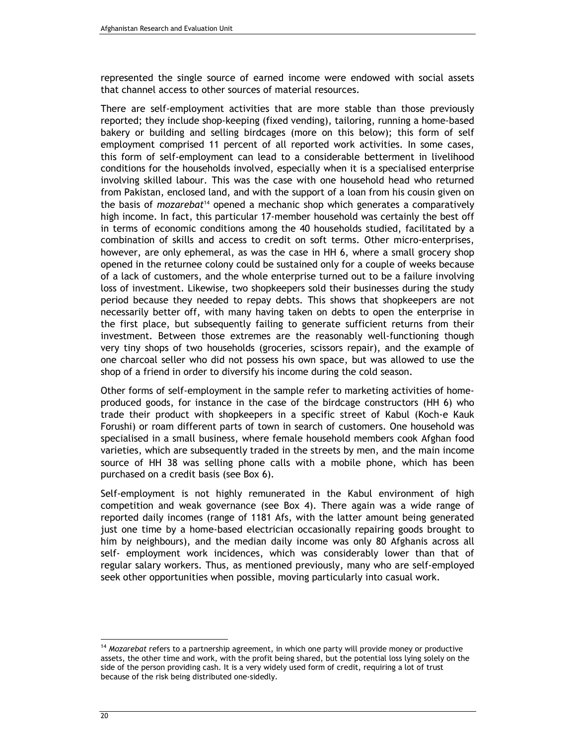represented the single source of earned income were endowed with social assets that channel access to other sources of material resources.

There are self-employment activities that are more stable than those previously reported; they include shop-keeping (fixed vending), tailoring, running a home-based bakery or building and selling birdcages (more on this below); this form of self employment comprised 11 percent of all reported work activities. In some cases, this form of self-employment can lead to a considerable betterment in livelihood conditions for the households involved, especially when it is a specialised enterprise involving skilled labour. This was the case with one household head who returned from Pakistan, enclosed land, and with the support of a loan from his cousin given on the basis of *mozarebat*[14] opened a mechanic shop which generates a comparatively high income. In fact, this particular 17-member household was certainly the best off in terms of economic conditions among the 40 households studied, facilitated by a combination of skills and access to credit on soft terms. Other micro-enterprises, however, are only ephemeral, as was the case in HH 6, where a small grocery shop opened in the returnee colony could be sustained only for a couple of weeks because of a lack of customers, and the whole enterprise turned out to be a failure involving loss of investment. Likewise, two shopkeepers sold their businesses during the study period because they needed to repay debts. This shows that shopkeepers are not necessarily better off, with many having taken on debts to open the enterprise in the first place, but subsequently failing to generate sufficient returns from their investment. Between those extremes are the reasonably well-functioning though very tiny shops of two households (groceries, scissors repair), and the example of one charcoal seller who did not possess his own space, but was allowed to use the shop of a friend in order to diversify his income during the cold season.

Other forms of self-employment in the sample refer to marketing activities of home-produced goods, for instance in the case of the birdcage constructors (HH 6) who trade their product with shopkeepers in a specific street of Kabul (Koch-e Kauk Forushi) or roam different parts of town in search of customers. One household was specialised in a small business, where female household members cook Afghan food varieties, which are subsequently traded in the streets by men, and the main income source of HH 38 was selling phone calls with a mobile phone, which has been purchased on a credit basis (see Box 6).

Self-employment is not highly remunerated in the Kabul environment of high competition and weak governance (see Box 4). There again was a wide range of reported daily incomes (range of 1181 Afs, with the latter amount being generated just one time by a home-based electrician occasionally repairing goods brought to him by neighbours), and the median daily income was only 80 Afghanis across all self- employment work incidences, which was considerably lower than that of regular salary workers. Thus, as mentioned previously, many who are self-employed seek other opportunities when possible, moving particularly into casual work.

---

[14] *Mozarebat* refers to a partnership agreement, in which one party will provide money or productive assets, the other time and work, with the profit being shared, but the potential loss lying solely on the side of the person providing cash. It is a very widely used form of credit, requiring a lot of trust because of the risk being distributed one-sidedly.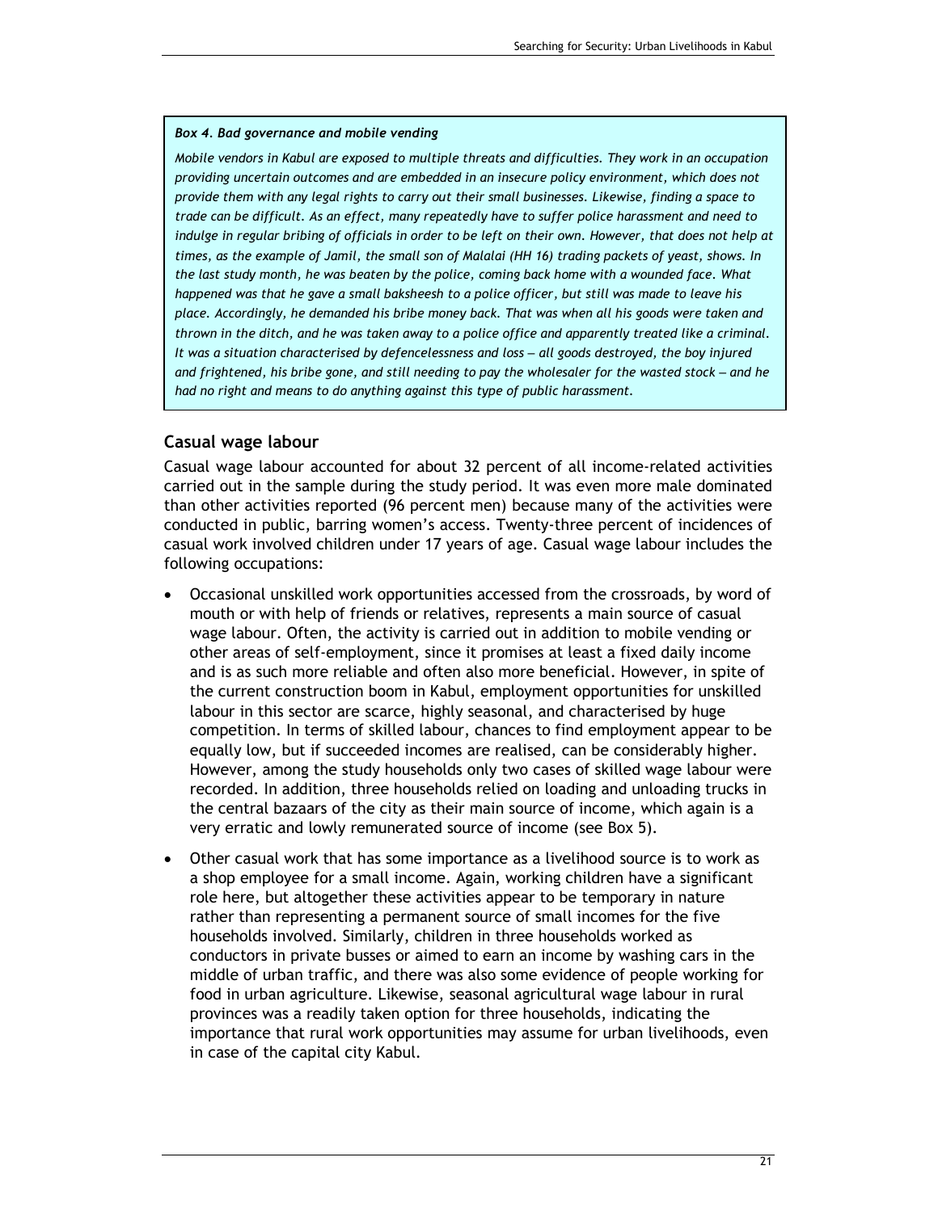*Box 4. Bad governance and mobile vending*

*Mobile vendors in Kabul are exposed to multiple threats and difficulties. They work in an occupation providing uncertain outcomes and are embedded in an insecure policy environment, which does not provide them with any legal rights to carry out their small businesses. Likewise, finding a space to trade can be difficult. As an effect, many repeatedly have to suffer police harassment and need to indulge in regular bribing of officials in order to be left on their own. However, that does not help at times, as the example of Jamil, the small son of Malalai (HH 16) trading packets of yeast, shows. In the last study month, he was beaten by the police, coming back home with a wounded face. What happened was that he gave a small baksheesh to a police officer, but still was made to leave his place. Accordingly, he demanded his bribe money back. That was when all his goods were taken and thrown in the ditch, and he was taken away to a police office and apparently treated like a criminal. It was a situation characterised by defencelessness and loss — all goods destroyed, the boy injured and frightened, his bribe gone, and still needing to pay the wholesaler for the wasted stock — and he had no right and means to do anything against this type of public harassment.*

## Casual wage labour

Casual wage labour accounted for about 32 percent of all income-related activities carried out in the sample during the study period. It was even more male dominated than other activities reported (96 percent men) because many of the activities were conducted in public, barring women's access. Twenty-three percent of incidences of casual work involved children under 17 years of age. Casual wage labour includes the following occupations:

- Occasional unskilled work opportunities accessed from the crossroads, by word of mouth or with help of friends or relatives, represents a main source of casual wage labour. Often, the activity is carried out in addition to mobile vending or other areas of self-employment, since it promises at least a fixed daily income and is as such more reliable and often also more beneficial. However, in spite of the current construction boom in Kabul, employment opportunities for unskilled labour in this sector are scarce, highly seasonal, and characterised by huge competition. In terms of skilled labour, chances to find employment appear to be equally low, but if succeeded incomes are realised, can be considerably higher. However, among the study households only two cases of skilled wage labour were recorded. In addition, three households relied on loading and unloading trucks in the central bazaars of the city as their main source of income, which again is a very erratic and lowly remunerated source of income (see Box 5).
- Other casual work that has some importance as a livelihood source is to work as a shop employee for a small income. Again, working children have a significant role here, but altogether these activities appear to be temporary in nature rather than representing a permanent source of small incomes for the five households involved. Similarly, children in three households worked as conductors in private busses or aimed to earn an income by washing cars in the middle of urban traffic, and there was also some evidence of people working for food in urban agriculture. Likewise, seasonal agricultural wage labour in rural provinces was a readily taken option for three households, indicating the importance that rural work opportunities may assume for urban livelihoods, even in case of the capital city Kabul.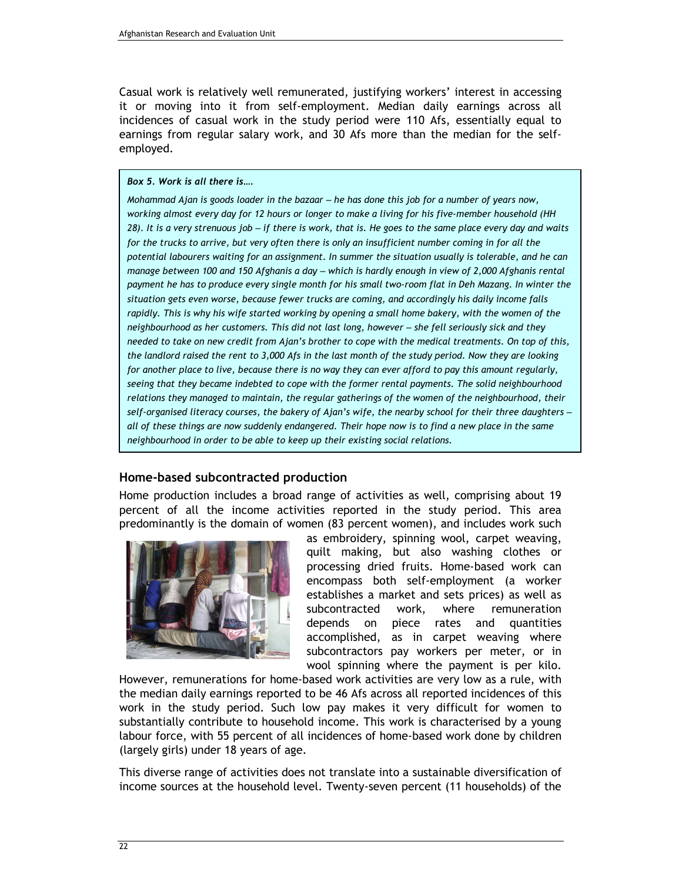Casual work is relatively well remunerated, justifying workers' interest in accessing it or moving into it from self-employment. Median daily earnings across all incidences of casual work in the study period were 110 Afs, essentially equal to earnings from regular salary work, and 30 Afs more than the median for the self-employed.

> ***Box 5. Work is all there is….***
>
> *Mohammad Ajan is goods loader in the bazaar — he has done this job for a number of years now, working almost every day for 12 hours or longer to make a living for his five-member household (HH 28). It is a very strenuous job — if there is work, that is. He goes to the same place every day and waits for the trucks to arrive, but very often there is only an insufficient number coming in for all the potential labourers waiting for an assignment. In summer the situation usually is tolerable, and he can manage between 100 and 150 Afghanis a day — which is hardly enough in view of 2,000 Afghanis rental payment he has to produce every single month for his small two-room flat in Deh Mazang. In winter the situation gets even worse, because fewer trucks are coming, and accordingly his daily income falls rapidly. This is why his wife started working by opening a small home bakery, with the women of the neighbourhood as her customers. This did not last long, however — she fell seriously sick and they needed to take on new credit from Ajan's brother to cope with the medical treatments. On top of this, the landlord raised the rent to 3,000 Afs in the last month of the study period. Now they are looking for another place to live, because there is no way they can ever afford to pay this amount regularly, seeing that they became indebted to cope with the former rental payments. The solid neighbourhood relations they managed to maintain, the regular gatherings of the women of the neighbourhood, their self-organised literacy courses, the bakery of Ajan's wife, the nearby school for their three daughters — all of these things are now suddenly endangered. Their hope now is to find a new place in the same neighbourhood in order to be able to keep up their existing social relations.*

### Home-based subcontracted production

Home production includes a broad range of activities as well, comprising about 19 percent of all the income activities reported in the study period. This area predominantly is the domain of women (83 percent women), and includes work such as embroidery, spinning wool, carpet weaving, quilt making, but also washing clothes or processing dried fruits. Home-based work can encompass both self-employment (a worker establishes a market and sets prices) as well as subcontracted work, where remuneration depends on piece rates and quantities accomplished, as in carpet weaving where subcontractors pay workers per meter, or in wool spinning where the payment is per kilo. However, remunerations for home-based work activities are very low as a rule, with the median daily earnings reported to be 46 Afs across all reported incidences of this work in the study period. Such low pay makes it very difficult for women to substantially contribute to household income. This work is characterised by a young labour force, with 55 percent of all incidences of home-based work done by children (largely girls) under 18 years of age.

This diverse range of activities does not translate into a sustainable diversification of income sources at the household level. Twenty-seven percent (11 households) of the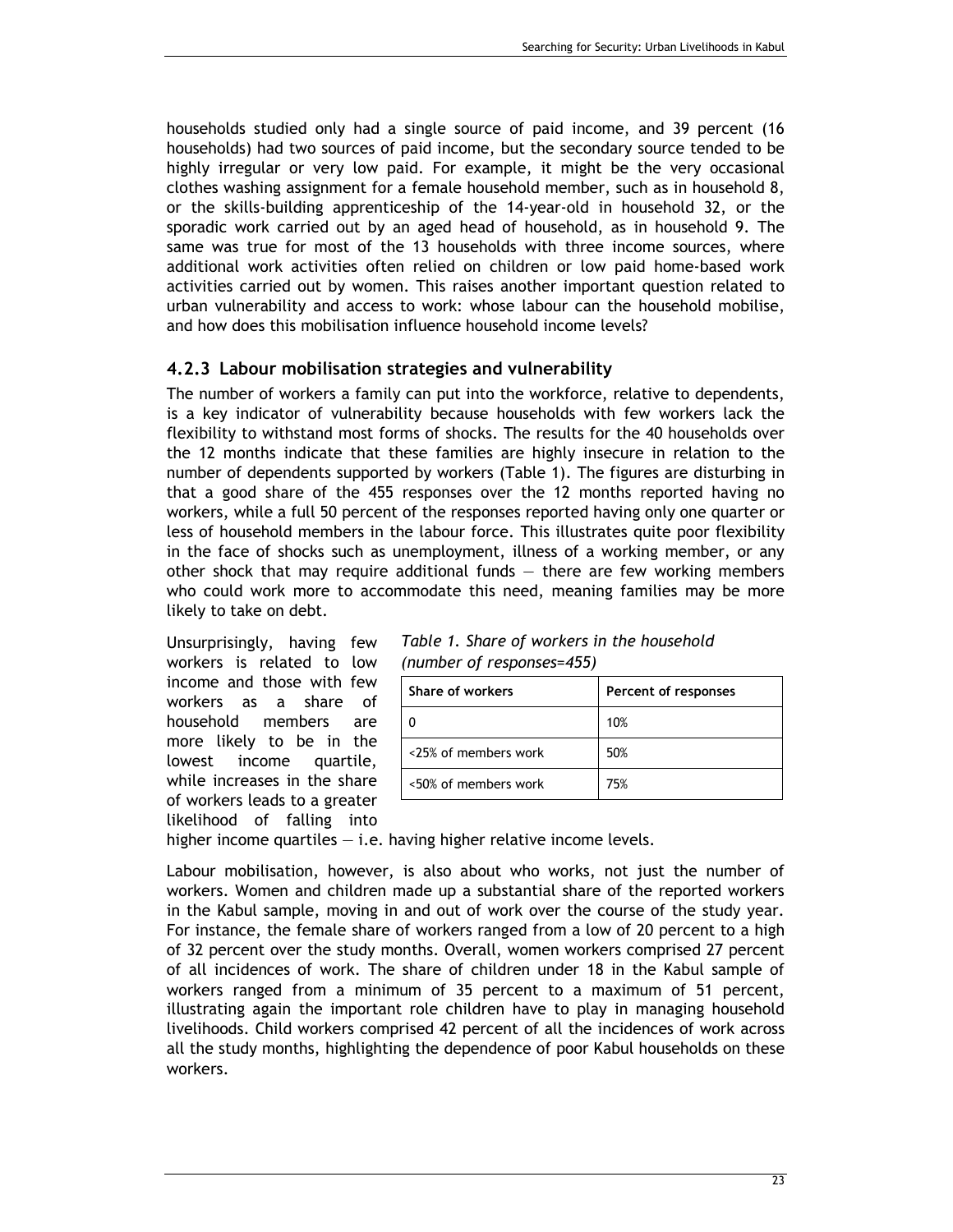households studied only had a single source of paid income, and 39 percent (16 households) had two sources of paid income, but the secondary source tended to be highly irregular or very low paid. For example, it might be the very occasional clothes washing assignment for a female household member, such as in household 8, or the skills-building apprenticeship of the 14-year-old in household 32, or the sporadic work carried out by an aged head of household, as in household 9. The same was true for most of the 13 households with three income sources, where additional work activities often relied on children or low paid home-based work activities carried out by women. This raises another important question related to urban vulnerability and access to work: whose labour can the household mobilise, and how does this mobilisation influence household income levels?

### 4.2.3 Labour mobilisation strategies and vulnerability

The number of workers a family can put into the workforce, relative to dependents, is a key indicator of vulnerability because households with few workers lack the flexibility to withstand most forms of shocks. The results for the 40 households over the 12 months indicate that these families are highly insecure in relation to the number of dependents supported by workers (Table 1). The figures are disturbing in that a good share of the 455 responses over the 12 months reported having no workers, while a full 50 percent of the responses reported having only one quarter or less of household members in the labour force. This illustrates quite poor flexibility in the face of shocks such as unemployment, illness of a working member, or any other shock that may require additional funds — there are few working members who could work more to accommodate this need, meaning families may be more likely to take on debt.

*Table 1. Share of workers in the household (number of responses=455)*

| Share of workers | Percent of responses |
|---|---|
| 0 | 10% |
| <25% of members work | 50% |
| <50% of members work | 75% |

Unsurprisingly, having few workers is related to low income and those with few workers as a share of household members are more likely to be in the lowest income quartile, while increases in the share of workers leads to a greater likelihood of falling into higher income quartiles — i.e. having higher relative income levels.

Labour mobilisation, however, is also about who works, not just the number of workers. Women and children made up a substantial share of the reported workers in the Kabul sample, moving in and out of work over the course of the study year. For instance, the female share of workers ranged from a low of 20 percent to a high of 32 percent over the study months. Overall, women workers comprised 27 percent of all incidences of work. The share of children under 18 in the Kabul sample of workers ranged from a minimum of 35 percent to a maximum of 51 percent, illustrating again the important role children have to play in managing household livelihoods. Child workers comprised 42 percent of all the incidences of work across all the study months, highlighting the dependence of poor Kabul households on these workers.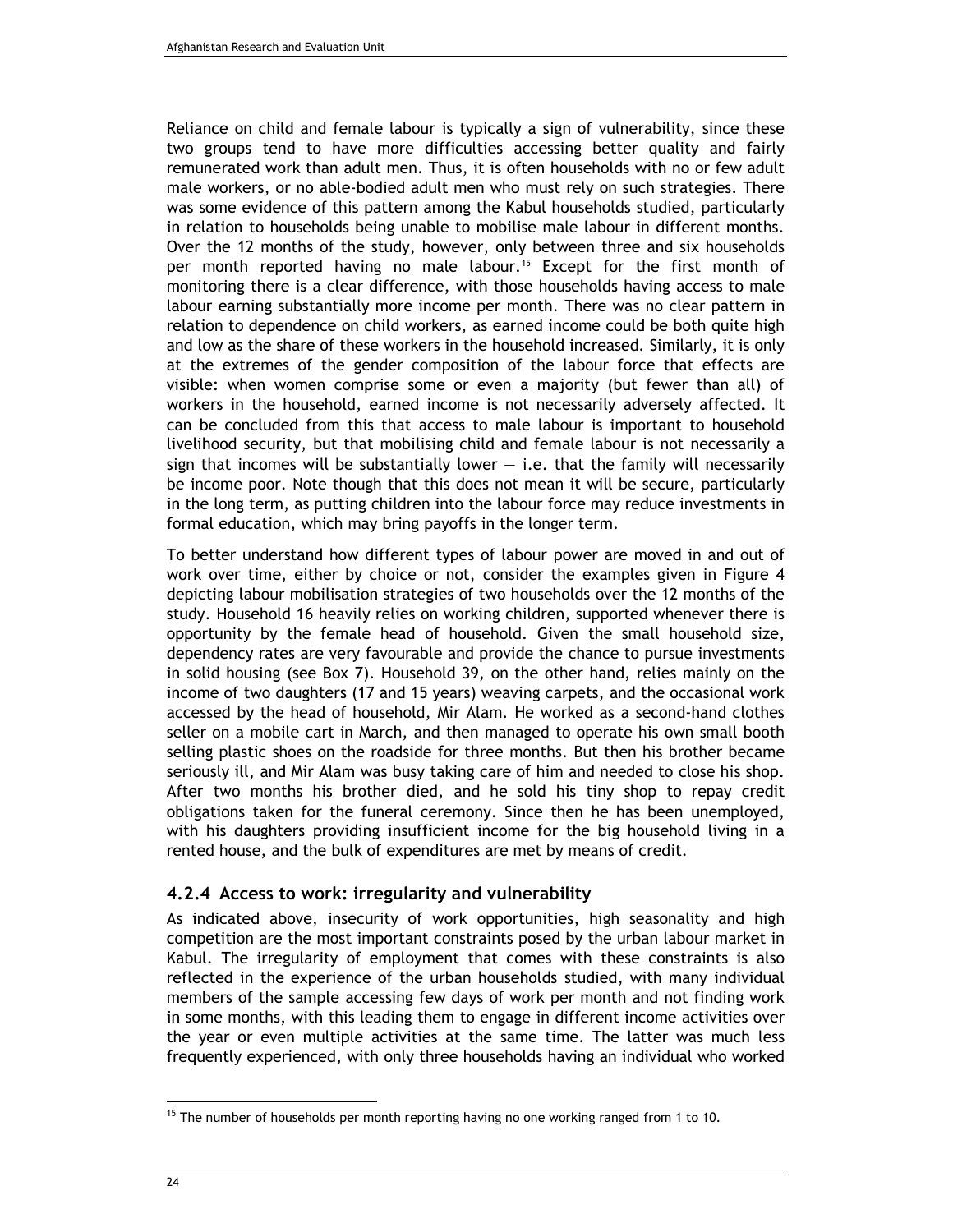Reliance on child and female labour is typically a sign of vulnerability, since these two groups tend to have more difficulties accessing better quality and fairly remunerated work than adult men. Thus, it is often households with no or few adult male workers, or no able-bodied adult men who must rely on such strategies. There was some evidence of this pattern among the Kabul households studied, particularly in relation to households being unable to mobilise male labour in different months. Over the 12 months of the study, however, only between three and six households per month reported having no male labour.[15] Except for the first month of monitoring there is a clear difference, with those households having access to male labour earning substantially more income per month. There was no clear pattern in relation to dependence on child workers, as earned income could be both quite high and low as the share of these workers in the household increased. Similarly, it is only at the extremes of the gender composition of the labour force that effects are visible: when women comprise some or even a majority (but fewer than all) of workers in the household, earned income is not necessarily adversely affected. It can be concluded from this that access to male labour is important to household livelihood security, but that mobilising child and female labour is not necessarily a sign that incomes will be substantially lower — i.e. that the family will necessarily be income poor. Note though that this does not mean it will be secure, particularly in the long term, as putting children into the labour force may reduce investments in formal education, which may bring payoffs in the longer term.

To better understand how different types of labour power are moved in and out of work over time, either by choice or not, consider the examples given in Figure 4 depicting labour mobilisation strategies of two households over the 12 months of the study. Household 16 heavily relies on working children, supported whenever there is opportunity by the female head of household. Given the small household size, dependency rates are very favourable and provide the chance to pursue investments in solid housing (see Box 7). Household 39, on the other hand, relies mainly on the income of two daughters (17 and 15 years) weaving carpets, and the occasional work accessed by the head of household, Mir Alam. He worked as a second-hand clothes seller on a mobile cart in March, and then managed to operate his own small booth selling plastic shoes on the roadside for three months. But then his brother became seriously ill, and Mir Alam was busy taking care of him and needed to close his shop. After two months his brother died, and he sold his tiny shop to repay credit obligations taken for the funeral ceremony. Since then he has been unemployed, with his daughters providing insufficient income for the big household living in a rented house, and the bulk of expenditures are met by means of credit.

### 4.2.4 Access to work: irregularity and vulnerability

As indicated above, insecurity of work opportunities, high seasonality and high competition are the most important constraints posed by the urban labour market in Kabul. The irregularity of employment that comes with these constraints is also reflected in the experience of the urban households studied, with many individual members of the sample accessing few days of work per month and not finding work in some months, with this leading them to engage in different income activities over the year or even multiple activities at the same time. The latter was much less frequently experienced, with only three households having an individual who worked

[15] The number of households per month reporting having no one working ranged from 1 to 10.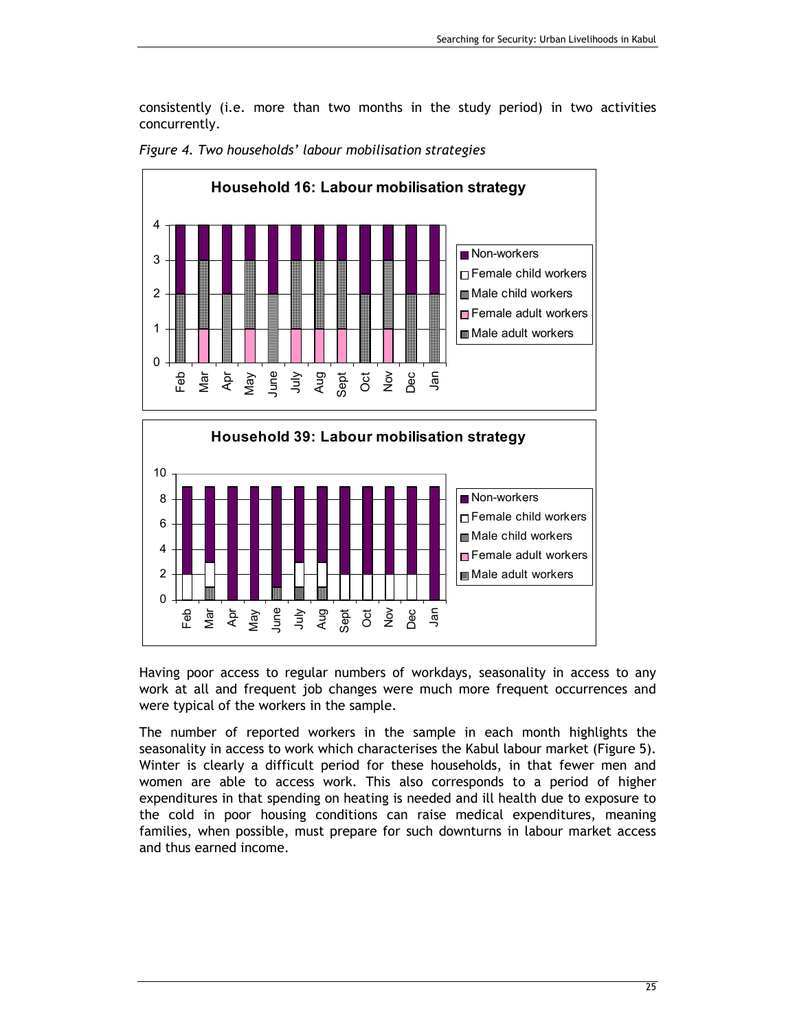consistently (i.e. more than two months in the study period) in two activities concurrently.

*Figure 4. Two households' labour mobilisation strategies*

Having poor access to regular numbers of workdays, seasonality in access to any work at all and frequent job changes were much more frequent occurrences and were typical of the workers in the sample.

The number of reported workers in the sample in each month highlights the seasonality in access to work which characterises the Kabul labour market (Figure 5). Winter is clearly a difficult period for these households, in that fewer men and women are able to access work. This also corresponds to a period of higher expenditures in that spending on heating is needed and ill health due to exposure to the cold in poor housing conditions can raise medical expenditures, meaning families, when possible, must prepare for such downturns in labour market access and thus earned income.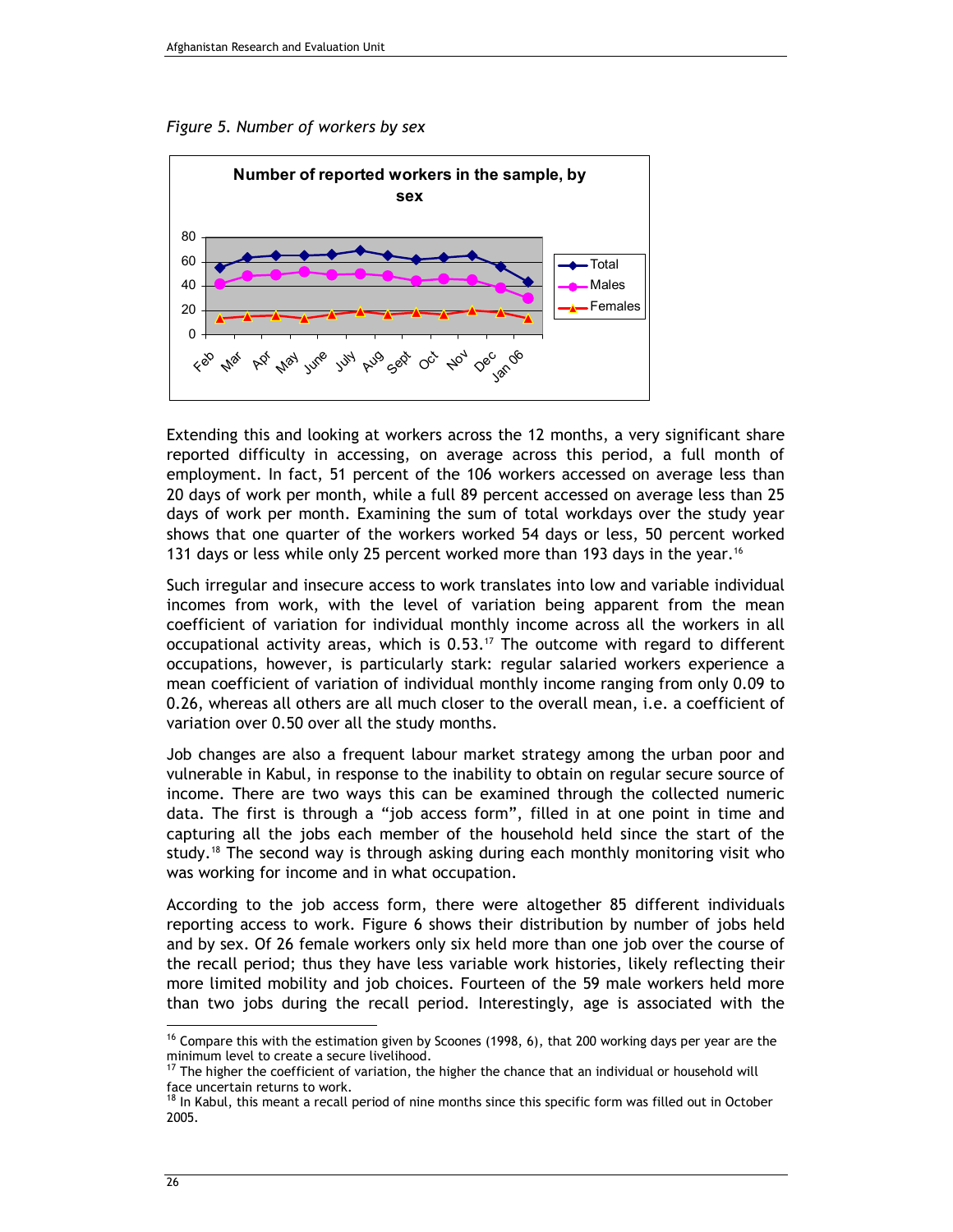*Figure 5. Number of workers by sex*

Extending this and looking at workers across the 12 months, a very significant share reported difficulty in accessing, on average across this period, a full month of employment. In fact, 51 percent of the 106 workers accessed on average less than 20 days of work per month, while a full 89 percent accessed on average less than 25 days of work per month. Examining the sum of total workdays over the study year shows that one quarter of the workers worked 54 days or less, 50 percent worked 131 days or less while only 25 percent worked more than 193 days in the year.[16]

Such irregular and insecure access to work translates into low and variable individual incomes from work, with the level of variation being apparent from the mean coefficient of variation for individual monthly income across all the workers in all occupational activity areas, which is 0.53.[17] The outcome with regard to different occupations, however, is particularly stark: regular salaried workers experience a mean coefficient of variation of individual monthly income ranging from only 0.09 to 0.26, whereas all others are all much closer to the overall mean, i.e. a coefficient of variation over 0.50 over all the study months.

Job changes are also a frequent labour market strategy among the urban poor and vulnerable in Kabul, in response to the inability to obtain on regular secure source of income. There are two ways this can be examined through the collected numeric data. The first is through a "job access form", filled in at one point in time and capturing all the jobs each member of the household held since the start of the study.[18] The second way is through asking during each monthly monitoring visit who was working for income and in what occupation.

According to the job access form, there were altogether 85 different individuals reporting access to work. Figure 6 shows their distribution by number of jobs held and by sex. Of 26 female workers only six held more than one job over the course of the recall period; thus they have less variable work histories, likely reflecting their more limited mobility and job choices. Fourteen of the 59 male workers held more than two jobs during the recall period. Interestingly, age is associated with the

---

[16] Compare this with the estimation given by Scoones (1998, 6), that 200 working days per year are the minimum level to create a secure livelihood.

[17] The higher the coefficient of variation, the higher the chance that an individual or household will face uncertain returns to work.

[18] In Kabul, this meant a recall period of nine months since this specific form was filled out in October 2005.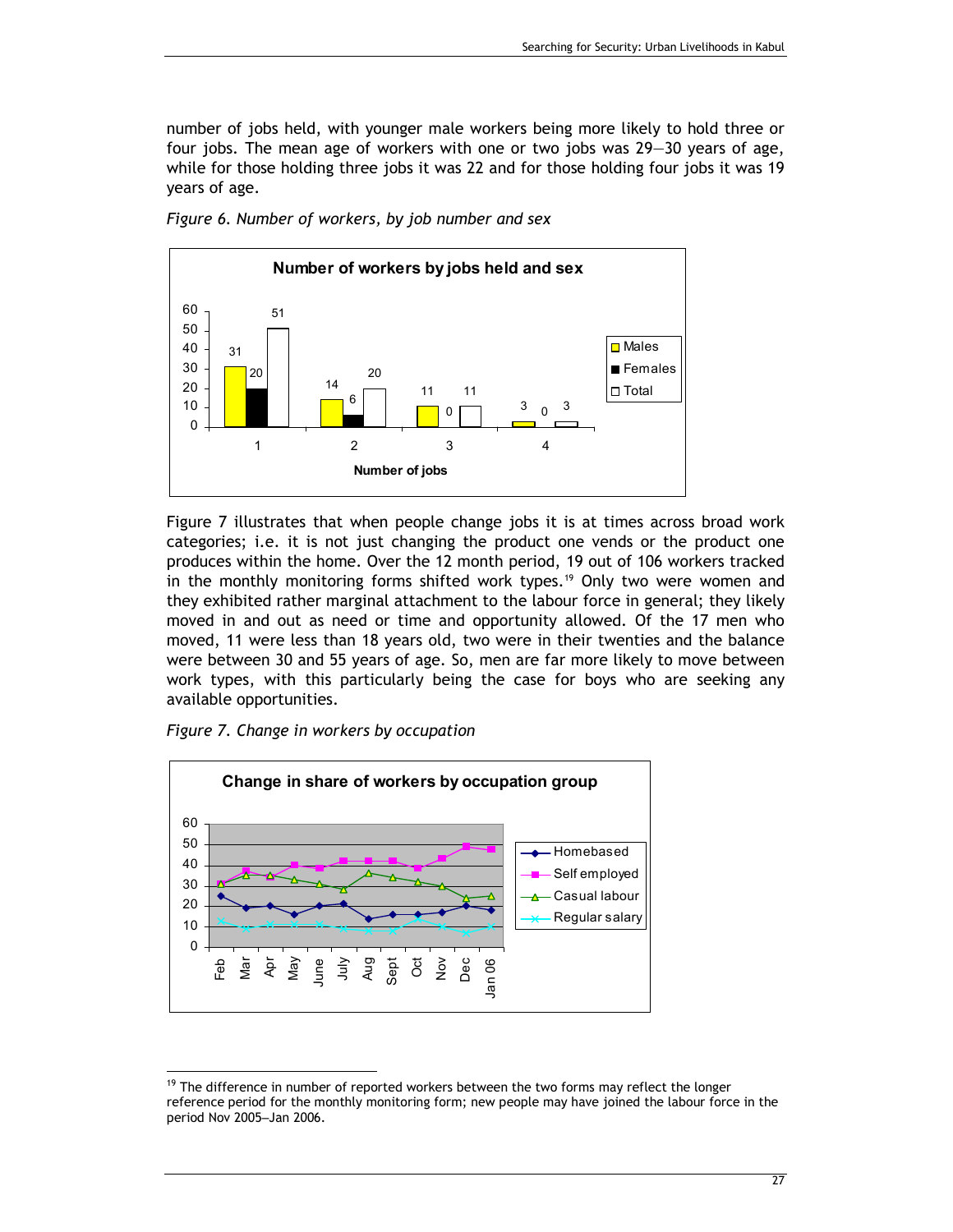number of jobs held, with younger male workers being more likely to hold three or four jobs. The mean age of workers with one or two jobs was 29—30 years of age, while for those holding three jobs it was 22 and for those holding four jobs it was 19 years of age.

*Figure 6. Number of workers, by job number and sex*

**Number of workers by jobs held and sex**

| Number of jobs | Males | Females | Total |
|---|---|---|---|
| 1 | 31 | 20 | 51 |
| 2 | 14 | 6 | 20 |
| 3 | 11 | 0 | 11 |
| 4 | 3 | 0 | 3 |

Figure 7 illustrates that when people change jobs it is at times across broad work categories; i.e. it is not just changing the product one vends or the product one produces within the home. Over the 12 month period, 19 out of 106 workers tracked in the monthly monitoring forms shifted work types.[19] Only two were women and they exhibited rather marginal attachment to the labour force in general; they likely moved in and out as need or time and opportunity allowed. Of the 17 men who moved, 11 were less than 18 years old, two were in their twenties and the balance were between 30 and 55 years of age. So, men are far more likely to move between work types, with this particularly being the case for boys who are seeking any available opportunities.

*Figure 7. Change in workers by occupation*

**Change in share of workers by occupation group**

(Line chart: Homebased, Self employed, Casual labour, Regular salary; Feb to Jan 06; y-axis 0–60)

[19] The difference in number of reported workers between the two forms may reflect the longer reference period for the monthly monitoring form; new people may have joined the labour force in the period Nov 2005–Jan 2006.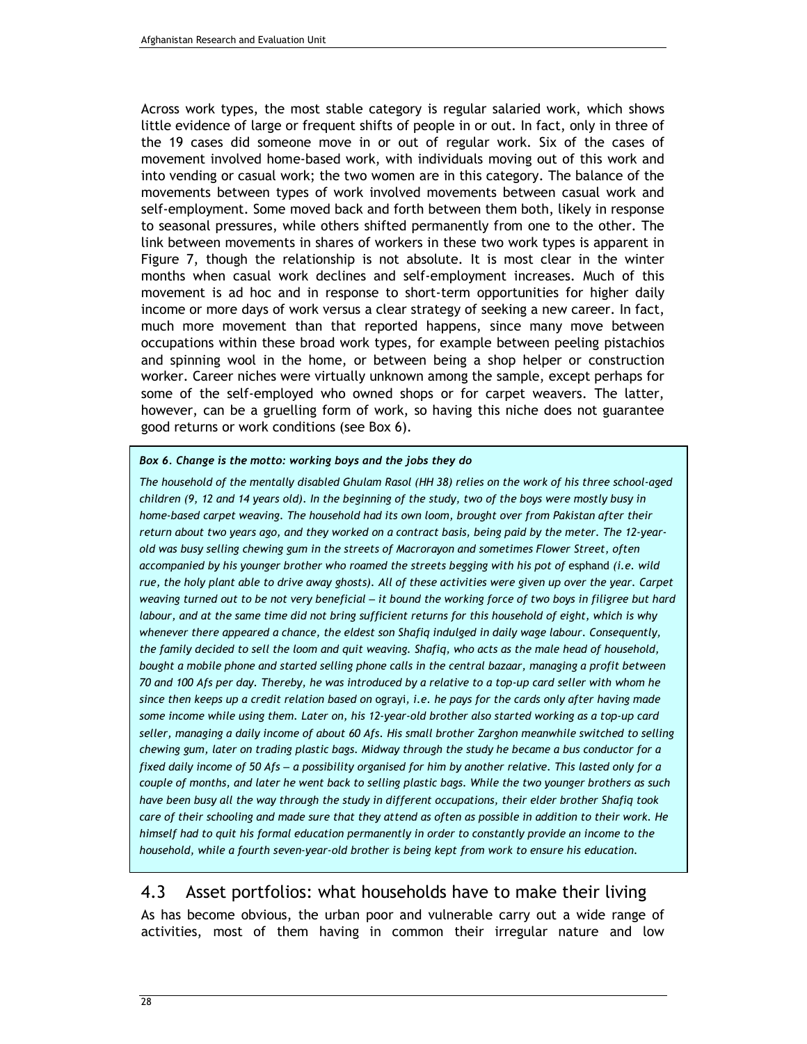Across work types, the most stable category is regular salaried work, which shows little evidence of large or frequent shifts of people in or out. In fact, only in three of the 19 cases did someone move in or out of regular work. Six of the cases of movement involved home-based work, with individuals moving out of this work and into vending or casual work; the two women are in this category. The balance of the movements between types of work involved movements between casual work and self-employment. Some moved back and forth between them both, likely in response to seasonal pressures, while others shifted permanently from one to the other. The link between movements in shares of workers in these two work types is apparent in Figure 7, though the relationship is not absolute. It is most clear in the winter months when casual work declines and self-employment increases. Much of this movement is ad hoc and in response to short-term opportunities for higher daily income or more days of work versus a clear strategy of seeking a new career. In fact, much more movement than that reported happens, since many move between occupations within these broad work types, for example between peeling pistachios and spinning wool in the home, or between being a shop helper or construction worker. Career niches were virtually unknown among the sample, except perhaps for some of the self-employed who owned shops or for carpet weavers. The latter, however, can be a gruelling form of work, so having this niche does not guarantee good returns or work conditions (see Box 6).

***Box 6. Change is the motto: working boys and the jobs they do***

*The household of the mentally disabled Ghulam Rasol (HH 38) relies on the work of his three school-aged children (9, 12 and 14 years old). In the beginning of the study, two of the boys were mostly busy in home-based carpet weaving. The household had its own loom, brought over from Pakistan after their return about two years ago, and they worked on a contract basis, being paid by the meter. The 12-year-old was busy selling chewing gum in the streets of Macrorayon and sometimes Flower Street, often accompanied by his younger brother who roamed the streets begging with his pot of* esphand *(i.e. wild rue, the holy plant able to drive away ghosts). All of these activities were given up over the year. Carpet weaving turned out to be not very beneficial — it bound the working force of two boys in filigree but hard labour, and at the same time did not bring sufficient returns for this household of eight, which is why whenever there appeared a chance, the eldest son Shafiq indulged in daily wage labour. Consequently, the family decided to sell the loom and quit weaving. Shafiq, who acts as the male head of household, bought a mobile phone and started selling phone calls in the central bazaar, managing a profit between 70 and 100 Afs per day. Thereby, he was introduced by a relative to a top-up card seller with whom he since then keeps up a credit relation based on* ograyi, *i.e. he pays for the cards only after having made some income while using them. Later on, his 12-year-old brother also started working as a top-up card seller, managing a daily income of about 60 Afs. His small brother Zarghon meanwhile switched to selling chewing gum, later on trading plastic bags. Midway through the study he became a bus conductor for a fixed daily income of 50 Afs — a possibility organised for him by another relative. This lasted only for a couple of months, and later he went back to selling plastic bags. While the two younger brothers as such have been busy all the way through the study in different occupations, their elder brother Shafiq took care of their schooling and made sure that they attend as often as possible in addition to their work. He himself had to quit his formal education permanently in order to constantly provide an income to the household, while a fourth seven-year-old brother is being kept from work to ensure his education.*

## 4.3 Asset portfolios: what households have to make their living

As has become obvious, the urban poor and vulnerable carry out a wide range of activities, most of them having in common their irregular nature and low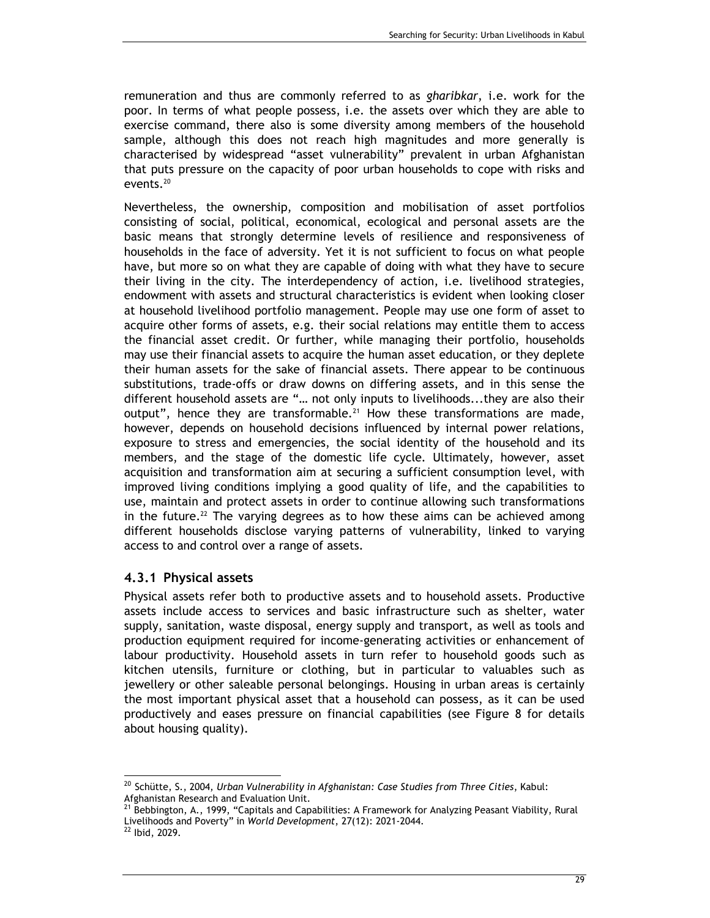remuneration and thus are commonly referred to as *gharibkar*, i.e. work for the poor. In terms of what people possess, i.e. the assets over which they are able to exercise command, there also is some diversity among members of the household sample, although this does not reach high magnitudes and more generally is characterised by widespread "asset vulnerability" prevalent in urban Afghanistan that puts pressure on the capacity of poor urban households to cope with risks and events.[20]

Nevertheless, the ownership, composition and mobilisation of asset portfolios consisting of social, political, economical, ecological and personal assets are the basic means that strongly determine levels of resilience and responsiveness of households in the face of adversity. Yet it is not sufficient to focus on what people have, but more so on what they are capable of doing with what they have to secure their living in the city. The interdependency of action, i.e. livelihood strategies, endowment with assets and structural characteristics is evident when looking closer at household livelihood portfolio management. People may use one form of asset to acquire other forms of assets, e.g. their social relations may entitle them to access the financial asset credit. Or further, while managing their portfolio, households may use their financial assets to acquire the human asset education, or they deplete their human assets for the sake of financial assets. There appear to be continuous substitutions, trade-offs or draw downs on differing assets, and in this sense the different household assets are "… not only inputs to livelihoods...they are also their output", hence they are transformable.[21] How these transformations are made, however, depends on household decisions influenced by internal power relations, exposure to stress and emergencies, the social identity of the household and its members, and the stage of the domestic life cycle. Ultimately, however, asset acquisition and transformation aim at securing a sufficient consumption level, with improved living conditions implying a good quality of life, and the capabilities to use, maintain and protect assets in order to continue allowing such transformations in the future.[22] The varying degrees as to how these aims can be achieved among different households disclose varying patterns of vulnerability, linked to varying access to and control over a range of assets.

### 4.3.1 Physical assets

Physical assets refer both to productive assets and to household assets. Productive assets include access to services and basic infrastructure such as shelter, water supply, sanitation, waste disposal, energy supply and transport, as well as tools and production equipment required for income-generating activities or enhancement of labour productivity. Household assets in turn refer to household goods such as kitchen utensils, furniture or clothing, but in particular to valuables such as jewellery or other saleable personal belongings. Housing in urban areas is certainly the most important physical asset that a household can possess, as it can be used productively and eases pressure on financial capabilities (see Figure 8 for details about housing quality).

---

[20] Schütte, S., 2004, *Urban Vulnerability in Afghanistan: Case Studies from Three Cities*, Kabul: Afghanistan Research and Evaluation Unit.

[21] Bebbington, A., 1999, "Capitals and Capabilities: A Framework for Analyzing Peasant Viability, Rural Livelihoods and Poverty" in *World Development*, 27(12): 2021-2044.

[22] Ibid, 2029.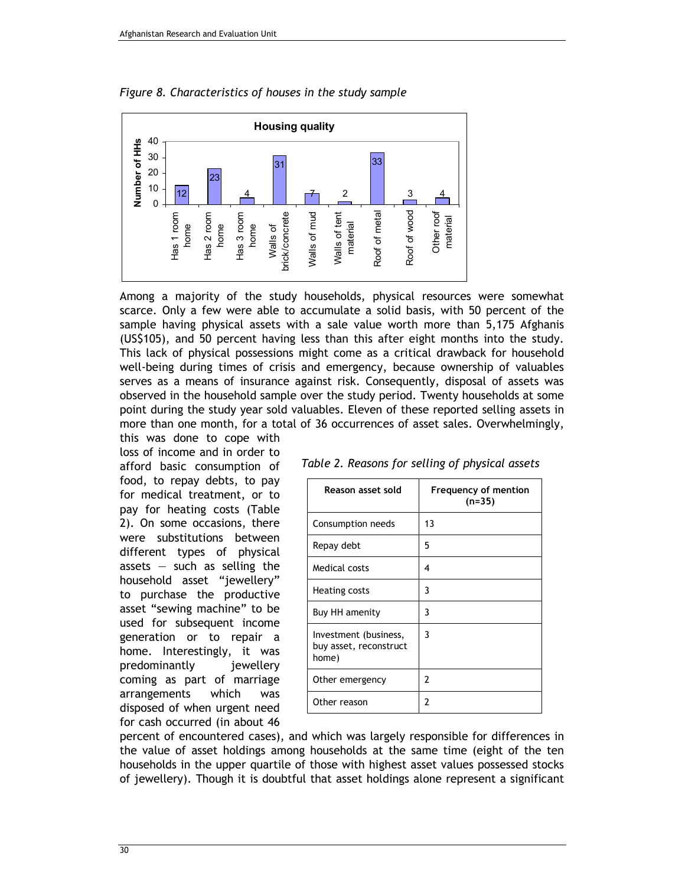*Figure 8. Characteristics of houses in the study sample*

**Housing quality**

| Characteristic | Number of HHs |
|---|---|
| Has 1 room home | 12 |
| Has 2 room home | 23 |
| Has 3 room home | 4 |
| Walls of brick/concrete | 31 |
| Walls of mud | 7 |
| Walls of tent material | 2 |
| Roof of metal | 33 |
| Roof of wood | 3 |
| Other roof material | 4 |

Among a majority of the study households, physical resources were somewhat scarce. Only a few were able to accumulate a solid basis, with 50 percent of the sample having physical assets with a sale value worth more than 5,175 Afghanis (US$105), and 50 percent having less than this after eight months into the study. This lack of physical possessions might come as a critical drawback for household well-being during times of crisis and emergency, because ownership of valuables serves as a means of insurance against risk. Consequently, disposal of assets was observed in the household sample over the study period. Twenty households at some point during the study year sold valuables. Eleven of these reported selling assets in more than one month, for a total of 36 occurrences of asset sales. Overwhelmingly, this was done to cope with loss of income and in order to afford basic consumption of food, to repay debts, to pay for medical treatment, or to pay for heating costs (Table 2). On some occasions, there were substitutions between different types of physical assets — such as selling the household asset "jewellery" to purchase the productive asset "sewing machine" to be used for subsequent income generation or to repair a home. Interestingly, it was predominantly jewellery coming as part of marriage arrangements which was disposed of when urgent need for cash occurred (in about 46 percent of encountered cases), and which was largely responsible for differences in the value of asset holdings among households at the same time (eight of the ten households in the upper quartile of those with highest asset values possessed stocks of jewellery). Though it is doubtful that asset holdings alone represent a significant

*Table 2. Reasons for selling of physical assets*

| Reason asset sold | Frequency of mention (n=35) |
|---|---|
| Consumption needs | 13 |
| Repay debt | 5 |
| Medical costs | 4 |
| Heating costs | 3 |
| Buy HH amenity | 3 |
| Investment (business, buy asset, reconstruct home) | 3 |
| Other emergency | 2 |
| Other reason | 2 |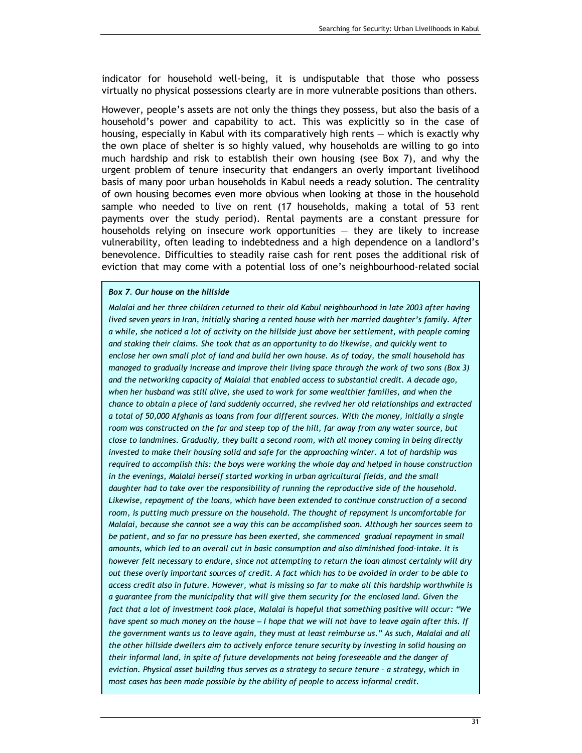indicator for household well-being, it is undisputable that those who possess virtually no physical possessions clearly are in more vulnerable positions than others.

However, people's assets are not only the things they possess, but also the basis of a household's power and capability to act. This was explicitly so in the case of housing, especially in Kabul with its comparatively high rents — which is exactly why the own place of shelter is so highly valued, why households are willing to go into much hardship and risk to establish their own housing (see Box 7), and why the urgent problem of tenure insecurity that endangers an overly important livelihood basis of many poor urban households in Kabul needs a ready solution. The centrality of own housing becomes even more obvious when looking at those in the household sample who needed to live on rent (17 households, making a total of 53 rent payments over the study period). Rental payments are a constant pressure for households relying on insecure work opportunities — they are likely to increase vulnerability, often leading to indebtedness and a high dependence on a landlord's benevolence. Difficulties to steadily raise cash for rent poses the additional risk of eviction that may come with a potential loss of one's neighbourhood-related social

> ***Box 7. Our house on the hillside***
>
> *Malalai and her three children returned to their old Kabul neighbourhood in late 2003 after having lived seven years in Iran, initially sharing a rented house with her married daughter's family. After a while, she noticed a lot of activity on the hillside just above her settlement, with people coming and staking their claims. She took that as an opportunity to do likewise, and quickly went to enclose her own small plot of land and build her own house. As of today, the small household has managed to gradually increase and improve their living space through the work of two sons (Box 3) and the networking capacity of Malalai that enabled access to substantial credit. A decade ago, when her husband was still alive, she used to work for some wealthier families, and when the chance to obtain a piece of land suddenly occurred, she revived her old relationships and extracted a total of 50,000 Afghanis as loans from four different sources. With the money, initially a single room was constructed on the far and steep top of the hill, far away from any water source, but close to landmines. Gradually, they built a second room, with all money coming in being directly invested to make their housing solid and safe for the approaching winter. A lot of hardship was required to accomplish this: the boys were working the whole day and helped in house construction in the evenings, Malalai herself started working in urban agricultural fields, and the small daughter had to take over the responsibility of running the reproductive side of the household. Likewise, repayment of the loans, which have been extended to continue construction of a second room, is putting much pressure on the household. The thought of repayment is uncomfortable for Malalai, because she cannot see a way this can be accomplished soon. Although her sources seem to be patient, and so far no pressure has been exerted, she commenced gradual repayment in small amounts, which led to an overall cut in basic consumption and also diminished food-intake. It is however felt necessary to endure, since not attempting to return the loan almost certainly will dry out these overly important sources of credit. A fact which has to be avoided in order to be able to access credit also in future. However, what is missing so far to make all this hardship worthwhile is a guarantee from the municipality that will give them security for the enclosed land. Given the fact that a lot of investment took place, Malalai is hopeful that something positive will occur: "We have spent so much money on the house — I hope that we will not have to leave again after this. If the government wants us to leave again, they must at least reimburse us." As such, Malalai and all the other hillside dwellers aim to actively enforce tenure security by investing in solid housing on their informal land, in spite of future developments not being foreseeable and the danger of eviction. Physical asset building thus serves as a strategy to secure tenure – a strategy, which in most cases has been made possible by the ability of people to access informal credit.*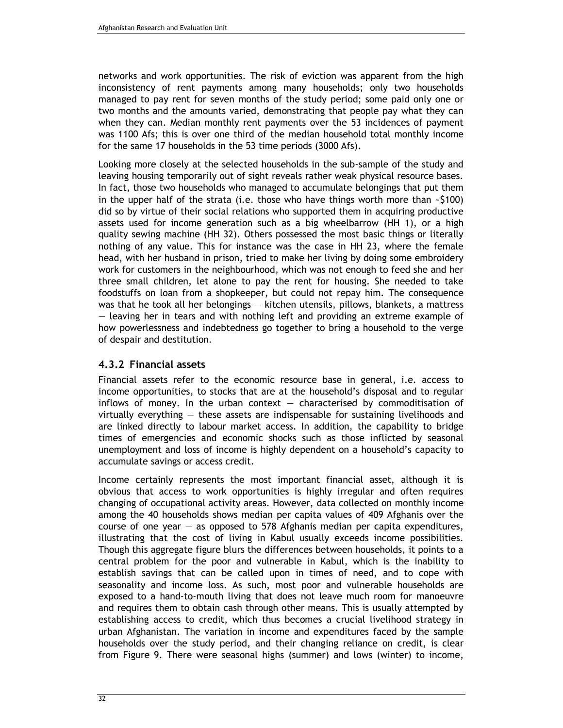networks and work opportunities. The risk of eviction was apparent from the high inconsistency of rent payments among many households; only two households managed to pay rent for seven months of the study period; some paid only one or two months and the amounts varied, demonstrating that people pay what they can when they can. Median monthly rent payments over the 53 incidences of payment was 1100 Afs; this is over one third of the median household total monthly income for the same 17 households in the 53 time periods (3000 Afs).

Looking more closely at the selected households in the sub-sample of the study and leaving housing temporarily out of sight reveals rather weak physical resource bases. In fact, those two households who managed to accumulate belongings that put them in the upper half of the strata (i.e. those who have things worth more than ~$100) did so by virtue of their social relations who supported them in acquiring productive assets used for income generation such as a big wheelbarrow (HH 1), or a high quality sewing machine (HH 32). Others possessed the most basic things or literally nothing of any value. This for instance was the case in HH 23, where the female head, with her husband in prison, tried to make her living by doing some embroidery work for customers in the neighbourhood, which was not enough to feed she and her three small children, let alone to pay the rent for housing. She needed to take foodstuffs on loan from a shopkeeper, but could not repay him. The consequence was that he took all her belongings — kitchen utensils, pillows, blankets, a mattress — leaving her in tears and with nothing left and providing an extreme example of how powerlessness and indebtedness go together to bring a household to the verge of despair and destitution.

### 4.3.2 Financial assets

Financial assets refer to the economic resource base in general, i.e. access to income opportunities, to stocks that are at the household's disposal and to regular inflows of money. In the urban context — characterised by commoditisation of virtually everything — these assets are indispensable for sustaining livelihoods and are linked directly to labour market access. In addition, the capability to bridge times of emergencies and economic shocks such as those inflicted by seasonal unemployment and loss of income is highly dependent on a household's capacity to accumulate savings or access credit.

Income certainly represents the most important financial asset, although it is obvious that access to work opportunities is highly irregular and often requires changing of occupational activity areas. However, data collected on monthly income among the 40 households shows median per capita values of 409 Afghanis over the course of one year — as opposed to 578 Afghanis median per capita expenditures, illustrating that the cost of living in Kabul usually exceeds income possibilities. Though this aggregate figure blurs the differences between households, it points to a central problem for the poor and vulnerable in Kabul, which is the inability to establish savings that can be called upon in times of need, and to cope with seasonality and income loss. As such, most poor and vulnerable households are exposed to a hand-to-mouth living that does not leave much room for manoeuvre and requires them to obtain cash through other means. This is usually attempted by establishing access to credit, which thus becomes a crucial livelihood strategy in urban Afghanistan. The variation in income and expenditures faced by the sample households over the study period, and their changing reliance on credit, is clear from Figure 9. There were seasonal highs (summer) and lows (winter) to income,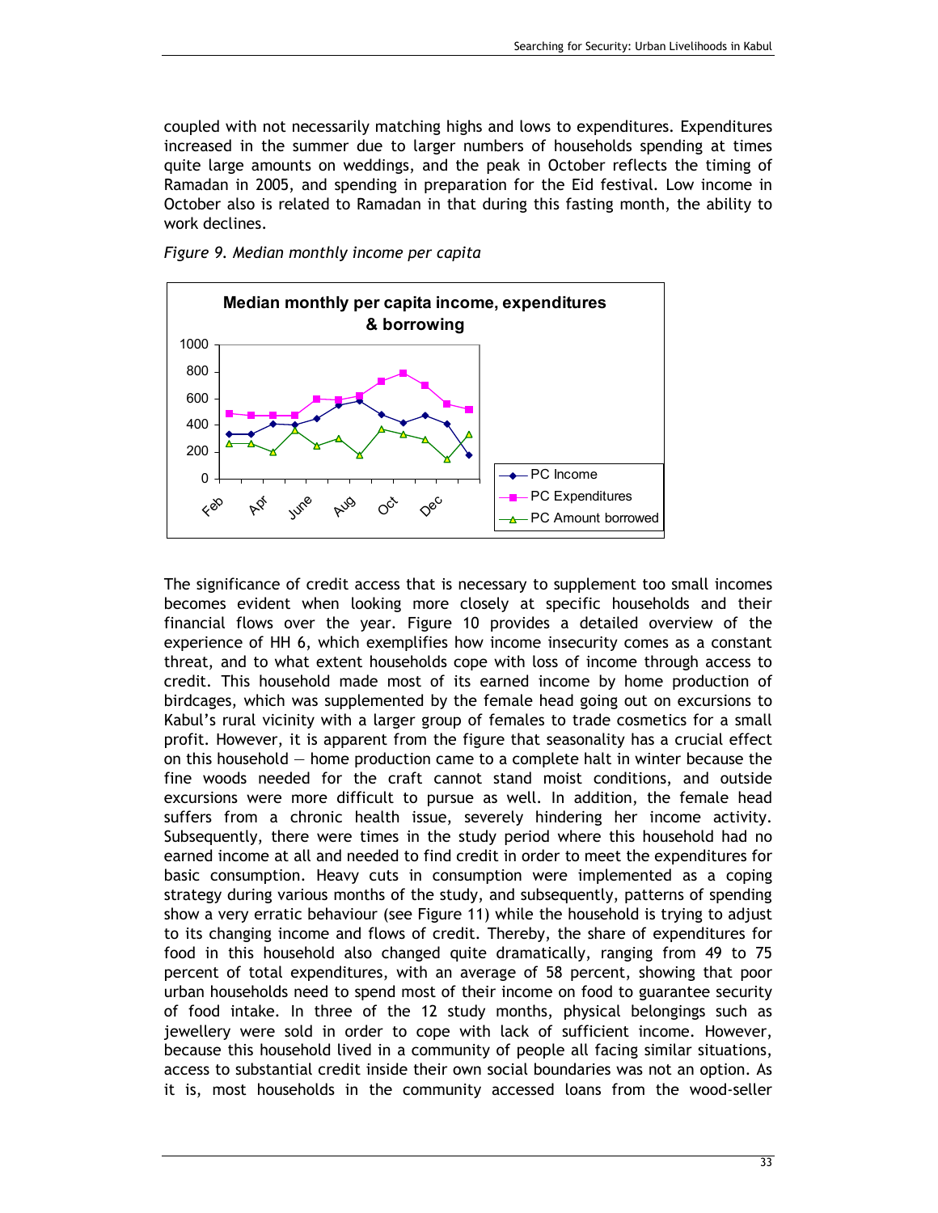coupled with not necessarily matching highs and lows to expenditures. Expenditures increased in the summer due to larger numbers of households spending at times quite large amounts on weddings, and the peak in October reflects the timing of Ramadan in 2005, and spending in preparation for the Eid festival. Low income in October also is related to Ramadan in that during this fasting month, the ability to work declines.

*Figure 9. Median monthly income per capita*

The significance of credit access that is necessary to supplement too small incomes becomes evident when looking more closely at specific households and their financial flows over the year. Figure 10 provides a detailed overview of the experience of HH 6, which exemplifies how income insecurity comes as a constant threat, and to what extent households cope with loss of income through access to credit. This household made most of its earned income by home production of birdcages, which was supplemented by the female head going out on excursions to Kabul's rural vicinity with a larger group of females to trade cosmetics for a small profit. However, it is apparent from the figure that seasonality has a crucial effect on this household — home production came to a complete halt in winter because the fine woods needed for the craft cannot stand moist conditions, and outside excursions were more difficult to pursue as well. In addition, the female head suffers from a chronic health issue, severely hindering her income activity. Subsequently, there were times in the study period where this household had no earned income at all and needed to find credit in order to meet the expenditures for basic consumption. Heavy cuts in consumption were implemented as a coping strategy during various months of the study, and subsequently, patterns of spending show a very erratic behaviour (see Figure 11) while the household is trying to adjust to its changing income and flows of credit. Thereby, the share of expenditures for food in this household also changed quite dramatically, ranging from 49 to 75 percent of total expenditures, with an average of 58 percent, showing that poor urban households need to spend most of their income on food to guarantee security of food intake. In three of the 12 study months, physical belongings such as jewellery were sold in order to cope with lack of sufficient income. However, because this household lived in a community of people all facing similar situations, access to substantial credit inside their own social boundaries was not an option. As it is, most households in the community accessed loans from the wood-seller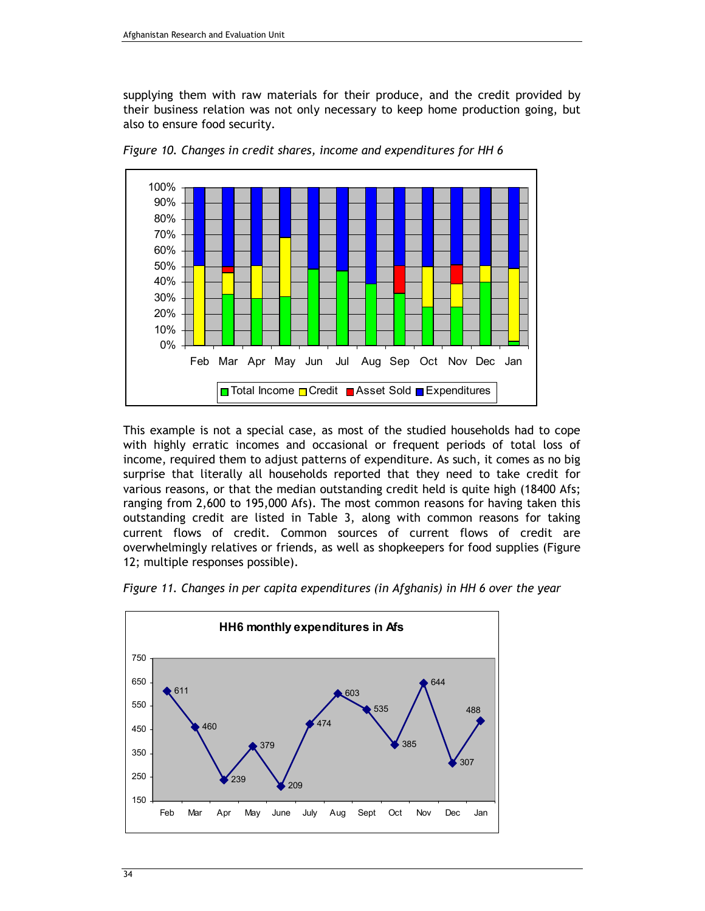supplying them with raw materials for their produce, and the credit provided by their business relation was not only necessary to keep home production going, but also to ensure food security.

*Figure 10. Changes in credit shares, income and expenditures for HH 6*

This example is not a special case, as most of the studied households had to cope with highly erratic incomes and occasional or frequent periods of total loss of income, required them to adjust patterns of expenditure. As such, it comes as no big surprise that literally all households reported that they need to take credit for various reasons, or that the median outstanding credit held is quite high (18400 Afs; ranging from 2,600 to 195,000 Afs). The most common reasons for having taken this outstanding credit are listed in Table 3, along with common reasons for taking current flows of credit. Common sources of current flows of credit are overwhelmingly relatives or friends, as well as shopkeepers for food supplies (Figure 12; multiple responses possible).

*Figure 11. Changes in per capita expenditures (in Afghanis) in HH 6 over the year*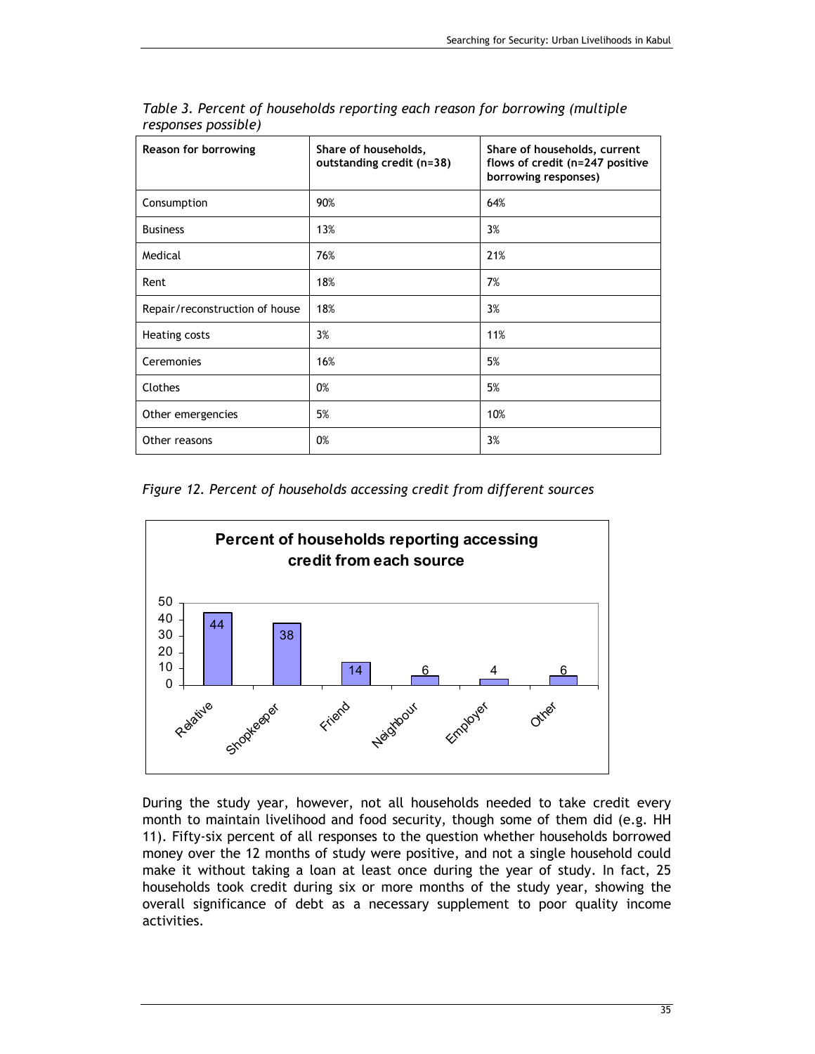*Table 3. Percent of households reporting each reason for borrowing (multiple responses possible)*

| Reason for borrowing | Share of households, outstanding credit (n=38) | Share of households, current flows of credit (n=247 positive borrowing responses) |
|---|---|---|
| Consumption | 90% | 64% |
| Business | 13% | 3% |
| Medical | 76% | 21% |
| Rent | 18% | 7% |
| Repair/reconstruction of house | 18% | 3% |
| Heating costs | 3% | 11% |
| Ceremonies | 16% | 5% |
| Clothes | 0% | 5% |
| Other emergencies | 5% | 10% |
| Other reasons | 0% | 3% |

*Figure 12. Percent of households accessing credit from different sources*

**Percent of households reporting accessing credit from each source**

| Source | Percent |
|---|---|
| Relative | 44 |
| Shopkeeper | 38 |
| Friend | 14 |
| Neighbour | 6 |
| Employer | 4 |
| Other | 6 |

During the study year, however, not all households needed to take credit every month to maintain livelihood and food security, though some of them did (e.g. HH 11). Fifty-six percent of all responses to the question whether households borrowed money over the 12 months of study were positive, and not a single household could make it without taking a loan at least once during the year of study. In fact, 25 households took credit during six or more months of the study year, showing the overall significance of debt as a necessary supplement to poor quality income activities.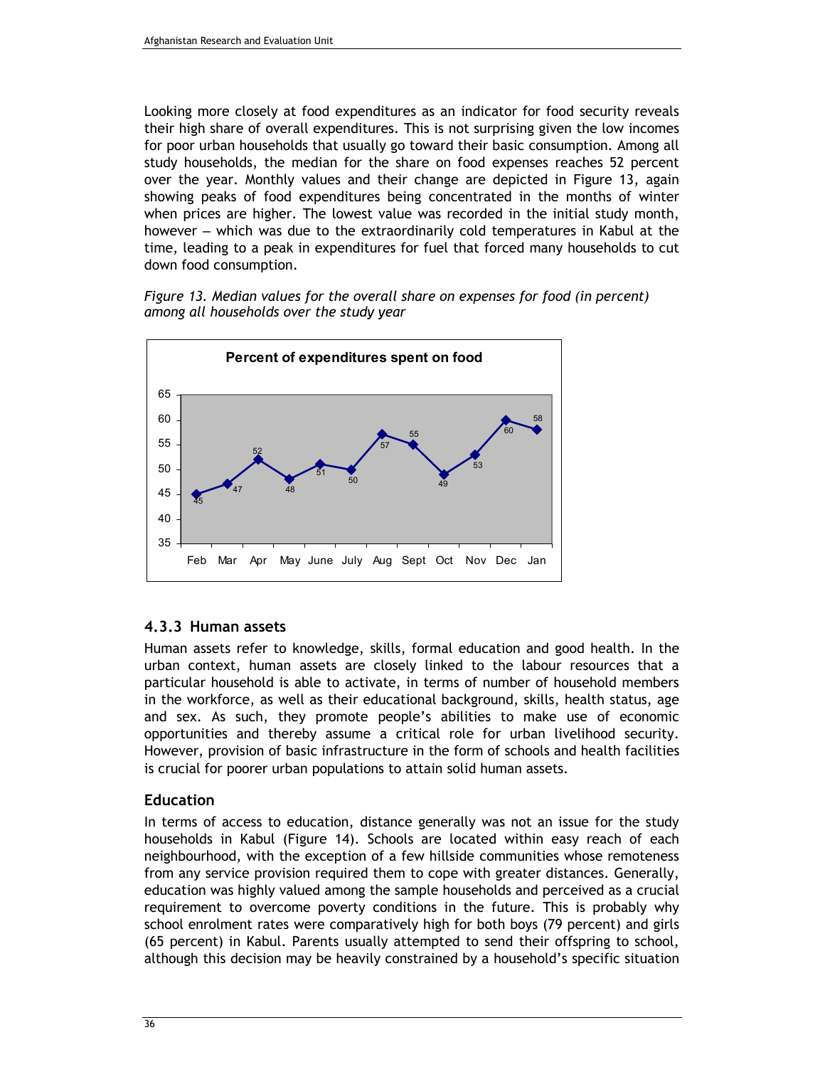Looking more closely at food expenditures as an indicator for food security reveals their high share of overall expenditures. This is not surprising given the low incomes for poor urban households that usually go toward their basic consumption. Among all study households, the median for the share on food expenses reaches 52 percent over the year. Monthly values and their change are depicted in Figure 13, again showing peaks of food expenditures being concentrated in the months of winter when prices are higher. The lowest value was recorded in the initial study month, however — which was due to the extraordinarily cold temperatures in Kabul at the time, leading to a peak in expenditures for fuel that forced many households to cut down food consumption.

*Figure 13. Median values for the overall share on expenses for food (in percent) among all households over the study year*

**Percent of expenditures spent on food**

| Month | Percent |
|---|---|
| Feb | 45 |
| Mar | 47 |
| Apr | 52 |
| May | 48 |
| June | 51 |
| July | 50 |
| Aug | 57 |
| Sept | 55 |
| Oct | 49 |
| Nov | 53 |
| Dec | 60 |
| Jan | 58 |

### 4.3.3 Human assets

Human assets refer to knowledge, skills, formal education and good health. In the urban context, human assets are closely linked to the labour resources that a particular household is able to activate, in terms of number of household members in the workforce, as well as their educational background, skills, health status, age and sex. As such, they promote people's abilities to make use of economic opportunities and thereby assume a critical role for urban livelihood security. However, provision of basic infrastructure in the form of schools and health facilities is crucial for poorer urban populations to attain solid human assets.

#### Education

In terms of access to education, distance generally was not an issue for the study households in Kabul (Figure 14). Schools are located within easy reach of each neighbourhood, with the exception of a few hillside communities whose remoteness from any service provision required them to cope with greater distances. Generally, education was highly valued among the sample households and perceived as a crucial requirement to overcome poverty conditions in the future. This is probably why school enrolment rates were comparatively high for both boys (79 percent) and girls (65 percent) in Kabul. Parents usually attempted to send their offspring to school, although this decision may be heavily constrained by a household's specific situation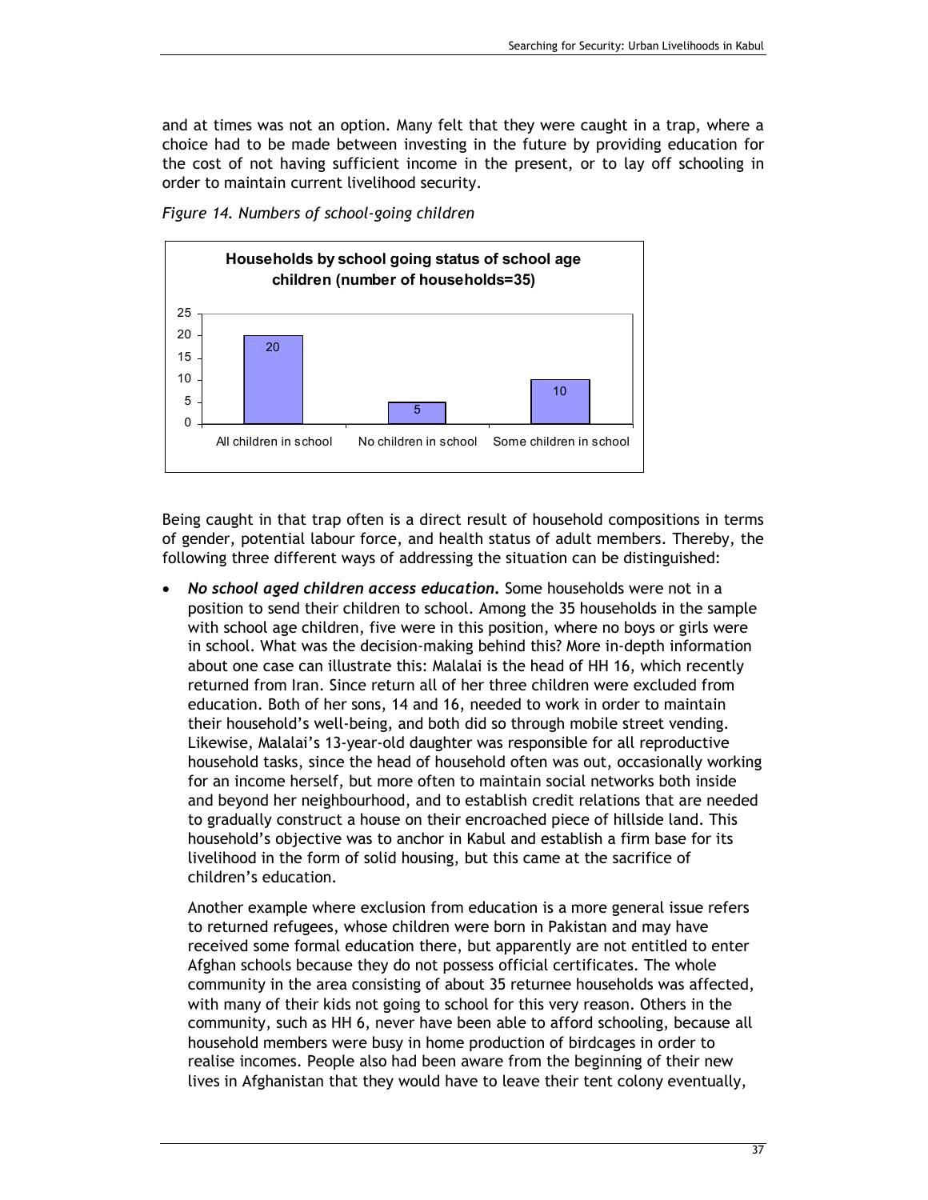and at times was not an option. Many felt that they were caught in a trap, where a choice had to be made between investing in the future by providing education for the cost of not having sufficient income in the present, or to lay off schooling in order to maintain current livelihood security.

*Figure 14. Numbers of school-going children*

**Households by school going status of school age children (number of households=35)**

| Status | Number of households |
| --- | --- |
| All children in school | 20 |
| No children in school | 5 |
| Some children in school | 10 |

Being caught in that trap often is a direct result of household compositions in terms of gender, potential labour force, and health status of adult members. Thereby, the following three different ways of addressing the situation can be distinguished:

- ***No school aged children access education.*** Some households were not in a position to send their children to school. Among the 35 households in the sample with school age children, five were in this position, where no boys or girls were in school. What was the decision-making behind this? More in-depth information about one case can illustrate this: Malalai is the head of HH 16, which recently returned from Iran. Since return all of her three children were excluded from education. Both of her sons, 14 and 16, needed to work in order to maintain their household's well-being, and both did so through mobile street vending. Likewise, Malalai's 13-year-old daughter was responsible for all reproductive household tasks, since the head of household often was out, occasionally working for an income herself, but more often to maintain social networks both inside and beyond her neighbourhood, and to establish credit relations that are needed to gradually construct a house on their encroached piece of hillside land. This household's objective was to anchor in Kabul and establish a firm base for its livelihood in the form of solid housing, but this came at the sacrifice of children's education.

  Another example where exclusion from education is a more general issue refers to returned refugees, whose children were born in Pakistan and may have received some formal education there, but apparently are not entitled to enter Afghan schools because they do not possess official certificates. The whole community in the area consisting of about 35 returnee households was affected, with many of their kids not going to school for this very reason. Others in the community, such as HH 6, never have been able to afford schooling, because all household members were busy in home production of birdcages in order to realise incomes. People also had been aware from the beginning of their new lives in Afghanistan that they would have to leave their tent colony eventually,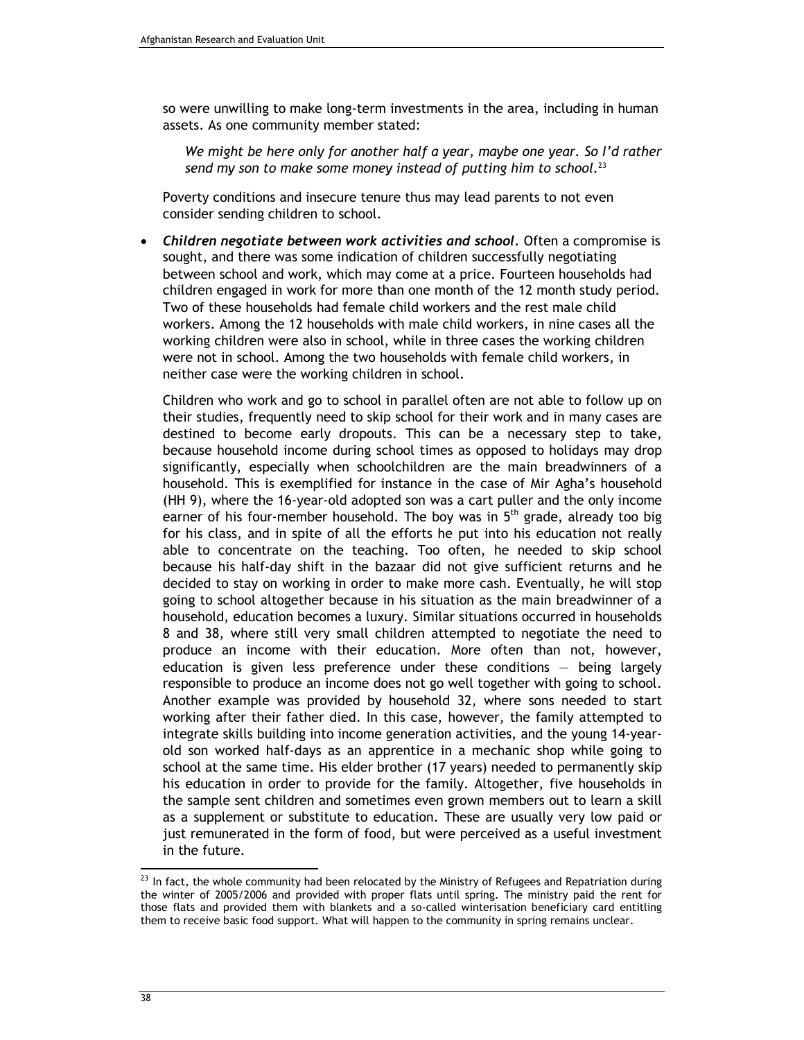so were unwilling to make long-term investments in the area, including in human assets. As one community member stated:

> *We might be here only for another half a year, maybe one year. So I'd rather send my son to make some money instead of putting him to school.*[23]

Poverty conditions and insecure tenure thus may lead parents to not even consider sending children to school.

- ***Children negotiate between work activities and school.*** Often a compromise is sought, and there was some indication of children successfully negotiating between school and work, which may come at a price. Fourteen households had children engaged in work for more than one month of the 12 month study period. Two of these households had female child workers and the rest male child workers. Among the 12 households with male child workers, in nine cases all the working children were also in school, while in three cases the working children were not in school. Among the two households with female child workers, in neither case were the working children in school.

  Children who work and go to school in parallel often are not able to follow up on their studies, frequently need to skip school for their work and in many cases are destined to become early dropouts. This can be a necessary step to take, because household income during school times as opposed to holidays may drop significantly, especially when schoolchildren are the main breadwinners of a household. This is exemplified for instance in the case of Mir Agha's household (HH 9), where the 16-year-old adopted son was a cart puller and the only income earner of his four-member household. The boy was in 5th grade, already too big for his class, and in spite of all the efforts he put into his education not really able to concentrate on the teaching. Too often, he needed to skip school because his half-day shift in the bazaar did not give sufficient returns and he decided to stay on working in order to make more cash. Eventually, he will stop going to school altogether because in his situation as the main breadwinner of a household, education becomes a luxury. Similar situations occurred in households 8 and 38, where still very small children attempted to negotiate the need to produce an income with their education. More often than not, however, education is given less preference under these conditions — being largely responsible to produce an income does not go well together with going to school. Another example was provided by household 32, where sons needed to start working after their father died. In this case, however, the family attempted to integrate skills building into income generation activities, and the young 14-year-old son worked half-days as an apprentice in a mechanic shop while going to school at the same time. His elder brother (17 years) needed to permanently skip his education in order to provide for the family. Altogether, five households in the sample sent children and sometimes even grown members out to learn a skill as a supplement or substitute to education. These are usually very low paid or just remunerated in the form of food, but were perceived as a useful investment in the future.

---

[23] In fact, the whole community had been relocated by the Ministry of Refugees and Repatriation during the winter of 2005/2006 and provided with proper flats until spring. The ministry paid the rent for those flats and provided them with blankets and a so-called winterisation beneficiary card entitling them to receive basic food support. What will happen to the community in spring remains unclear.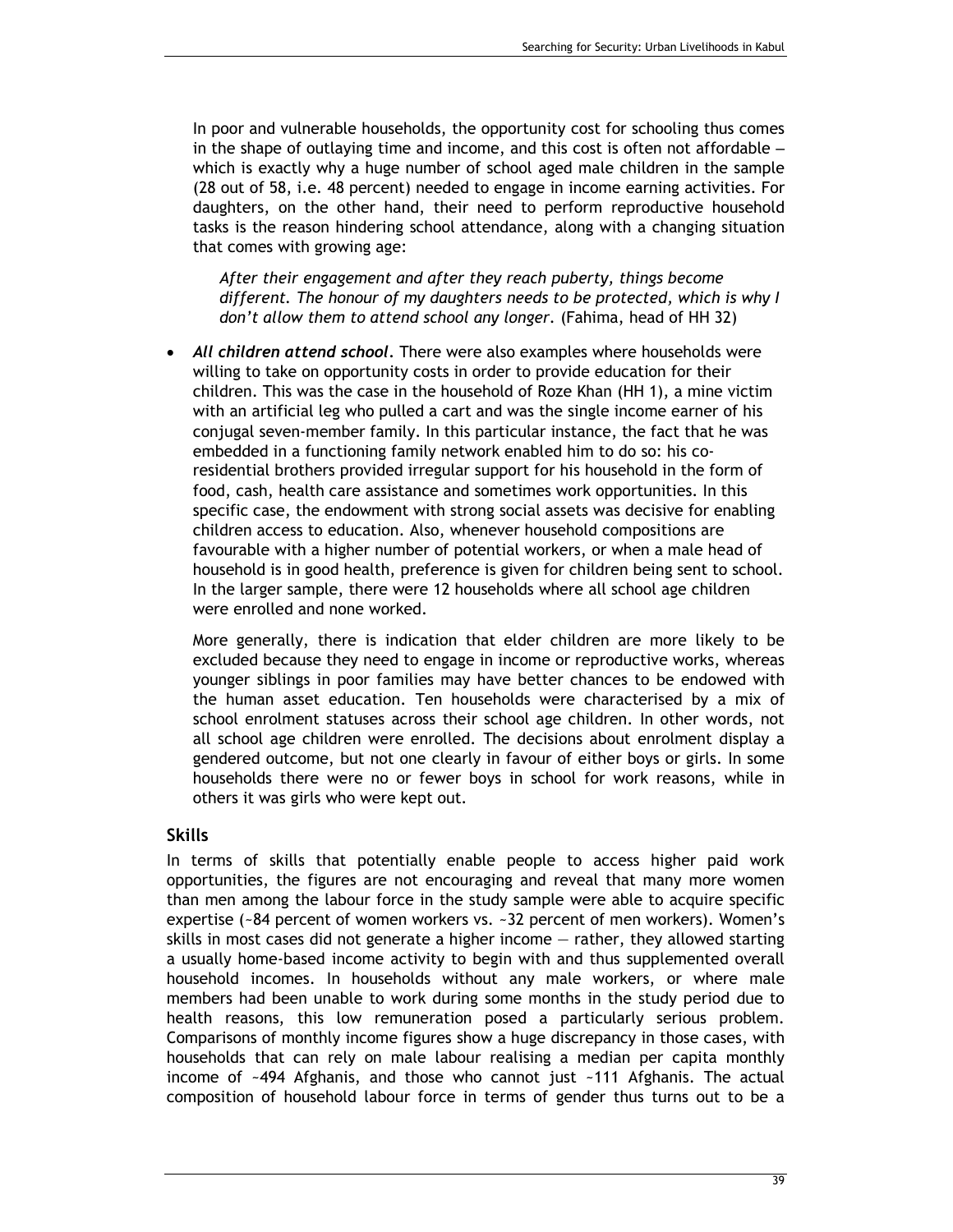In poor and vulnerable households, the opportunity cost for schooling thus comes in the shape of outlaying time and income, and this cost is often not affordable – which is exactly why a huge number of school aged male children in the sample (28 out of 58, i.e. 48 percent) needed to engage in income earning activities. For daughters, on the other hand, their need to perform reproductive household tasks is the reason hindering school attendance, along with a changing situation that comes with growing age:

> *After their engagement and after they reach puberty, things become different. The honour of my daughters needs to be protected, which is why I don't allow them to attend school any longer.* (Fahima, head of HH 32)

- ***All children attend school***. There were also examples where households were willing to take on opportunity costs in order to provide education for their children. This was the case in the household of Roze Khan (HH 1), a mine victim with an artificial leg who pulled a cart and was the single income earner of his conjugal seven-member family. In this particular instance, the fact that he was embedded in a functioning family network enabled him to do so: his co-residential brothers provided irregular support for his household in the form of food, cash, health care assistance and sometimes work opportunities. In this specific case, the endowment with strong social assets was decisive for enabling children access to education. Also, whenever household compositions are favourable with a higher number of potential workers, or when a male head of household is in good health, preference is given for children being sent to school. In the larger sample, there were 12 households where all school age children were enrolled and none worked.

  More generally, there is indication that elder children are more likely to be excluded because they need to engage in income or reproductive works, whereas younger siblings in poor families may have better chances to be endowed with the human asset education. Ten households were characterised by a mix of school enrolment statuses across their school age children. In other words, not all school age children were enrolled. The decisions about enrolment display a gendered outcome, but not one clearly in favour of either boys or girls. In some households there were no or fewer boys in school for work reasons, while in others it was girls who were kept out.

### Skills

In terms of skills that potentially enable people to access higher paid work opportunities, the figures are not encouraging and reveal that many more women than men among the labour force in the study sample were able to acquire specific expertise (~84 percent of women workers vs. ~32 percent of men workers). Women's skills in most cases did not generate a higher income — rather, they allowed starting a usually home-based income activity to begin with and thus supplemented overall household incomes. In households without any male workers, or where male members had been unable to work during some months in the study period due to health reasons, this low remuneration posed a particularly serious problem. Comparisons of monthly income figures show a huge discrepancy in those cases, with households that can rely on male labour realising a median per capita monthly income of ~494 Afghanis, and those who cannot just ~111 Afghanis. The actual composition of household labour force in terms of gender thus turns out to be a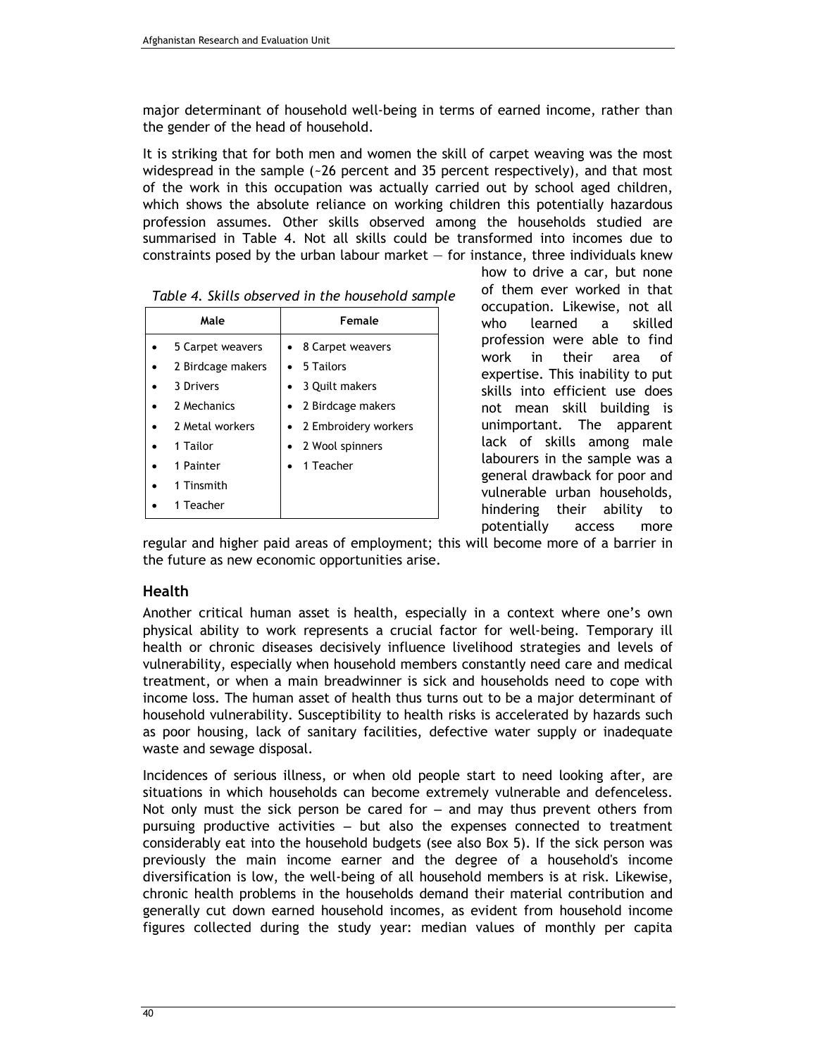major determinant of household well-being in terms of earned income, rather than the gender of the head of household.

It is striking that for both men and women the skill of carpet weaving was the most widespread in the sample (~26 percent and 35 percent respectively), and that most of the work in this occupation was actually carried out by school aged children, which shows the absolute reliance on working children this potentially hazardous profession assumes. Other skills observed among the households studied are summarised in Table 4. Not all skills could be transformed into incomes due to constraints posed by the urban labour market — for instance, three individuals knew how to drive a car, but none of them ever worked in that occupation. Likewise, not all who learned a skilled profession were able to find work in their area of expertise. This inability to put skills into efficient use does not mean skill building is unimportant. The apparent lack of skills among male labourers in the sample was a general drawback for poor and vulnerable urban households, hindering their ability to potentially access more regular and higher paid areas of employment; this will become more of a barrier in the future as new economic opportunities arise.

*Table 4. Skills observed in the household sample*

| Male | Female |
|---|---|
| • 5 Carpet weavers<br>• 2 Birdcage makers<br>• 3 Drivers<br>• 2 Mechanics<br>• 2 Metal workers<br>• 1 Tailor<br>• 1 Painter<br>• 1 Tinsmith<br>• 1 Teacher | • 8 Carpet weavers<br>• 5 Tailors<br>• 3 Quilt makers<br>• 2 Birdcage makers<br>• 2 Embroidery workers<br>• 2 Wool spinners<br>• 1 Teacher |

## Health

Another critical human asset is health, especially in a context where one's own physical ability to work represents a crucial factor for well-being. Temporary ill health or chronic diseases decisively influence livelihood strategies and levels of vulnerability, especially when household members constantly need care and medical treatment, or when a main breadwinner is sick and households need to cope with income loss. The human asset of health thus turns out to be a major determinant of household vulnerability. Susceptibility to health risks is accelerated by hazards such as poor housing, lack of sanitary facilities, defective water supply or inadequate waste and sewage disposal.

Incidences of serious illness, or when old people start to need looking after, are situations in which households can become extremely vulnerable and defenceless. Not only must the sick person be cared for — and may thus prevent others from pursuing productive activities — but also the expenses connected to treatment considerably eat into the household budgets (see also Box 5). If the sick person was previously the main income earner and the degree of a household's income diversification is low, the well-being of all household members is at risk. Likewise, chronic health problems in the households demand their material contribution and generally cut down earned household incomes, as evident from household income figures collected during the study year: median values of monthly per capita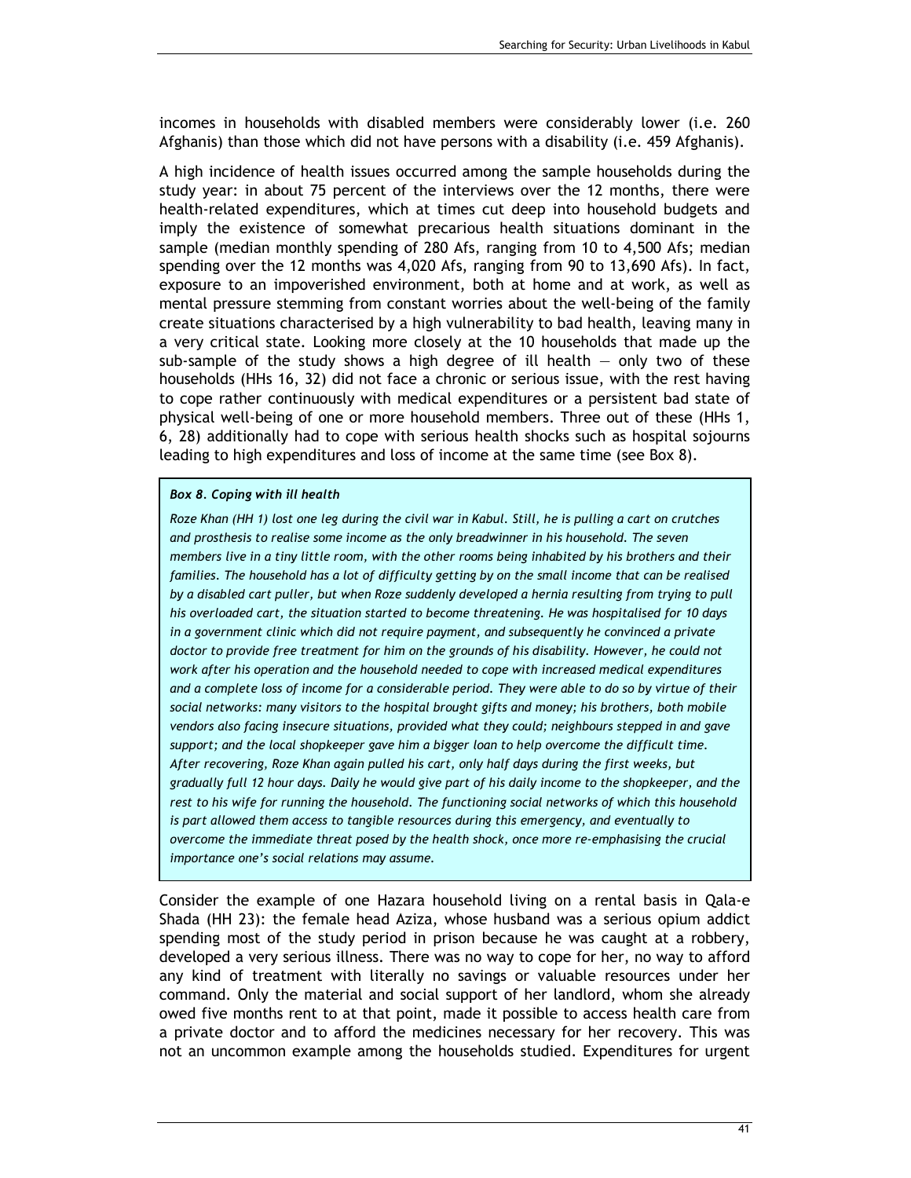incomes in households with disabled members were considerably lower (i.e. 260 Afghanis) than those which did not have persons with a disability (i.e. 459 Afghanis).

A high incidence of health issues occurred among the sample households during the study year: in about 75 percent of the interviews over the 12 months, there were health-related expenditures, which at times cut deep into household budgets and imply the existence of somewhat precarious health situations dominant in the sample (median monthly spending of 280 Afs, ranging from 10 to 4,500 Afs; median spending over the 12 months was 4,020 Afs, ranging from 90 to 13,690 Afs). In fact, exposure to an impoverished environment, both at home and at work, as well as mental pressure stemming from constant worries about the well-being of the family create situations characterised by a high vulnerability to bad health, leaving many in a very critical state. Looking more closely at the 10 households that made up the sub-sample of the study shows a high degree of ill health — only two of these households (HHs 16, 32) did not face a chronic or serious issue, with the rest having to cope rather continuously with medical expenditures or a persistent bad state of physical well-being of one or more household members. Three out of these (HHs 1, 6, 28) additionally had to cope with serious health shocks such as hospital sojourns leading to high expenditures and loss of income at the same time (see Box 8).

> ***Box 8. Coping with ill health***
>
> *Roze Khan (HH 1) lost one leg during the civil war in Kabul. Still, he is pulling a cart on crutches and prosthesis to realise some income as the only breadwinner in his household. The seven members live in a tiny little room, with the other rooms being inhabited by his brothers and their families. The household has a lot of difficulty getting by on the small income that can be realised by a disabled cart puller, but when Roze suddenly developed a hernia resulting from trying to pull his overloaded cart, the situation started to become threatening. He was hospitalised for 10 days in a government clinic which did not require payment, and subsequently he convinced a private doctor to provide free treatment for him on the grounds of his disability. However, he could not work after his operation and the household needed to cope with increased medical expenditures and a complete loss of income for a considerable period. They were able to do so by virtue of their social networks: many visitors to the hospital brought gifts and money; his brothers, both mobile vendors also facing insecure situations, provided what they could; neighbours stepped in and gave support; and the local shopkeeper gave him a bigger loan to help overcome the difficult time. After recovering, Roze Khan again pulled his cart, only half days during the first weeks, but gradually full 12 hour days. Daily he would give part of his daily income to the shopkeeper, and the rest to his wife for running the household. The functioning social networks of which this household is part allowed them access to tangible resources during this emergency, and eventually to overcome the immediate threat posed by the health shock, once more re-emphasising the crucial importance one's social relations may assume.*

Consider the example of one Hazara household living on a rental basis in Qala-e Shada (HH 23): the female head Aziza, whose husband was a serious opium addict spending most of the study period in prison because he was caught at a robbery, developed a very serious illness. There was no way to cope for her, no way to afford any kind of treatment with literally no savings or valuable resources under her command. Only the material and social support of her landlord, whom she already owed five months rent to at that point, made it possible to access health care from a private doctor and to afford the medicines necessary for her recovery. This was not an uncommon example among the households studied. Expenditures for urgent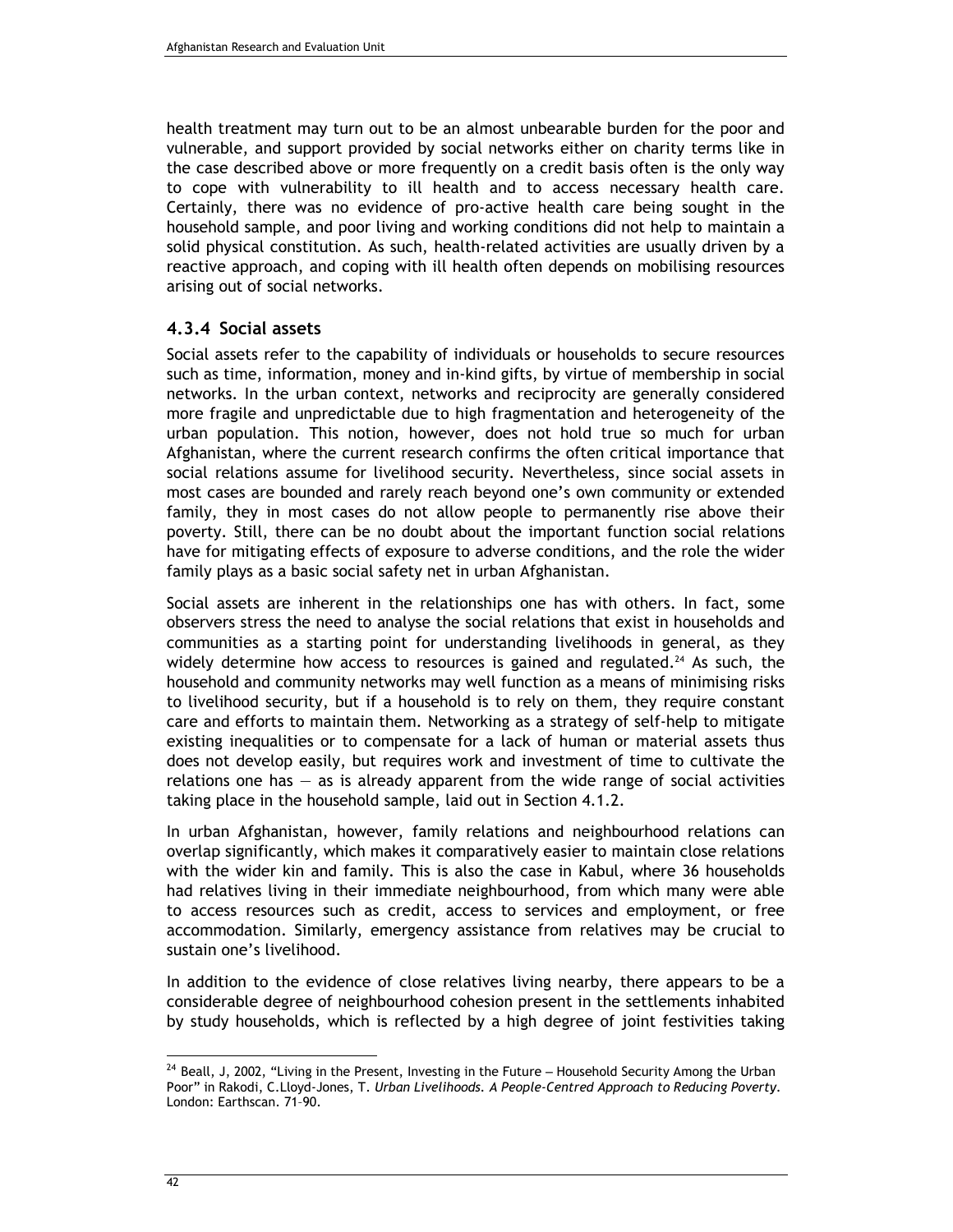health treatment may turn out to be an almost unbearable burden for the poor and vulnerable, and support provided by social networks either on charity terms like in the case described above or more frequently on a credit basis often is the only way to cope with vulnerability to ill health and to access necessary health care. Certainly, there was no evidence of pro-active health care being sought in the household sample, and poor living and working conditions did not help to maintain a solid physical constitution. As such, health-related activities are usually driven by a reactive approach, and coping with ill health often depends on mobilising resources arising out of social networks.

### 4.3.4 Social assets

Social assets refer to the capability of individuals or households to secure resources such as time, information, money and in-kind gifts, by virtue of membership in social networks. In the urban context, networks and reciprocity are generally considered more fragile and unpredictable due to high fragmentation and heterogeneity of the urban population. This notion, however, does not hold true so much for urban Afghanistan, where the current research confirms the often critical importance that social relations assume for livelihood security. Nevertheless, since social assets in most cases are bounded and rarely reach beyond one's own community or extended family, they in most cases do not allow people to permanently rise above their poverty. Still, there can be no doubt about the important function social relations have for mitigating effects of exposure to adverse conditions, and the role the wider family plays as a basic social safety net in urban Afghanistan.

Social assets are inherent in the relationships one has with others. In fact, some observers stress the need to analyse the social relations that exist in households and communities as a starting point for understanding livelihoods in general, as they widely determine how access to resources is gained and regulated.[24] As such, the household and community networks may well function as a means of minimising risks to livelihood security, but if a household is to rely on them, they require constant care and efforts to maintain them. Networking as a strategy of self-help to mitigate existing inequalities or to compensate for a lack of human or material assets thus does not develop easily, but requires work and investment of time to cultivate the relations one has — as is already apparent from the wide range of social activities taking place in the household sample, laid out in Section 4.1.2.

In urban Afghanistan, however, family relations and neighbourhood relations can overlap significantly, which makes it comparatively easier to maintain close relations with the wider kin and family. This is also the case in Kabul, where 36 households had relatives living in their immediate neighbourhood, from which many were able to access resources such as credit, access to services and employment, or free accommodation. Similarly, emergency assistance from relatives may be crucial to sustain one's livelihood.

In addition to the evidence of close relatives living nearby, there appears to be a considerable degree of neighbourhood cohesion present in the settlements inhabited by study households, which is reflected by a high degree of joint festivities taking

---

[24] Beall, J, 2002, "Living in the Present, Investing in the Future – Household Security Among the Urban Poor" in Rakodi, C.Lloyd-Jones, T. *Urban Livelihoods. A People-Centred Approach to Reducing Poverty*. London: Earthscan. 71–90.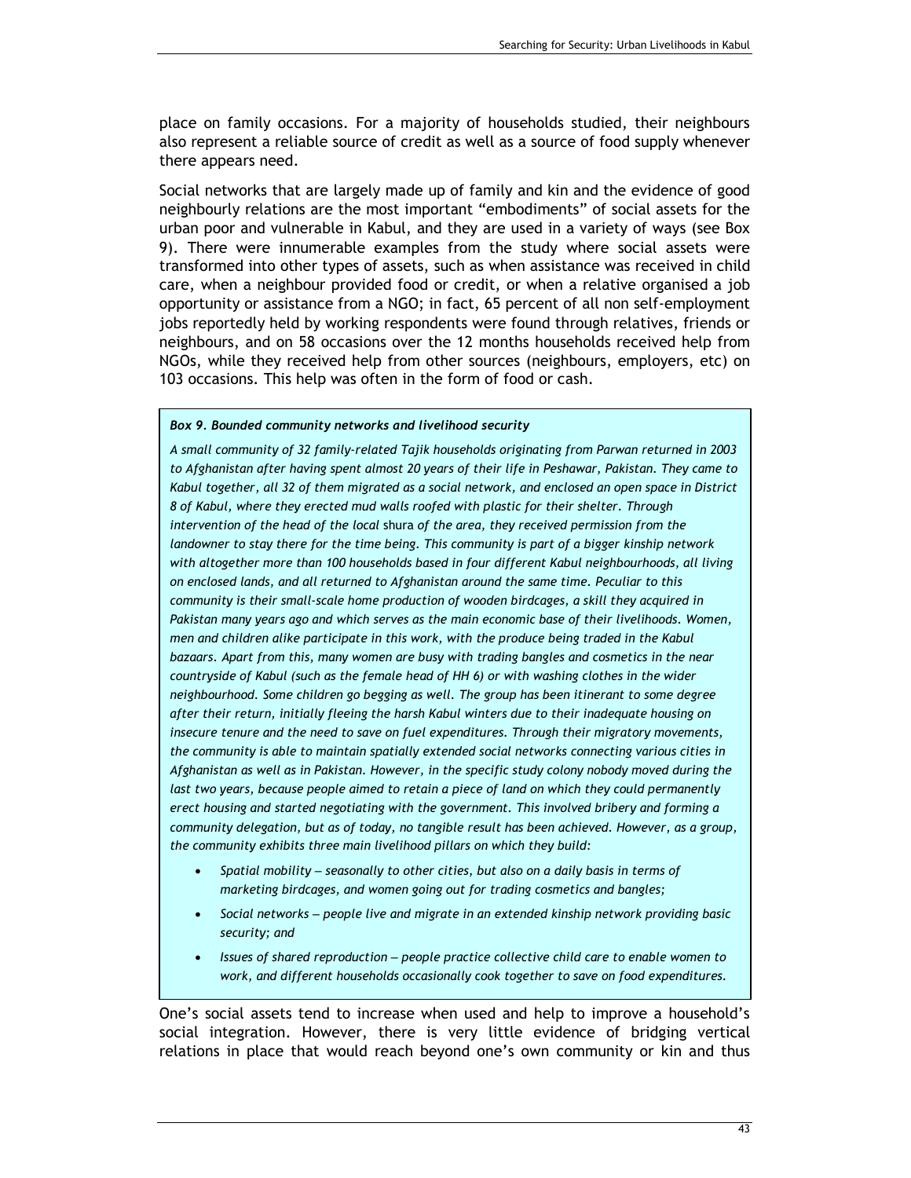place on family occasions. For a majority of households studied, their neighbours also represent a reliable source of credit as well as a source of food supply whenever there appears need.

Social networks that are largely made up of family and kin and the evidence of good neighbourly relations are the most important "embodiments" of social assets for the urban poor and vulnerable in Kabul, and they are used in a variety of ways (see Box 9). There were innumerable examples from the study where social assets were transformed into other types of assets, such as when assistance was received in child care, when a neighbour provided food or credit, or when a relative organised a job opportunity or assistance from a NGO; in fact, 65 percent of all non self-employment jobs reportedly held by working respondents were found through relatives, friends or neighbours, and on 58 occasions over the 12 months households received help from NGOs, while they received help from other sources (neighbours, employers, etc) on 103 occasions. This help was often in the form of food or cash.

> ***Box 9. Bounded community networks and livelihood security***
>
> *A small community of 32 family-related Tajik households originating from Parwan returned in 2003 to Afghanistan after having spent almost 20 years of their life in Peshawar, Pakistan. They came to Kabul together, all 32 of them migrated as a social network, and enclosed an open space in District 8 of Kabul, where they erected mud walls roofed with plastic for their shelter. Through intervention of the head of the local* shura *of the area, they received permission from the landowner to stay there for the time being. This community is part of a bigger kinship network with altogether more than 100 households based in four different Kabul neighbourhoods, all living on enclosed lands, and all returned to Afghanistan around the same time. Peculiar to this community is their small-scale home production of wooden birdcages, a skill they acquired in Pakistan many years ago and which serves as the main economic base of their livelihoods. Women, men and children alike participate in this work, with the produce being traded in the Kabul bazaars. Apart from this, many women are busy with trading bangles and cosmetics in the near countryside of Kabul (such as the female head of HH 6) or with washing clothes in the wider neighbourhood. Some children go begging as well. The group has been itinerant to some degree after their return, initially fleeing the harsh Kabul winters due to their inadequate housing on insecure tenure and the need to save on fuel expenditures. Through their migratory movements, the community is able to maintain spatially extended social networks connecting various cities in Afghanistan as well as in Pakistan. However, in the specific study colony nobody moved during the last two years, because people aimed to retain a piece of land on which they could permanently erect housing and started negotiating with the government. This involved bribery and forming a community delegation, but as of today, no tangible result has been achieved. However, as a group, the community exhibits three main livelihood pillars on which they build:*
>
> - *Spatial mobility – seasonally to other cities, but also on a daily basis in terms of marketing birdcages, and women going out for trading cosmetics and bangles;*
> - *Social networks – people live and migrate in an extended kinship network providing basic security; and*
> - *Issues of shared reproduction – people practice collective child care to enable women to work, and different households occasionally cook together to save on food expenditures.*

One's social assets tend to increase when used and help to improve a household's social integration. However, there is very little evidence of bridging vertical relations in place that would reach beyond one's own community or kin and thus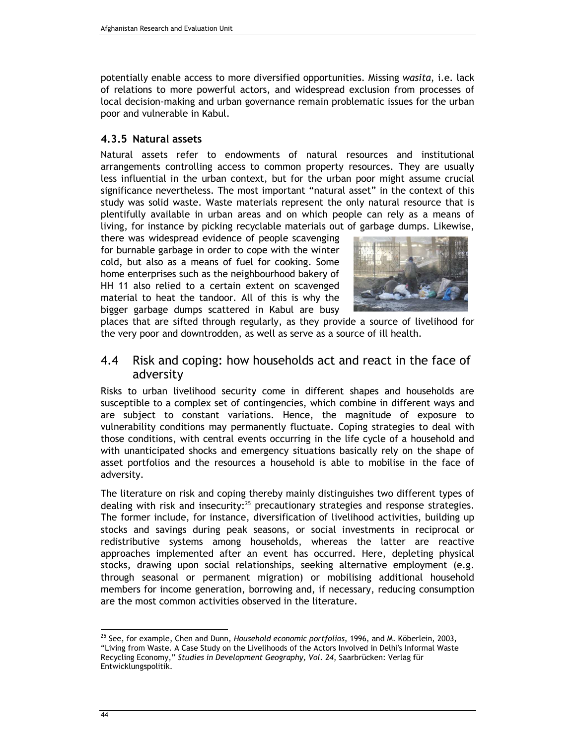potentially enable access to more diversified opportunities. Missing *wasita*, i.e. lack of relations to more powerful actors, and widespread exclusion from processes of local decision-making and urban governance remain problematic issues for the urban poor and vulnerable in Kabul.

### 4.3.5 Natural assets

Natural assets refer to endowments of natural resources and institutional arrangements controlling access to common property resources. They are usually less influential in the urban context, but for the urban poor might assume crucial significance nevertheless. The most important "natural asset" in the context of this study was solid waste. Waste materials represent the only natural resource that is plentifully available in urban areas and on which people can rely as a means of living, for instance by picking recyclable materials out of garbage dumps. Likewise, there was widespread evidence of people scavenging for burnable garbage in order to cope with the winter cold, but also as a means of fuel for cooking. Some home enterprises such as the neighbourhood bakery of HH 11 also relied to a certain extent on scavenged material to heat the tandoor. All of this is why the bigger garbage dumps scattered in Kabul are busy places that are sifted through regularly, as they provide a source of livelihood for the very poor and downtrodden, as well as serve as a source of ill health.

## 4.4 Risk and coping: how households act and react in the face of adversity

Risks to urban livelihood security come in different shapes and households are susceptible to a complex set of contingencies, which combine in different ways and are subject to constant variations. Hence, the magnitude of exposure to vulnerability conditions may permanently fluctuate. Coping strategies to deal with those conditions, with central events occurring in the life cycle of a household and with unanticipated shocks and emergency situations basically rely on the shape of asset portfolios and the resources a household is able to mobilise in the face of adversity.

The literature on risk and coping thereby mainly distinguishes two different types of dealing with risk and insecurity:[25] precautionary strategies and response strategies. The former include, for instance, diversification of livelihood activities, building up stocks and savings during peak seasons, or social investments in reciprocal or redistributive systems among households, whereas the latter are reactive approaches implemented after an event has occurred. Here, depleting physical stocks, drawing upon social relationships, seeking alternative employment (e.g. through seasonal or permanent migration) or mobilising additional household members for income generation, borrowing and, if necessary, reducing consumption are the most common activities observed in the literature.

---

[25] See, for example, Chen and Dunn, *Household economic portfolios*, 1996, and M. Köberlein, 2003, "Living from Waste. A Case Study on the Livelihoods of the Actors Involved in Delhi's Informal Waste Recycling Economy," *Studies in Development Geography, Vol. 24*, Saarbrücken: Verlag für Entwicklungspolitik.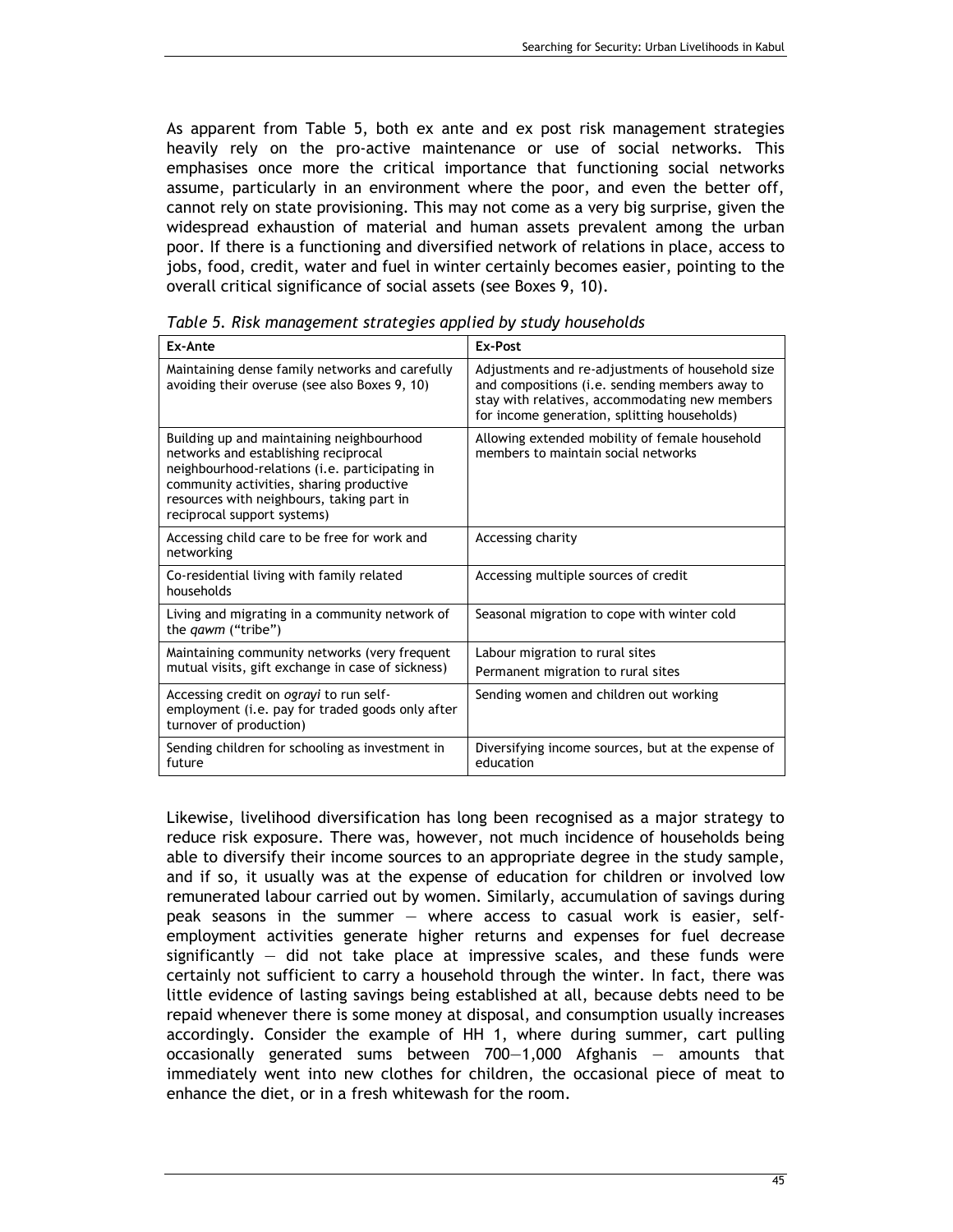As apparent from Table 5, both ex ante and ex post risk management strategies heavily rely on the pro-active maintenance or use of social networks. This emphasises once more the critical importance that functioning social networks assume, particularly in an environment where the poor, and even the better off, cannot rely on state provisioning. This may not come as a very big surprise, given the widespread exhaustion of material and human assets prevalent among the urban poor. If there is a functioning and diversified network of relations in place, access to jobs, food, credit, water and fuel in winter certainly becomes easier, pointing to the overall critical significance of social assets (see Boxes 9, 10).

*Table 5. Risk management strategies applied by study households*

| Ex-Ante | Ex-Post |
|---|---|
| Maintaining dense family networks and carefully avoiding their overuse (see also Boxes 9, 10) | Adjustments and re-adjustments of household size and compositions (i.e. sending members away to stay with relatives, accommodating new members for income generation, splitting households) |
| Building up and maintaining neighbourhood networks and establishing reciprocal neighbourhood-relations (i.e. participating in community activities, sharing productive resources with neighbours, taking part in reciprocal support systems) | Allowing extended mobility of female household members to maintain social networks |
| Accessing child care to be free for work and networking | Accessing charity |
| Co-residential living with family related households | Accessing multiple sources of credit |
| Living and migrating in a community network of the *qawm* ("tribe") | Seasonal migration to cope with winter cold |
| Maintaining community networks (very frequent mutual visits, gift exchange in case of sickness) | Labour migration to rural sites<br>Permanent migration to rural sites |
| Accessing credit on *ograyi* to run self-employment (i.e. pay for traded goods only after turnover of production) | Sending women and children out working |
| Sending children for schooling as investment in future | Diversifying income sources, but at the expense of education |

Likewise, livelihood diversification has long been recognised as a major strategy to reduce risk exposure. There was, however, not much incidence of households being able to diversify their income sources to an appropriate degree in the study sample, and if so, it usually was at the expense of education for children or involved low remunerated labour carried out by women. Similarly, accumulation of savings during peak seasons in the summer — where access to casual work is easier, self-employment activities generate higher returns and expenses for fuel decrease significantly — did not take place at impressive scales, and these funds were certainly not sufficient to carry a household through the winter. In fact, there was little evidence of lasting savings being established at all, because debts need to be repaid whenever there is some money at disposal, and consumption usually increases accordingly. Consider the example of HH 1, where during summer, cart pulling occasionally generated sums between 700—1,000 Afghanis — amounts that immediately went into new clothes for children, the occasional piece of meat to enhance the diet, or in a fresh whitewash for the room.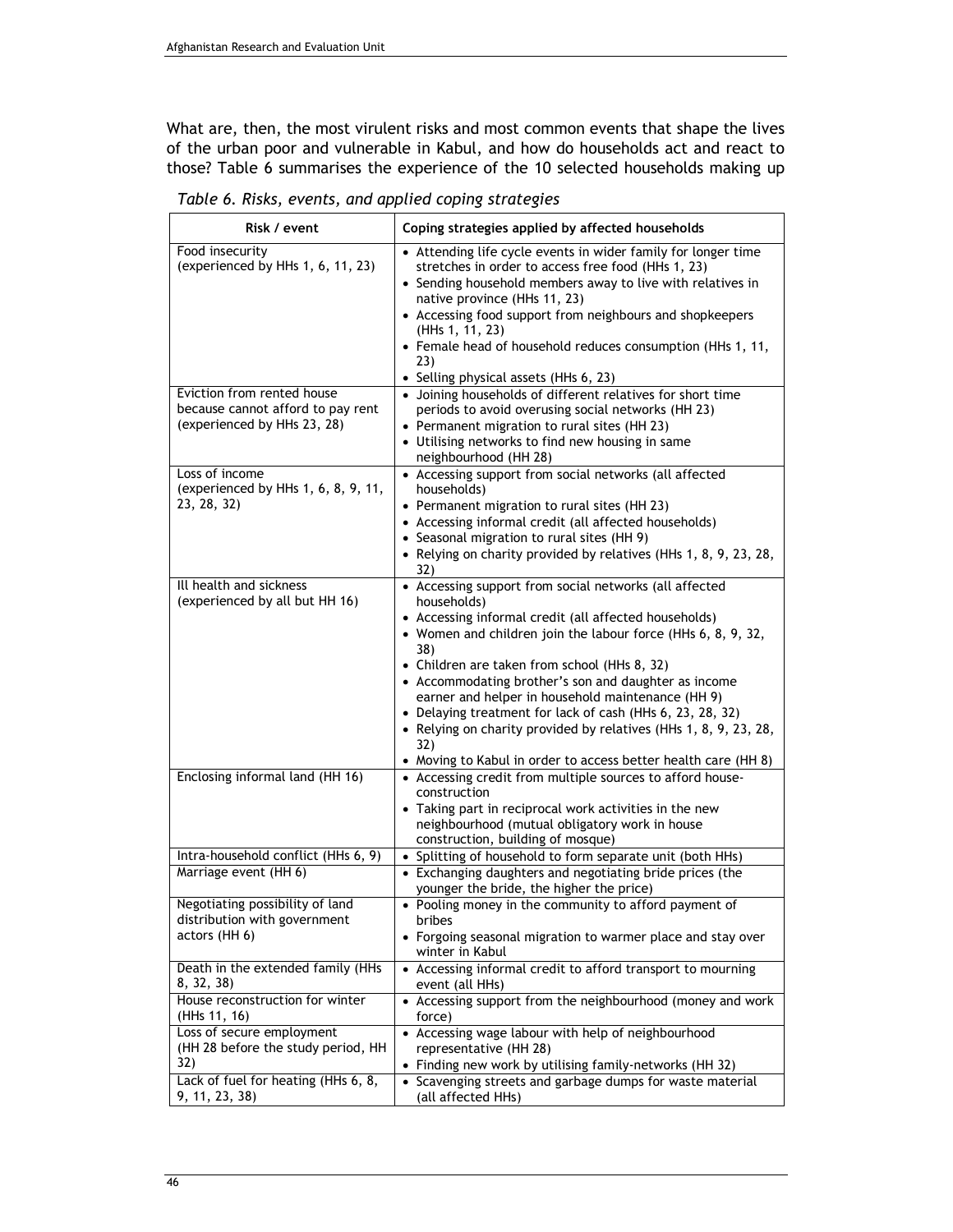What are, then, the most virulent risks and most common events that shape the lives of the urban poor and vulnerable in Kabul, and how do households act and react to those? Table 6 summarises the experience of the 10 selected households making up

*Table 6. Risks, events, and applied coping strategies*

| Risk / event | Coping strategies applied by affected households |
|---|---|
| Food insecurity (experienced by HHs 1, 6, 11, 23) | • Attending life cycle events in wider family for longer time stretches in order to access free food (HHs 1, 23)<br>• Sending household members away to live with relatives in native province (HHs 11, 23)<br>• Accessing food support from neighbours and shopkeepers (HHs 1, 11, 23)<br>• Female head of household reduces consumption (HHs 1, 11, 23)<br>• Selling physical assets (HHs 6, 23) |
| Eviction from rented house because cannot afford to pay rent (experienced by HHs 23, 28) | • Joining households of different relatives for short time periods to avoid overusing social networks (HH 23)<br>• Permanent migration to rural sites (HH 23)<br>• Utilising networks to find new housing in same neighbourhood (HH 28) |
| Loss of income (experienced by HHs 1, 6, 8, 9, 11, 23, 28, 32) | • Accessing support from social networks (all affected households)<br>• Permanent migration to rural sites (HH 23)<br>• Accessing informal credit (all affected households)<br>• Seasonal migration to rural sites (HH 9)<br>• Relying on charity provided by relatives (HHs 1, 8, 9, 23, 28, 32) |
| Ill health and sickness (experienced by all but HH 16) | • Accessing support from social networks (all affected households)<br>• Accessing informal credit (all affected households)<br>• Women and children join the labour force (HHs 6, 8, 9, 32, 38)<br>• Children are taken from school (HHs 8, 32)<br>• Accommodating brother's son and daughter as income earner and helper in household maintenance (HH 9)<br>• Delaying treatment for lack of cash (HHs 6, 23, 28, 32)<br>• Relying on charity provided by relatives (HHs 1, 8, 9, 23, 28, 32)<br>• Moving to Kabul in order to access better health care (HH 8) |
| Enclosing informal land (HH 16) | • Accessing credit from multiple sources to afford house-construction<br>• Taking part in reciprocal work activities in the new neighbourhood (mutual obligatory work in house construction, building of mosque) |
| Intra-household conflict (HHs 6, 9) | • Splitting of household to form separate unit (both HHs) |
| Marriage event (HH 6) | • Exchanging daughters and negotiating bride prices (the younger the bride, the higher the price) |
| Negotiating possibility of land distribution with government actors (HH 6) | • Pooling money in the community to afford payment of bribes<br>• Forgoing seasonal migration to warmer place and stay over winter in Kabul |
| Death in the extended family (HHs 8, 32, 38) | • Accessing informal credit to afford transport to mourning event (all HHs) |
| House reconstruction for winter (HHs 11, 16) | • Accessing support from the neighbourhood (money and work force) |
| Loss of secure employment (HH 28 before the study period, HH 32) | • Accessing wage labour with help of neighbourhood representative (HH 28)<br>• Finding new work by utilising family-networks (HH 32) |
| Lack of fuel for heating (HHs 6, 8, 9, 11, 23, 38) | • Scavenging streets and garbage dumps for waste material (all affected HHs) |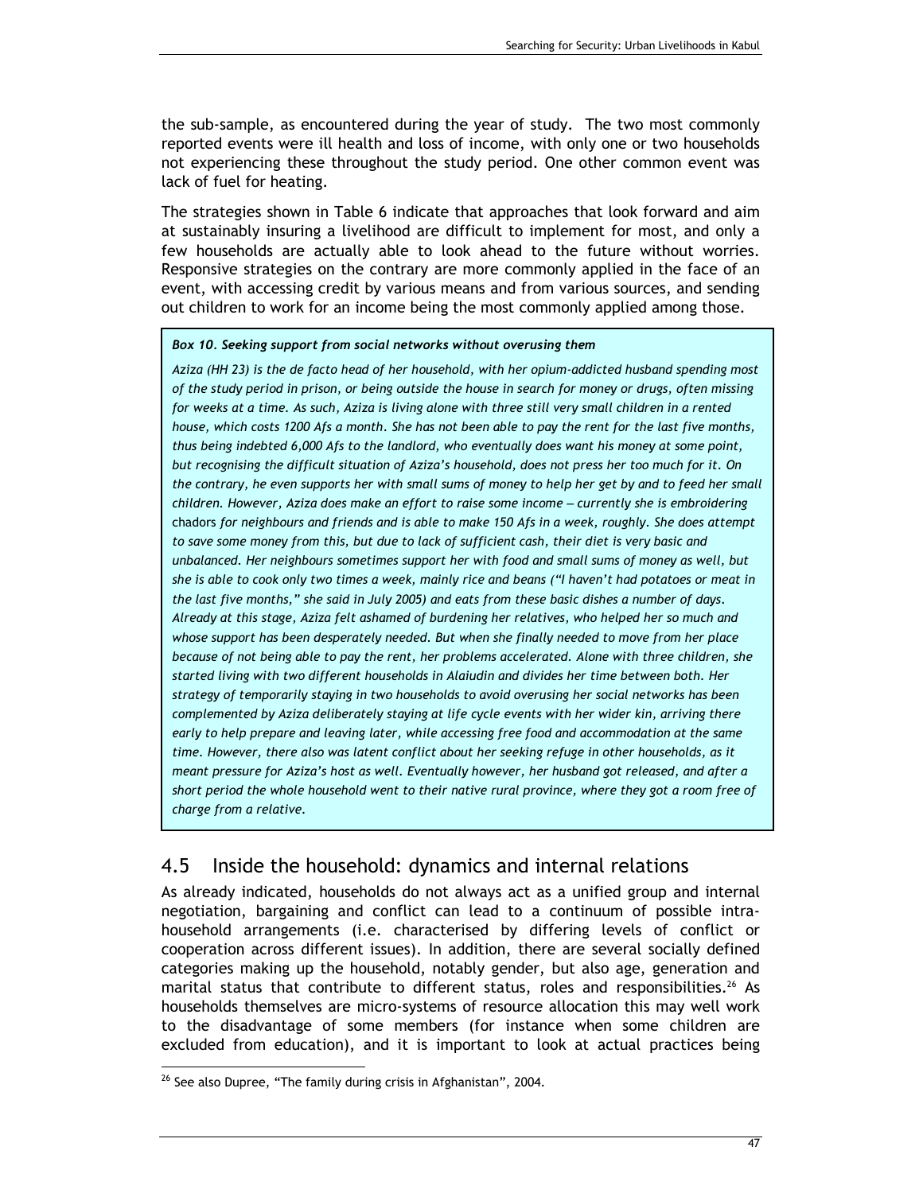the sub-sample, as encountered during the year of study. The two most commonly reported events were ill health and loss of income, with only one or two households not experiencing these throughout the study period. One other common event was lack of fuel for heating.

The strategies shown in Table 6 indicate that approaches that look forward and aim at sustainably insuring a livelihood are difficult to implement for most, and only a few households are actually able to look ahead to the future without worries. Responsive strategies on the contrary are more commonly applied in the face of an event, with accessing credit by various means and from various sources, and sending out children to work for an income being the most commonly applied among those.

> ***Box 10. Seeking support from social networks without overusing them***
>
> *Aziza (HH 23) is the de facto head of her household, with her opium-addicted husband spending most of the study period in prison, or being outside the house in search for money or drugs, often missing for weeks at a time. As such, Aziza is living alone with three still very small children in a rented house, which costs 1200 Afs a month. She has not been able to pay the rent for the last five months, thus being indebted 6,000 Afs to the landlord, who eventually does want his money at some point, but recognising the difficult situation of Aziza's household, does not press her too much for it. On the contrary, he even supports her with small sums of money to help her get by and to feed her small children. However, Aziza does make an effort to raise some income – currently she is embroidering* chadors *for neighbours and friends and is able to make 150 Afs in a week, roughly. She does attempt to save some money from this, but due to lack of sufficient cash, their diet is very basic and unbalanced. Her neighbours sometimes support her with food and small sums of money as well, but she is able to cook only two times a week, mainly rice and beans ("I haven't had potatoes or meat in the last five months," she said in July 2005) and eats from these basic dishes a number of days. Already at this stage, Aziza felt ashamed of burdening her relatives, who helped her so much and whose support has been desperately needed. But when she finally needed to move from her place because of not being able to pay the rent, her problems accelerated. Alone with three children, she started living with two different households in Alaiudin and divides her time between both. Her strategy of temporarily staying in two households to avoid overusing her social networks has been complemented by Aziza deliberately staying at life cycle events with her wider kin, arriving there early to help prepare and leaving later, while accessing free food and accommodation at the same time. However, there also was latent conflict about her seeking refuge in other households, as it meant pressure for Aziza's host as well. Eventually however, her husband got released, and after a short period the whole household went to their native rural province, where they got a room free of charge from a relative.*

## 4.5 Inside the household: dynamics and internal relations

As already indicated, households do not always act as a unified group and internal negotiation, bargaining and conflict can lead to a continuum of possible intra-household arrangements (i.e. characterised by differing levels of conflict or cooperation across different issues). In addition, there are several socially defined categories making up the household, notably gender, but also age, generation and marital status that contribute to different status, roles and responsibilities.[26] As households themselves are micro-systems of resource allocation this may well work to the disadvantage of some members (for instance when some children are excluded from education), and it is important to look at actual practices being

[26] See also Dupree, "The family during crisis in Afghanistan", 2004.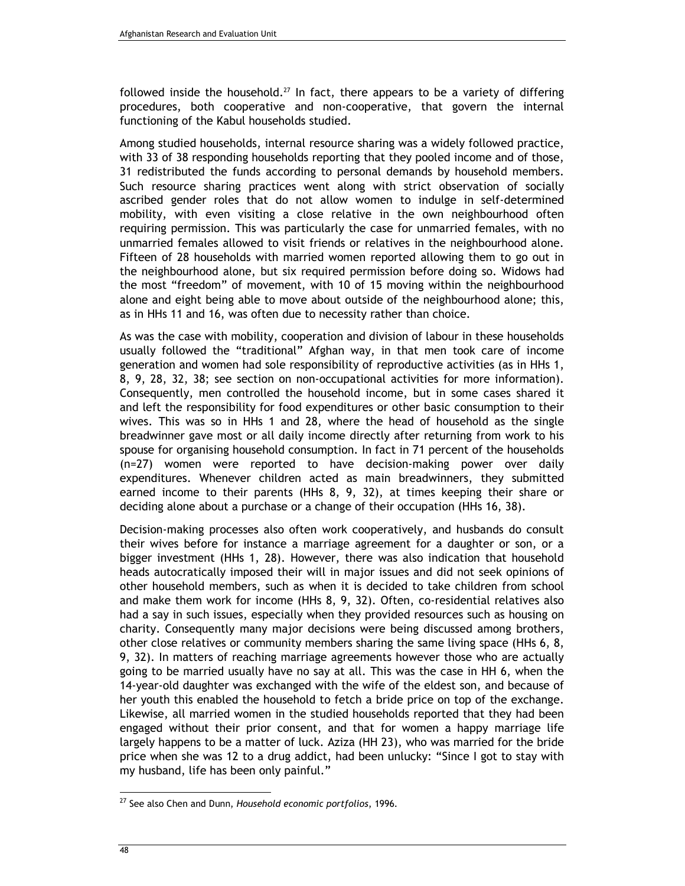followed inside the household.[27] In fact, there appears to be a variety of differing procedures, both cooperative and non-cooperative, that govern the internal functioning of the Kabul households studied.

Among studied households, internal resource sharing was a widely followed practice, with 33 of 38 responding households reporting that they pooled income and of those, 31 redistributed the funds according to personal demands by household members. Such resource sharing practices went along with strict observation of socially ascribed gender roles that do not allow women to indulge in self-determined mobility, with even visiting a close relative in the own neighbourhood often requiring permission. This was particularly the case for unmarried females, with no unmarried females allowed to visit friends or relatives in the neighbourhood alone. Fifteen of 28 households with married women reported allowing them to go out in the neighbourhood alone, but six required permission before doing so. Widows had the most "freedom" of movement, with 10 of 15 moving within the neighbourhood alone and eight being able to move about outside of the neighbourhood alone; this, as in HHs 11 and 16, was often due to necessity rather than choice.

As was the case with mobility, cooperation and division of labour in these households usually followed the "traditional" Afghan way, in that men took care of income generation and women had sole responsibility of reproductive activities (as in HHs 1, 8, 9, 28, 32, 38; see section on non-occupational activities for more information). Consequently, men controlled the household income, but in some cases shared it and left the responsibility for food expenditures or other basic consumption to their wives. This was so in HHs 1 and 28, where the head of household as the single breadwinner gave most or all daily income directly after returning from work to his spouse for organising household consumption. In fact in 71 percent of the households (n=27) women were reported to have decision-making power over daily expenditures. Whenever children acted as main breadwinners, they submitted earned income to their parents (HHs 8, 9, 32), at times keeping their share or deciding alone about a purchase or a change of their occupation (HHs 16, 38).

Decision-making processes also often work cooperatively, and husbands do consult their wives before for instance a marriage agreement for a daughter or son, or a bigger investment (HHs 1, 28). However, there was also indication that household heads autocratically imposed their will in major issues and did not seek opinions of other household members, such as when it is decided to take children from school and make them work for income (HHs 8, 9, 32). Often, co-residential relatives also had a say in such issues, especially when they provided resources such as housing on charity. Consequently many major decisions were being discussed among brothers, other close relatives or community members sharing the same living space (HHs 6, 8, 9, 32). In matters of reaching marriage agreements however those who are actually going to be married usually have no say at all. This was the case in HH 6, when the 14-year-old daughter was exchanged with the wife of the eldest son, and because of her youth this enabled the household to fetch a bride price on top of the exchange. Likewise, all married women in the studied households reported that they had been engaged without their prior consent, and that for women a happy marriage life largely happens to be a matter of luck. Aziza (HH 23), who was married for the bride price when she was 12 to a drug addict, had been unlucky: "Since I got to stay with my husband, life has been only painful."

[27] See also Chen and Dunn, *Household economic portfolios*, 1996.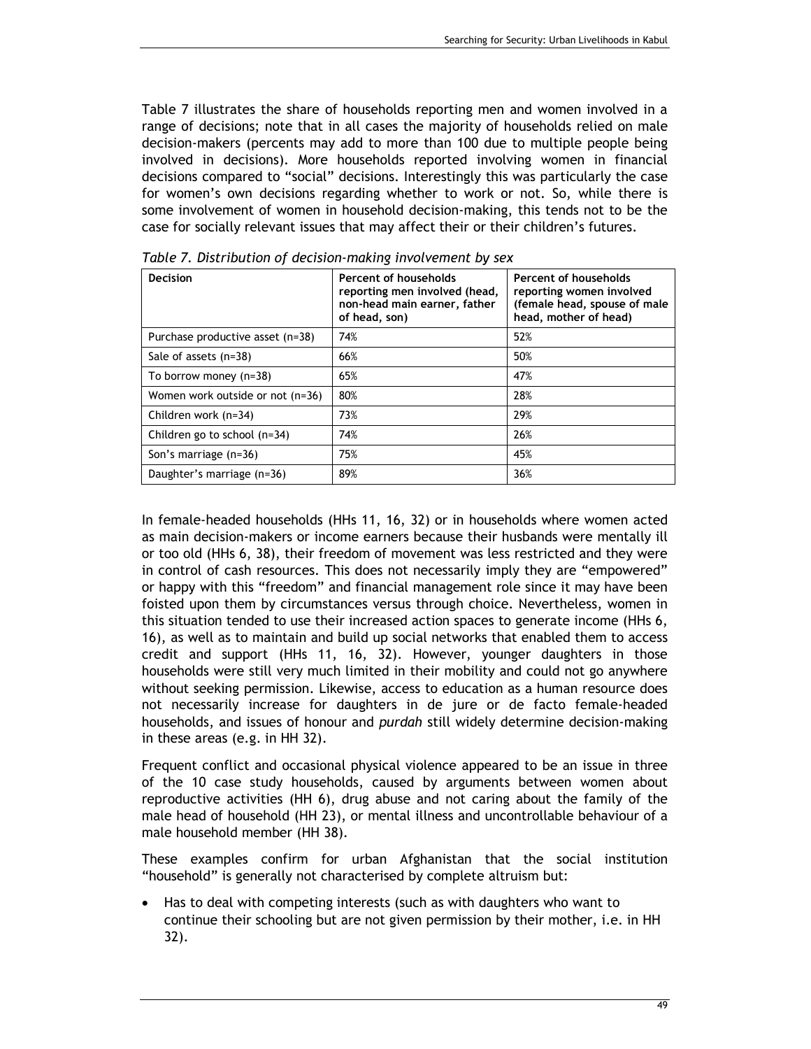Table 7 illustrates the share of households reporting men and women involved in a range of decisions; note that in all cases the majority of households relied on male decision-makers (percents may add to more than 100 due to multiple people being involved in decisions). More households reported involving women in financial decisions compared to "social" decisions. Interestingly this was particularly the case for women's own decisions regarding whether to work or not. So, while there is some involvement of women in household decision-making, this tends not to be the case for socially relevant issues that may affect their or their children's futures.

*Table 7. Distribution of decision-making involvement by sex*

| Decision | Percent of households reporting men involved (head, non-head main earner, father of head, son) | Percent of households reporting women involved (female head, spouse of male head, mother of head) |
|---|---|---|
| Purchase productive asset (n=38) | 74% | 52% |
| Sale of assets (n=38) | 66% | 50% |
| To borrow money (n=38) | 65% | 47% |
| Women work outside or not (n=36) | 80% | 28% |
| Children work (n=34) | 73% | 29% |
| Children go to school (n=34) | 74% | 26% |
| Son's marriage (n=36) | 75% | 45% |
| Daughter's marriage (n=36) | 89% | 36% |

In female-headed households (HHs 11, 16, 32) or in households where women acted as main decision-makers or income earners because their husbands were mentally ill or too old (HHs 6, 38), their freedom of movement was less restricted and they were in control of cash resources. This does not necessarily imply they are "empowered" or happy with this "freedom" and financial management role since it may have been foisted upon them by circumstances versus through choice. Nevertheless, women in this situation tended to use their increased action spaces to generate income (HHs 6, 16), as well as to maintain and build up social networks that enabled them to access credit and support (HHs 11, 16, 32). However, younger daughters in those households were still very much limited in their mobility and could not go anywhere without seeking permission. Likewise, access to education as a human resource does not necessarily increase for daughters in de jure or de facto female-headed households, and issues of honour and *purdah* still widely determine decision-making in these areas (e.g. in HH 32).

Frequent conflict and occasional physical violence appeared to be an issue in three of the 10 case study households, caused by arguments between women about reproductive activities (HH 6), drug abuse and not caring about the family of the male head of household (HH 23), or mental illness and uncontrollable behaviour of a male household member (HH 38).

These examples confirm for urban Afghanistan that the social institution "household" is generally not characterised by complete altruism but:

- Has to deal with competing interests (such as with daughters who want to continue their schooling but are not given permission by their mother, i.e. in HH 32).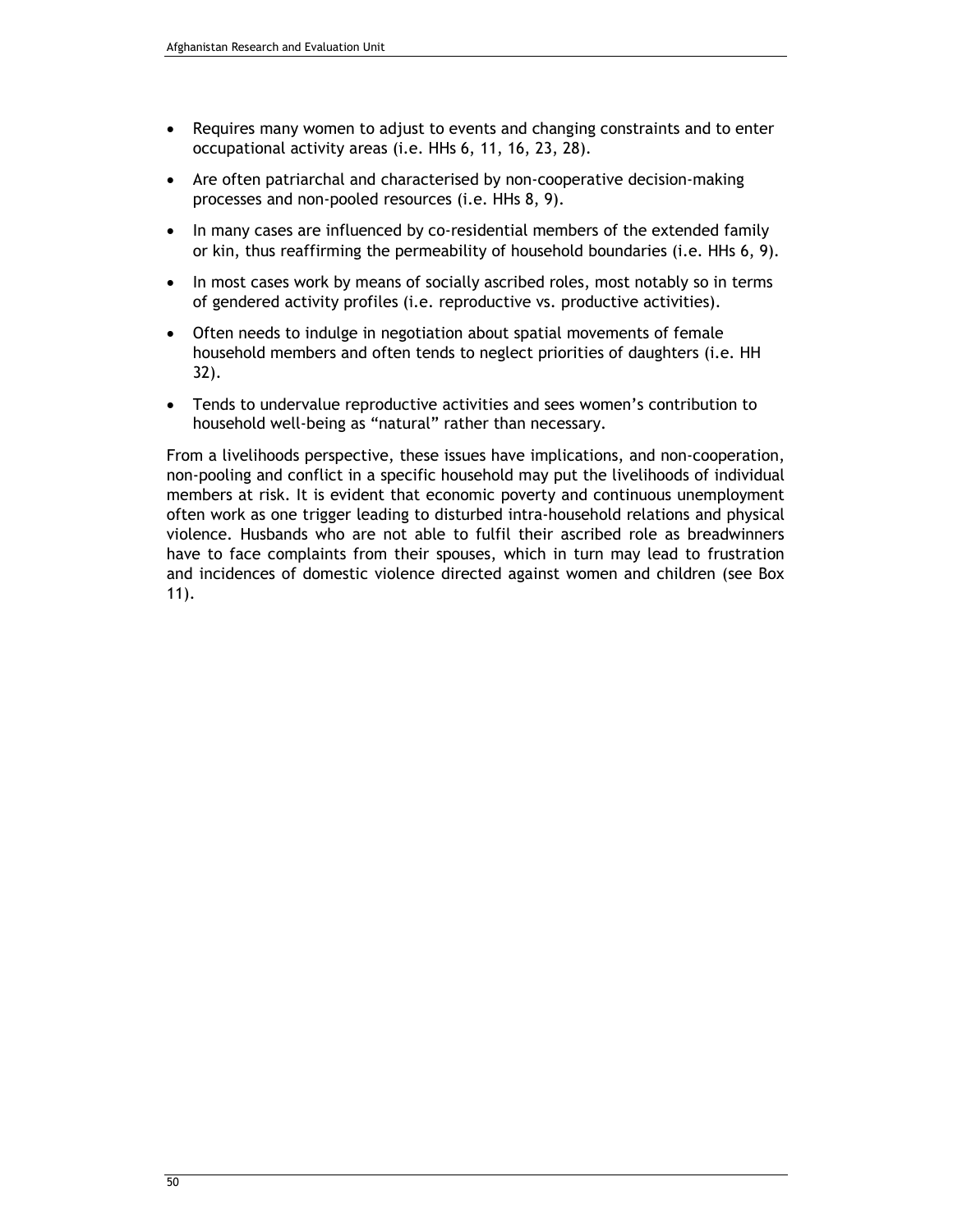- Requires many women to adjust to events and changing constraints and to enter occupational activity areas (i.e. HHs 6, 11, 16, 23, 28).
- Are often patriarchal and characterised by non-cooperative decision-making processes and non-pooled resources (i.e. HHs 8, 9).
- In many cases are influenced by co-residential members of the extended family or kin, thus reaffirming the permeability of household boundaries (i.e. HHs 6, 9).
- In most cases work by means of socially ascribed roles, most notably so in terms of gendered activity profiles (i.e. reproductive vs. productive activities).
- Often needs to indulge in negotiation about spatial movements of female household members and often tends to neglect priorities of daughters (i.e. HH 32).
- Tends to undervalue reproductive activities and sees women's contribution to household well-being as "natural" rather than necessary.

From a livelihoods perspective, these issues have implications, and non-cooperation, non-pooling and conflict in a specific household may put the livelihoods of individual members at risk. It is evident that economic poverty and continuous unemployment often work as one trigger leading to disturbed intra-household relations and physical violence. Husbands who are not able to fulfil their ascribed role as breadwinners have to face complaints from their spouses, which in turn may lead to frustration and incidences of domestic violence directed against women and children (see Box 11).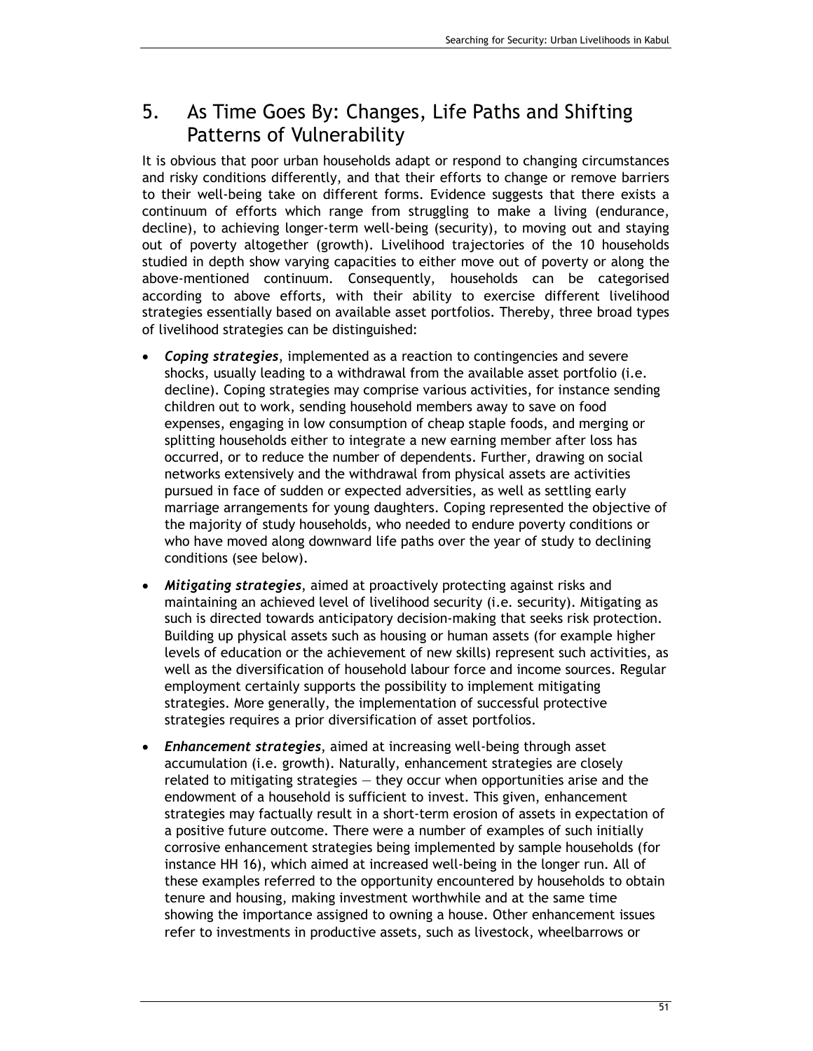# 5. As Time Goes By: Changes, Life Paths and Shifting Patterns of Vulnerability

It is obvious that poor urban households adapt or respond to changing circumstances and risky conditions differently, and that their efforts to change or remove barriers to their well-being take on different forms. Evidence suggests that there exists a continuum of efforts which range from struggling to make a living (endurance, decline), to achieving longer-term well-being (security), to moving out and staying out of poverty altogether (growth). Livelihood trajectories of the 10 households studied in depth show varying capacities to either move out of poverty or along the above-mentioned continuum. Consequently, households can be categorised according to above efforts, with their ability to exercise different livelihood strategies essentially based on available asset portfolios. Thereby, three broad types of livelihood strategies can be distinguished:

- ***Coping strategies***, implemented as a reaction to contingencies and severe shocks, usually leading to a withdrawal from the available asset portfolio (i.e. decline). Coping strategies may comprise various activities, for instance sending children out to work, sending household members away to save on food expenses, engaging in low consumption of cheap staple foods, and merging or splitting households either to integrate a new earning member after loss has occurred, or to reduce the number of dependents. Further, drawing on social networks extensively and the withdrawal from physical assets are activities pursued in face of sudden or expected adversities, as well as settling early marriage arrangements for young daughters. Coping represented the objective of the majority of study households, who needed to endure poverty conditions or who have moved along downward life paths over the year of study to declining conditions (see below).
- ***Mitigating strategies***, aimed at proactively protecting against risks and maintaining an achieved level of livelihood security (i.e. security). Mitigating as such is directed towards anticipatory decision-making that seeks risk protection. Building up physical assets such as housing or human assets (for example higher levels of education or the achievement of new skills) represent such activities, as well as the diversification of household labour force and income sources. Regular employment certainly supports the possibility to implement mitigating strategies. More generally, the implementation of successful protective strategies requires a prior diversification of asset portfolios.
- ***Enhancement strategies***, aimed at increasing well-being through asset accumulation (i.e. growth). Naturally, enhancement strategies are closely related to mitigating strategies — they occur when opportunities arise and the endowment of a household is sufficient to invest. This given, enhancement strategies may factually result in a short-term erosion of assets in expectation of a positive future outcome. There were a number of examples of such initially corrosive enhancement strategies being implemented by sample households (for instance HH 16), which aimed at increased well-being in the longer run. All of these examples referred to the opportunity encountered by households to obtain tenure and housing, making investment worthwhile and at the same time showing the importance assigned to owning a house. Other enhancement issues refer to investments in productive assets, such as livestock, wheelbarrows or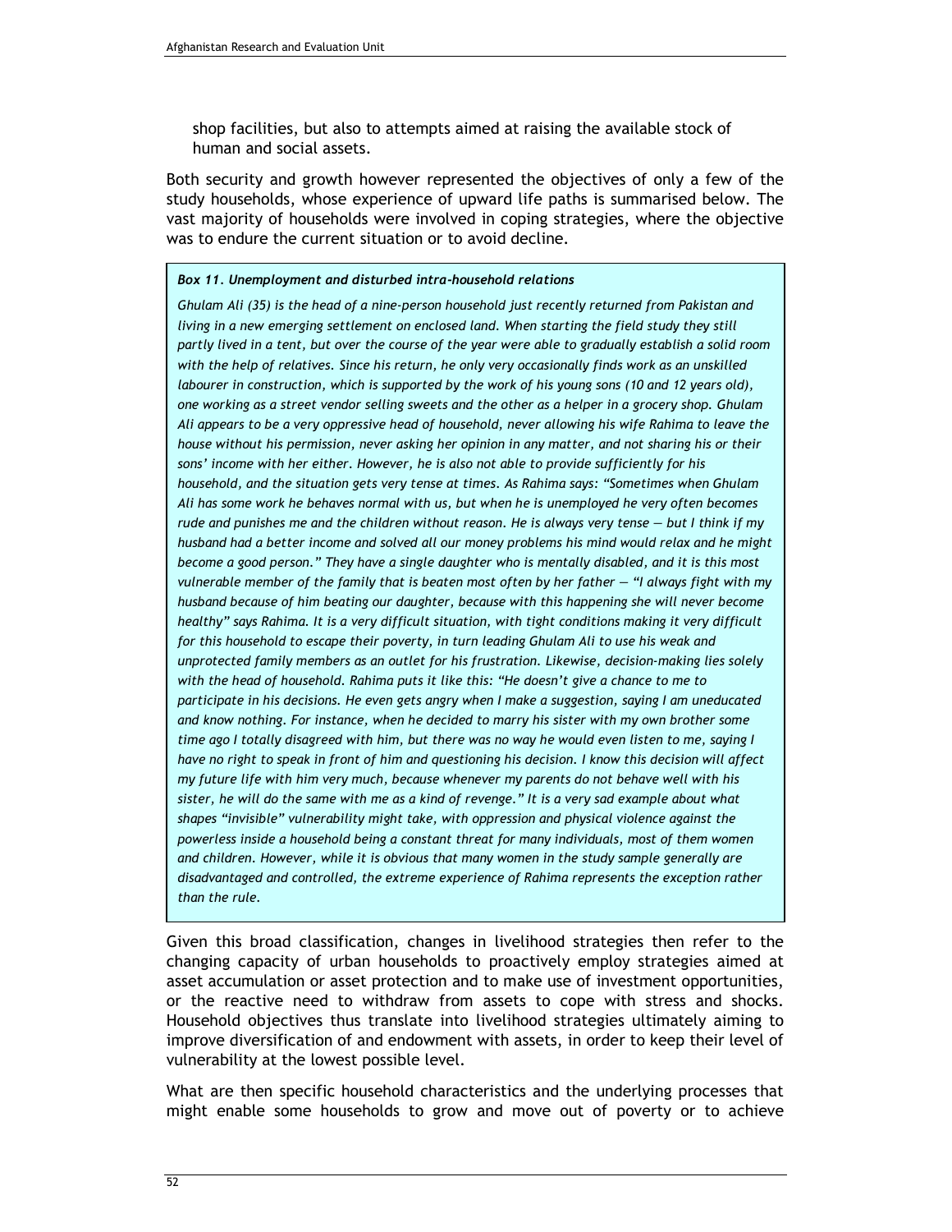shop facilities, but also to attempts aimed at raising the available stock of human and social assets.

Both security and growth however represented the objectives of only a few of the study households, whose experience of upward life paths is summarised below. The vast majority of households were involved in coping strategies, where the objective was to endure the current situation or to avoid decline.

> ***Box 11. Unemployment and disturbed intra-household relations***
>
> *Ghulam Ali (35) is the head of a nine-person household just recently returned from Pakistan and living in a new emerging settlement on enclosed land. When starting the field study they still partly lived in a tent, but over the course of the year were able to gradually establish a solid room with the help of relatives. Since his return, he only very occasionally finds work as an unskilled labourer in construction, which is supported by the work of his young sons (10 and 12 years old), one working as a street vendor selling sweets and the other as a helper in a grocery shop. Ghulam Ali appears to be a very oppressive head of household, never allowing his wife Rahima to leave the house without his permission, never asking her opinion in any matter, and not sharing his or their sons' income with her either. However, he is also not able to provide sufficiently for his household, and the situation gets very tense at times. As Rahima says: "Sometimes when Ghulam Ali has some work he behaves normal with us, but when he is unemployed he very often becomes rude and punishes me and the children without reason. He is always very tense — but I think if my husband had a better income and solved all our money problems his mind would relax and he might become a good person." They have a single daughter who is mentally disabled, and it is this most vulnerable member of the family that is beaten most often by her father — "I always fight with my husband because of him beating our daughter, because with this happening she will never become healthy" says Rahima. It is a very difficult situation, with tight conditions making it very difficult for this household to escape their poverty, in turn leading Ghulam Ali to use his weak and unprotected family members as an outlet for his frustration. Likewise, decision-making lies solely with the head of household. Rahima puts it like this: "He doesn't give a chance to me to participate in his decisions. He even gets angry when I make a suggestion, saying I am uneducated and know nothing. For instance, when he decided to marry his sister with my own brother some time ago I totally disagreed with him, but there was no way he would even listen to me, saying I have no right to speak in front of him and questioning his decision. I know this decision will affect my future life with him very much, because whenever my parents do not behave well with his sister, he will do the same with me as a kind of revenge." It is a very sad example about what shapes "invisible" vulnerability might take, with oppression and physical violence against the powerless inside a household being a constant threat for many individuals, most of them women and children. However, while it is obvious that many women in the study sample generally are disadvantaged and controlled, the extreme experience of Rahima represents the exception rather than the rule.*

Given this broad classification, changes in livelihood strategies then refer to the changing capacity of urban households to proactively employ strategies aimed at asset accumulation or asset protection and to make use of investment opportunities, or the reactive need to withdraw from assets to cope with stress and shocks. Household objectives thus translate into livelihood strategies ultimately aiming to improve diversification of and endowment with assets, in order to keep their level of vulnerability at the lowest possible level.

What are then specific household characteristics and the underlying processes that might enable some households to grow and move out of poverty or to achieve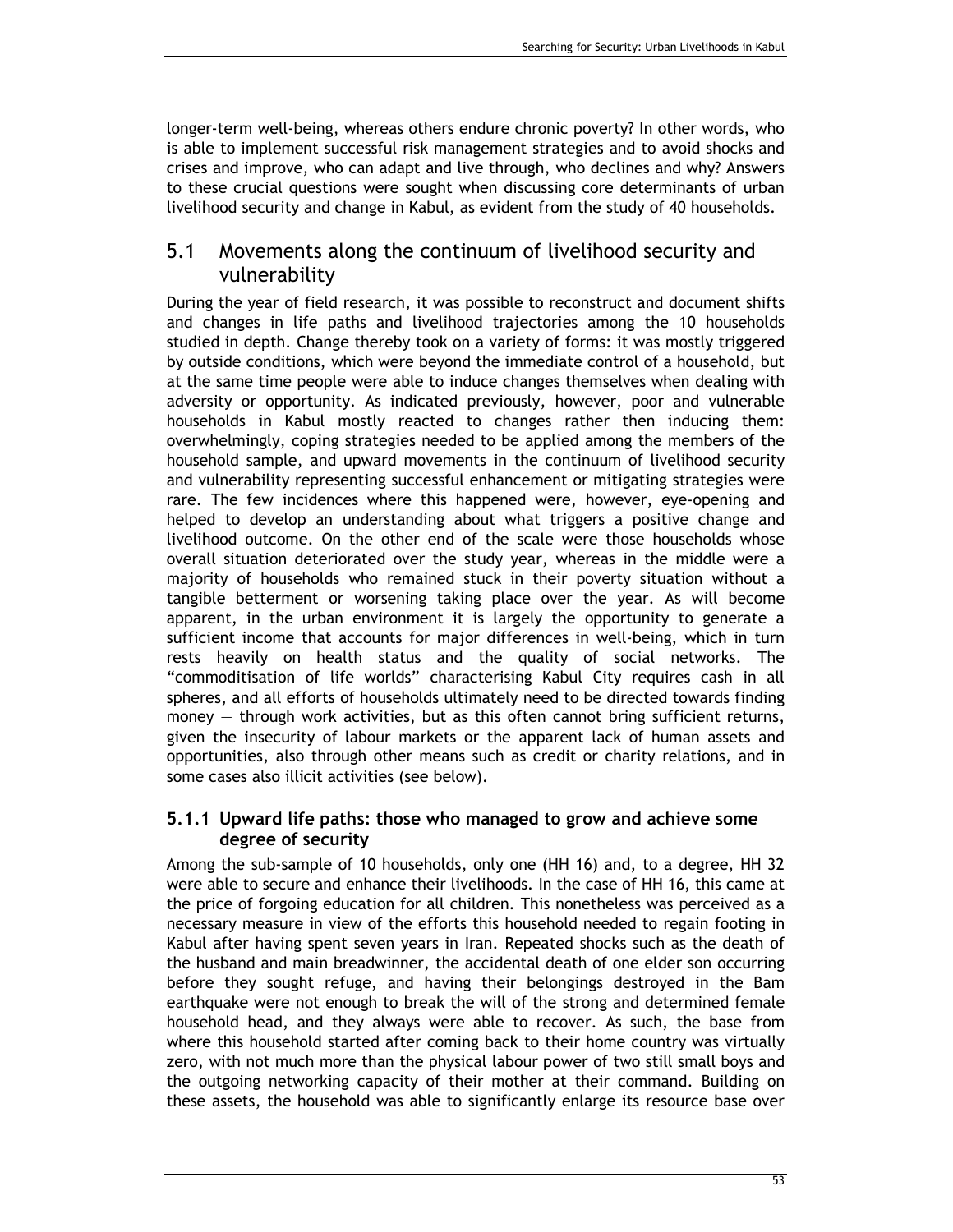longer-term well-being, whereas others endure chronic poverty? In other words, who is able to implement successful risk management strategies and to avoid shocks and crises and improve, who can adapt and live through, who declines and why? Answers to these crucial questions were sought when discussing core determinants of urban livelihood security and change in Kabul, as evident from the study of 40 households.

## 5.1 Movements along the continuum of livelihood security and vulnerability

During the year of field research, it was possible to reconstruct and document shifts and changes in life paths and livelihood trajectories among the 10 households studied in depth. Change thereby took on a variety of forms: it was mostly triggered by outside conditions, which were beyond the immediate control of a household, but at the same time people were able to induce changes themselves when dealing with adversity or opportunity. As indicated previously, however, poor and vulnerable households in Kabul mostly reacted to changes rather then inducing them: overwhelmingly, coping strategies needed to be applied among the members of the household sample, and upward movements in the continuum of livelihood security and vulnerability representing successful enhancement or mitigating strategies were rare. The few incidences where this happened were, however, eye-opening and helped to develop an understanding about what triggers a positive change and livelihood outcome. On the other end of the scale were those households whose overall situation deteriorated over the study year, whereas in the middle were a majority of households who remained stuck in their poverty situation without a tangible betterment or worsening taking place over the year. As will become apparent, in the urban environment it is largely the opportunity to generate a sufficient income that accounts for major differences in well-being, which in turn rests heavily on health status and the quality of social networks. The "commoditisation of life worlds" characterising Kabul City requires cash in all spheres, and all efforts of households ultimately need to be directed towards finding money — through work activities, but as this often cannot bring sufficient returns, given the insecurity of labour markets or the apparent lack of human assets and opportunities, also through other means such as credit or charity relations, and in some cases also illicit activities (see below).

### 5.1.1 Upward life paths: those who managed to grow and achieve some degree of security

Among the sub-sample of 10 households, only one (HH 16) and, to a degree, HH 32 were able to secure and enhance their livelihoods. In the case of HH 16, this came at the price of forgoing education for all children. This nonetheless was perceived as a necessary measure in view of the efforts this household needed to regain footing in Kabul after having spent seven years in Iran. Repeated shocks such as the death of the husband and main breadwinner, the accidental death of one elder son occurring before they sought refuge, and having their belongings destroyed in the Bam earthquake were not enough to break the will of the strong and determined female household head, and they always were able to recover. As such, the base from where this household started after coming back to their home country was virtually zero, with not much more than the physical labour power of two still small boys and the outgoing networking capacity of their mother at their command. Building on these assets, the household was able to significantly enlarge its resource base over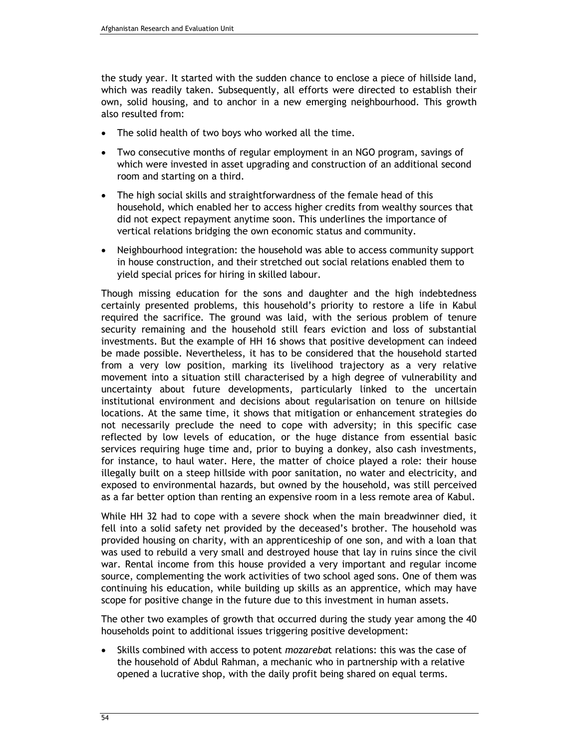the study year. It started with the sudden chance to enclose a piece of hillside land, which was readily taken. Subsequently, all efforts were directed to establish their own, solid housing, and to anchor in a new emerging neighbourhood. This growth also resulted from:

- The solid health of two boys who worked all the time.
- Two consecutive months of regular employment in an NGO program, savings of which were invested in asset upgrading and construction of an additional second room and starting on a third.
- The high social skills and straightforwardness of the female head of this household, which enabled her to access higher credits from wealthy sources that did not expect repayment anytime soon. This underlines the importance of vertical relations bridging the own economic status and community.
- Neighbourhood integration: the household was able to access community support in house construction, and their stretched out social relations enabled them to yield special prices for hiring in skilled labour.

Though missing education for the sons and daughter and the high indebtedness certainly presented problems, this household's priority to restore a life in Kabul required the sacrifice. The ground was laid, with the serious problem of tenure security remaining and the household still fears eviction and loss of substantial investments. But the example of HH 16 shows that positive development can indeed be made possible. Nevertheless, it has to be considered that the household started from a very low position, marking its livelihood trajectory as a very relative movement into a situation still characterised by a high degree of vulnerability and uncertainty about future developments, particularly linked to the uncertain institutional environment and decisions about regularisation on tenure on hillside locations. At the same time, it shows that mitigation or enhancement strategies do not necessarily preclude the need to cope with adversity; in this specific case reflected by low levels of education, or the huge distance from essential basic services requiring huge time and, prior to buying a donkey, also cash investments, for instance, to haul water. Here, the matter of choice played a role: their house illegally built on a steep hillside with poor sanitation, no water and electricity, and exposed to environmental hazards, but owned by the household, was still perceived as a far better option than renting an expensive room in a less remote area of Kabul.

While HH 32 had to cope with a severe shock when the main breadwinner died, it fell into a solid safety net provided by the deceased's brother. The household was provided housing on charity, with an apprenticeship of one son, and with a loan that was used to rebuild a very small and destroyed house that lay in ruins since the civil war. Rental income from this house provided a very important and regular income source, complementing the work activities of two school aged sons. One of them was continuing his education, while building up skills as an apprentice, which may have scope for positive change in the future due to this investment in human assets.

The other two examples of growth that occurred during the study year among the 40 households point to additional issues triggering positive development:

- Skills combined with access to potent *mozareba*t relations: this was the case of the household of Abdul Rahman, a mechanic who in partnership with a relative opened a lucrative shop, with the daily profit being shared on equal terms.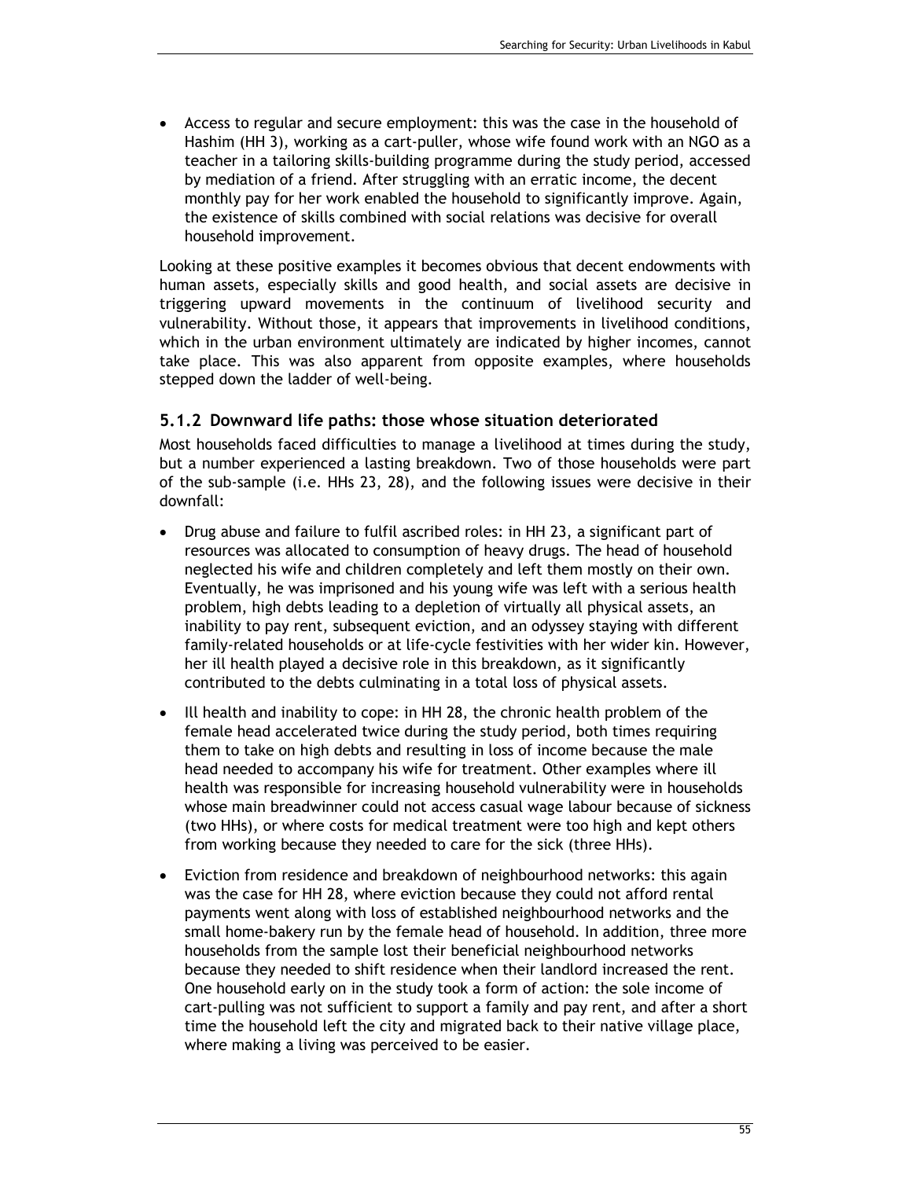- Access to regular and secure employment: this was the case in the household of Hashim (HH 3), working as a cart-puller, whose wife found work with an NGO as a teacher in a tailoring skills-building programme during the study period, accessed by mediation of a friend. After struggling with an erratic income, the decent monthly pay for her work enabled the household to significantly improve. Again, the existence of skills combined with social relations was decisive for overall household improvement.

Looking at these positive examples it becomes obvious that decent endowments with human assets, especially skills and good health, and social assets are decisive in triggering upward movements in the continuum of livelihood security and vulnerability. Without those, it appears that improvements in livelihood conditions, which in the urban environment ultimately are indicated by higher incomes, cannot take place. This was also apparent from opposite examples, where households stepped down the ladder of well-being.

### 5.1.2 Downward life paths: those whose situation deteriorated

Most households faced difficulties to manage a livelihood at times during the study, but a number experienced a lasting breakdown. Two of those households were part of the sub-sample (i.e. HHs 23, 28), and the following issues were decisive in their downfall:

- Drug abuse and failure to fulfil ascribed roles: in HH 23, a significant part of resources was allocated to consumption of heavy drugs. The head of household neglected his wife and children completely and left them mostly on their own. Eventually, he was imprisoned and his young wife was left with a serious health problem, high debts leading to a depletion of virtually all physical assets, an inability to pay rent, subsequent eviction, and an odyssey staying with different family-related households or at life-cycle festivities with her wider kin. However, her ill health played a decisive role in this breakdown, as it significantly contributed to the debts culminating in a total loss of physical assets.
- Ill health and inability to cope: in HH 28, the chronic health problem of the female head accelerated twice during the study period, both times requiring them to take on high debts and resulting in loss of income because the male head needed to accompany his wife for treatment. Other examples where ill health was responsible for increasing household vulnerability were in households whose main breadwinner could not access casual wage labour because of sickness (two HHs), or where costs for medical treatment were too high and kept others from working because they needed to care for the sick (three HHs).
- Eviction from residence and breakdown of neighbourhood networks: this again was the case for HH 28, where eviction because they could not afford rental payments went along with loss of established neighbourhood networks and the small home-bakery run by the female head of household. In addition, three more households from the sample lost their beneficial neighbourhood networks because they needed to shift residence when their landlord increased the rent. One household early on in the study took a form of action: the sole income of cart-pulling was not sufficient to support a family and pay rent, and after a short time the household left the city and migrated back to their native village place, where making a living was perceived to be easier.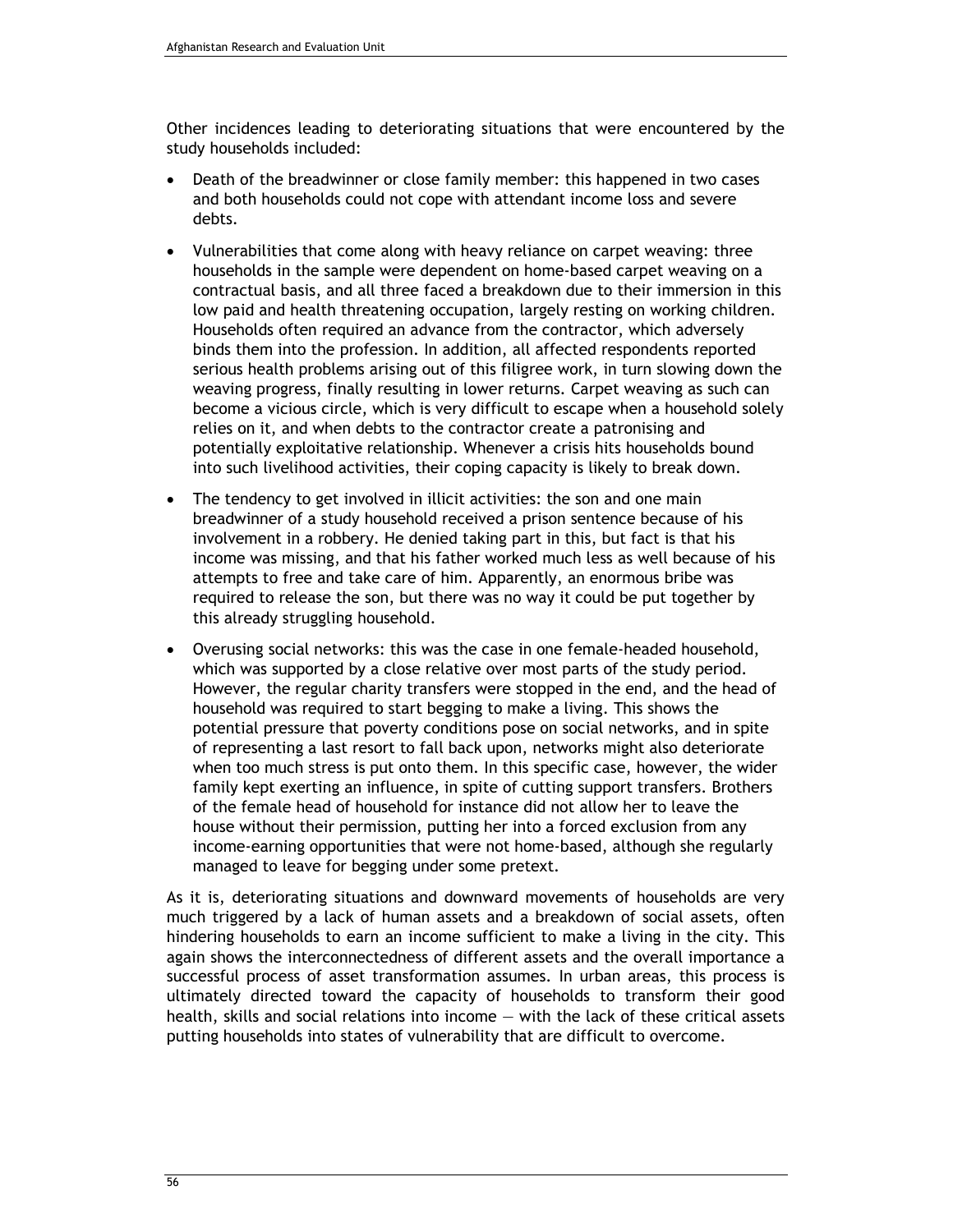Other incidences leading to deteriorating situations that were encountered by the study households included:

- Death of the breadwinner or close family member: this happened in two cases and both households could not cope with attendant income loss and severe debts.
- Vulnerabilities that come along with heavy reliance on carpet weaving: three households in the sample were dependent on home-based carpet weaving on a contractual basis, and all three faced a breakdown due to their immersion in this low paid and health threatening occupation, largely resting on working children. Households often required an advance from the contractor, which adversely binds them into the profession. In addition, all affected respondents reported serious health problems arising out of this filigree work, in turn slowing down the weaving progress, finally resulting in lower returns. Carpet weaving as such can become a vicious circle, which is very difficult to escape when a household solely relies on it, and when debts to the contractor create a patronising and potentially exploitative relationship. Whenever a crisis hits households bound into such livelihood activities, their coping capacity is likely to break down.
- The tendency to get involved in illicit activities: the son and one main breadwinner of a study household received a prison sentence because of his involvement in a robbery. He denied taking part in this, but fact is that his income was missing, and that his father worked much less as well because of his attempts to free and take care of him. Apparently, an enormous bribe was required to release the son, but there was no way it could be put together by this already struggling household.
- Overusing social networks: this was the case in one female-headed household, which was supported by a close relative over most parts of the study period. However, the regular charity transfers were stopped in the end, and the head of household was required to start begging to make a living. This shows the potential pressure that poverty conditions pose on social networks, and in spite of representing a last resort to fall back upon, networks might also deteriorate when too much stress is put onto them. In this specific case, however, the wider family kept exerting an influence, in spite of cutting support transfers. Brothers of the female head of household for instance did not allow her to leave the house without their permission, putting her into a forced exclusion from any income-earning opportunities that were not home-based, although she regularly managed to leave for begging under some pretext.

As it is, deteriorating situations and downward movements of households are very much triggered by a lack of human assets and a breakdown of social assets, often hindering households to earn an income sufficient to make a living in the city. This again shows the interconnectedness of different assets and the overall importance a successful process of asset transformation assumes. In urban areas, this process is ultimately directed toward the capacity of households to transform their good health, skills and social relations into income — with the lack of these critical assets putting households into states of vulnerability that are difficult to overcome.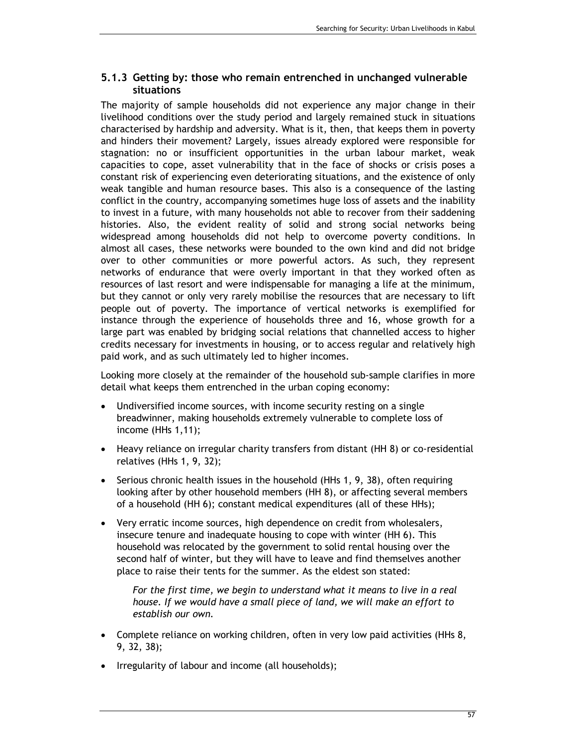### 5.1.3 Getting by: those who remain entrenched in unchanged vulnerable situations

The majority of sample households did not experience any major change in their livelihood conditions over the study period and largely remained stuck in situations characterised by hardship and adversity. What is it, then, that keeps them in poverty and hinders their movement? Largely, issues already explored were responsible for stagnation: no or insufficient opportunities in the urban labour market, weak capacities to cope, asset vulnerability that in the face of shocks or crisis poses a constant risk of experiencing even deteriorating situations, and the existence of only weak tangible and human resource bases. This also is a consequence of the lasting conflict in the country, accompanying sometimes huge loss of assets and the inability to invest in a future, with many households not able to recover from their saddening histories. Also, the evident reality of solid and strong social networks being widespread among households did not help to overcome poverty conditions. In almost all cases, these networks were bounded to the own kind and did not bridge over to other communities or more powerful actors. As such, they represent networks of endurance that were overly important in that they worked often as resources of last resort and were indispensable for managing a life at the minimum, but they cannot or only very rarely mobilise the resources that are necessary to lift people out of poverty. The importance of vertical networks is exemplified for instance through the experience of households three and 16, whose growth for a large part was enabled by bridging social relations that channelled access to higher credits necessary for investments in housing, or to access regular and relatively high paid work, and as such ultimately led to higher incomes.

Looking more closely at the remainder of the household sub-sample clarifies in more detail what keeps them entrenched in the urban coping economy:

- Undiversified income sources, with income security resting on a single breadwinner, making households extremely vulnerable to complete loss of income (HHs 1,11);
- Heavy reliance on irregular charity transfers from distant (HH 8) or co-residential relatives (HHs 1, 9, 32);
- Serious chronic health issues in the household (HHs 1, 9, 38), often requiring looking after by other household members (HH 8), or affecting several members of a household (HH 6); constant medical expenditures (all of these HHs);
- Very erratic income sources, high dependence on credit from wholesalers, insecure tenure and inadequate housing to cope with winter (HH 6). This household was relocated by the government to solid rental housing over the second half of winter, but they will have to leave and find themselves another place to raise their tents for the summer. As the eldest son stated:

  > *For the first time, we begin to understand what it means to live in a real house. If we would have a small piece of land, we will make an effort to establish our own.*

- Complete reliance on working children, often in very low paid activities (HHs 8, 9, 32, 38);
- Irregularity of labour and income (all households);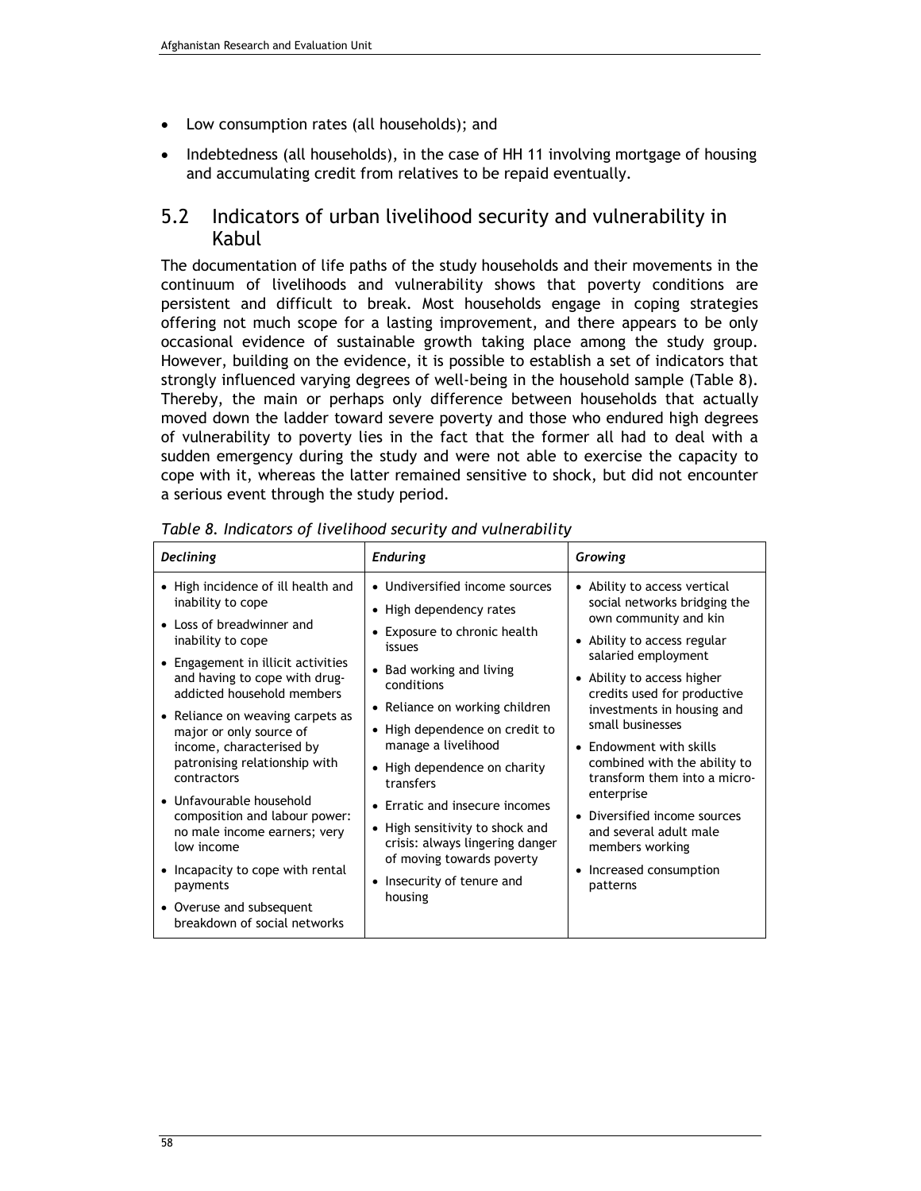- Low consumption rates (all households); and
- Indebtedness (all households), in the case of HH 11 involving mortgage of housing and accumulating credit from relatives to be repaid eventually.

## 5.2 Indicators of urban livelihood security and vulnerability in Kabul

The documentation of life paths of the study households and their movements in the continuum of livelihoods and vulnerability shows that poverty conditions are persistent and difficult to break. Most households engage in coping strategies offering not much scope for a lasting improvement, and there appears to be only occasional evidence of sustainable growth taking place among the study group. However, building on the evidence, it is possible to establish a set of indicators that strongly influenced varying degrees of well-being in the household sample (Table 8). Thereby, the main or perhaps only difference between households that actually moved down the ladder toward severe poverty and those who endured high degrees of vulnerability to poverty lies in the fact that the former all had to deal with a sudden emergency during the study and were not able to exercise the capacity to cope with it, whereas the latter remained sensitive to shock, but did not encounter a serious event through the study period.

*Table 8. Indicators of livelihood security and vulnerability*

| *Declining* | *Enduring* | *Growing* |
|---|---|---|
| • High incidence of ill health and inability to cope<br>• Loss of breadwinner and inability to cope<br>• Engagement in illicit activities and having to cope with drug-addicted household members<br>• Reliance on weaving carpets as major or only source of income, characterised by patronising relationship with contractors<br>• Unfavourable household composition and labour power: no male income earners; very low income<br>• Incapacity to cope with rental payments<br>• Overuse and subsequent breakdown of social networks | • Undiversified income sources<br>• High dependency rates<br>• Exposure to chronic health issues<br>• Bad working and living conditions<br>• Reliance on working children<br>• High dependence on credit to manage a livelihood<br>• High dependence on charity transfers<br>• Erratic and insecure incomes<br>• High sensitivity to shock and crisis: always lingering danger of moving towards poverty<br>• Insecurity of tenure and housing | • Ability to access vertical social networks bridging the own community and kin<br>• Ability to access regular salaried employment<br>• Ability to access higher credits used for productive investments in housing and small businesses<br>• Endowment with skills combined with the ability to transform them into a micro-enterprise<br>• Diversified income sources and several adult male members working<br>• Increased consumption patterns |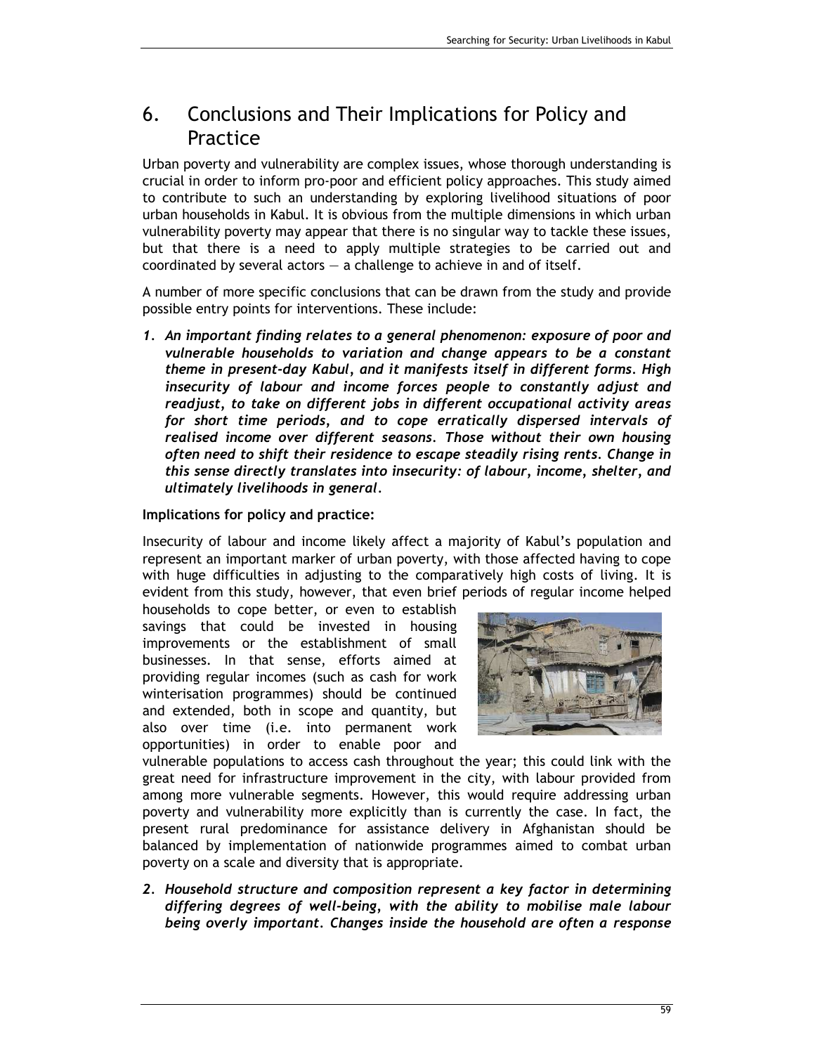# 6. Conclusions and Their Implications for Policy and Practice

Urban poverty and vulnerability are complex issues, whose thorough understanding is crucial in order to inform pro-poor and efficient policy approaches. This study aimed to contribute to such an understanding by exploring livelihood situations of poor urban households in Kabul. It is obvious from the multiple dimensions in which urban vulnerability poverty may appear that there is no singular way to tackle these issues, but that there is a need to apply multiple strategies to be carried out and coordinated by several actors — a challenge to achieve in and of itself.

A number of more specific conclusions that can be drawn from the study and provide possible entry points for interventions. These include:

1. ***An important finding relates to a general phenomenon: exposure of poor and vulnerable households to variation and change appears to be a constant theme in present-day Kabul, and it manifests itself in different forms. High insecurity of labour and income forces people to constantly adjust and readjust, to take on different jobs in different occupational activity areas for short time periods, and to cope erratically dispersed intervals of realised income over different seasons. Those without their own housing often need to shift their residence to escape steadily rising rents. Change in this sense directly translates into insecurity: of labour, income, shelter, and ultimately livelihoods in general.***

**Implications for policy and practice:**

Insecurity of labour and income likely affect a majority of Kabul's population and represent an important marker of urban poverty, with those affected having to cope with huge difficulties in adjusting to the comparatively high costs of living. It is evident from this study, however, that even brief periods of regular income helped households to cope better, or even to establish savings that could be invested in housing improvements or the establishment of small businesses. In that sense, efforts aimed at providing regular incomes (such as cash for work winterisation programmes) should be continued and extended, both in scope and quantity, but also over time (i.e. into permanent work opportunities) in order to enable poor and vulnerable populations to access cash throughout the year; this could link with the great need for infrastructure improvement in the city, with labour provided from among more vulnerable segments. However, this would require addressing urban poverty and vulnerability more explicitly than is currently the case. In fact, the present rural predominance for assistance delivery in Afghanistan should be balanced by implementation of nationwide programmes aimed to combat urban poverty on a scale and diversity that is appropriate.

2. ***Household structure and composition represent a key factor in determining differing degrees of well-being, with the ability to mobilise male labour being overly important. Changes inside the household are often a response***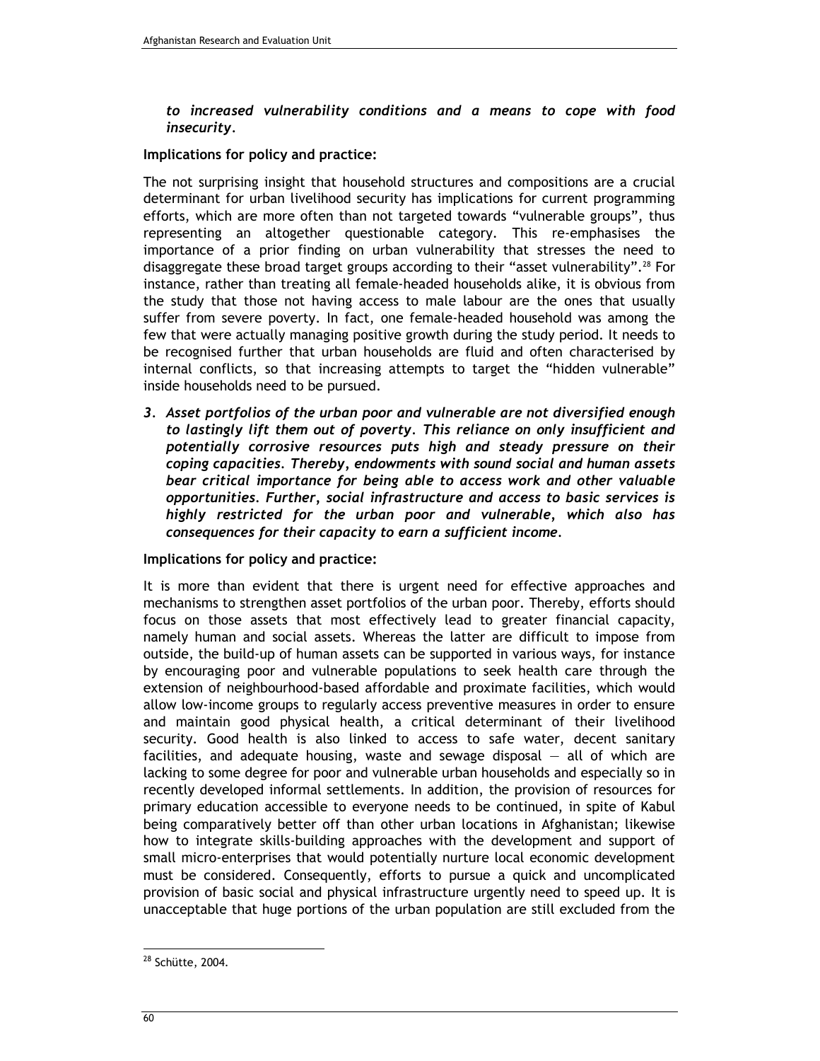*to increased vulnerability conditions and a means to cope with food insecurity*.

**Implications for policy and practice:**

The not surprising insight that household structures and compositions are a crucial determinant for urban livelihood security has implications for current programming efforts, which are more often than not targeted towards "vulnerable groups", thus representing an altogether questionable category. This re-emphasises the importance of a prior finding on urban vulnerability that stresses the need to disaggregate these broad target groups according to their "asset vulnerability".[28] For instance, rather than treating all female-headed households alike, it is obvious from the study that those not having access to male labour are the ones that usually suffer from severe poverty. In fact, one female-headed household was among the few that were actually managing positive growth during the study period. It needs to be recognised further that urban households are fluid and often characterised by internal conflicts, so that increasing attempts to target the "hidden vulnerable" inside households need to be pursued.

3. ***Asset portfolios of the urban poor and vulnerable are not diversified enough to lastingly lift them out of poverty. This reliance on only insufficient and potentially corrosive resources puts high and steady pressure on their coping capacities. Thereby, endowments with sound social and human assets bear critical importance for being able to access work and other valuable opportunities. Further, social infrastructure and access to basic services is highly restricted for the urban poor and vulnerable, which also has consequences for their capacity to earn a sufficient income.***

**Implications for policy and practice:**

It is more than evident that there is urgent need for effective approaches and mechanisms to strengthen asset portfolios of the urban poor. Thereby, efforts should focus on those assets that most effectively lead to greater financial capacity, namely human and social assets. Whereas the latter are difficult to impose from outside, the build-up of human assets can be supported in various ways, for instance by encouraging poor and vulnerable populations to seek health care through the extension of neighbourhood-based affordable and proximate facilities, which would allow low-income groups to regularly access preventive measures in order to ensure and maintain good physical health, a critical determinant of their livelihood security. Good health is also linked to access to safe water, decent sanitary facilities, and adequate housing, waste and sewage disposal — all of which are lacking to some degree for poor and vulnerable urban households and especially so in recently developed informal settlements. In addition, the provision of resources for primary education accessible to everyone needs to be continued, in spite of Kabul being comparatively better off than other urban locations in Afghanistan; likewise how to integrate skills-building approaches with the development and support of small micro-enterprises that would potentially nurture local economic development must be considered. Consequently, efforts to pursue a quick and uncomplicated provision of basic social and physical infrastructure urgently need to speed up. It is unacceptable that huge portions of the urban population are still excluded from the

---

[28] Schütte, 2004.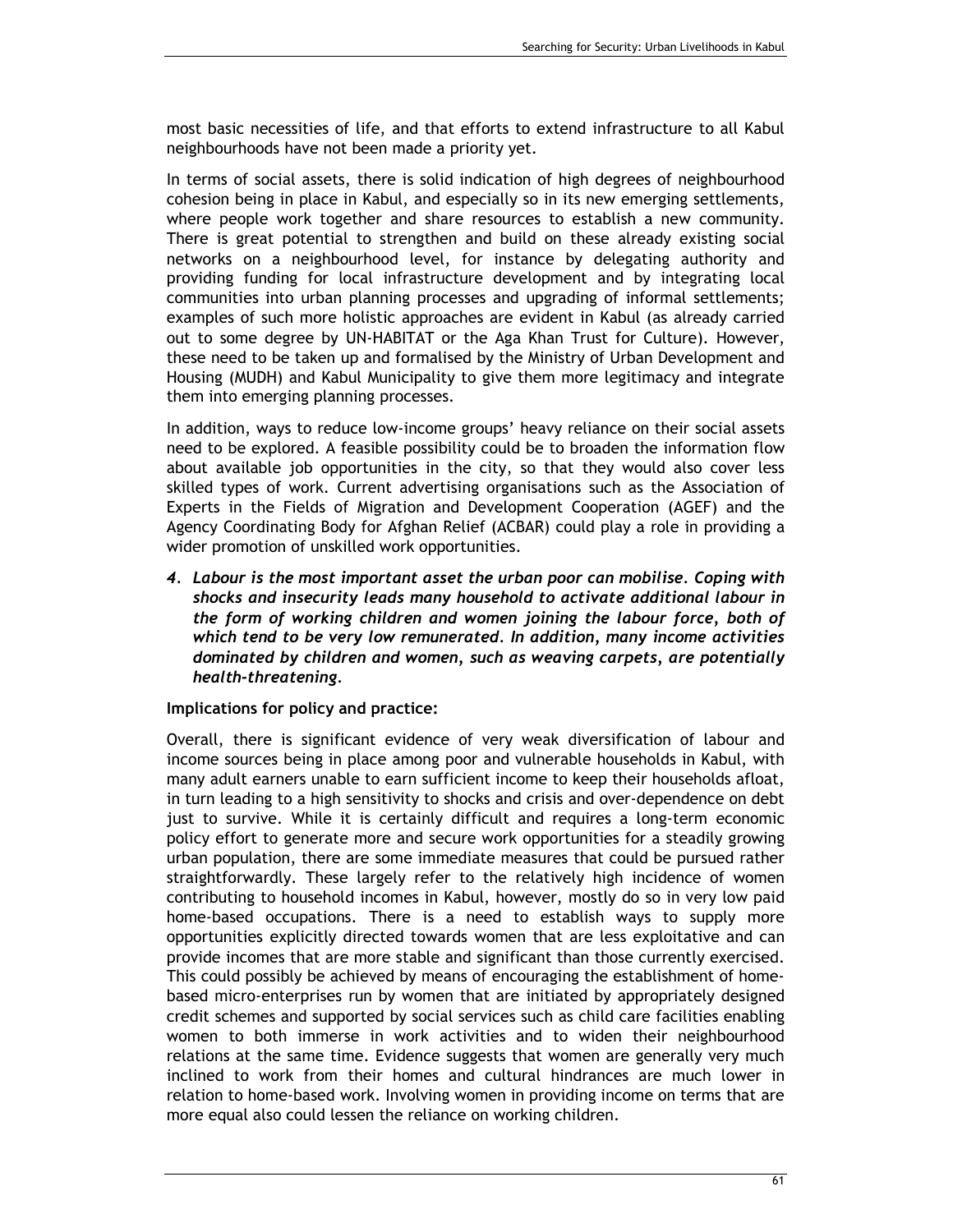most basic necessities of life, and that efforts to extend infrastructure to all Kabul neighbourhoods have not been made a priority yet.

In terms of social assets, there is solid indication of high degrees of neighbourhood cohesion being in place in Kabul, and especially so in its new emerging settlements, where people work together and share resources to establish a new community. There is great potential to strengthen and build on these already existing social networks on a neighbourhood level, for instance by delegating authority and providing funding for local infrastructure development and by integrating local communities into urban planning processes and upgrading of informal settlements; examples of such more holistic approaches are evident in Kabul (as already carried out to some degree by UN-HABITAT or the Aga Khan Trust for Culture). However, these need to be taken up and formalised by the Ministry of Urban Development and Housing (MUDH) and Kabul Municipality to give them more legitimacy and integrate them into emerging planning processes.

In addition, ways to reduce low-income groups' heavy reliance on their social assets need to be explored. A feasible possibility could be to broaden the information flow about available job opportunities in the city, so that they would also cover less skilled types of work. Current advertising organisations such as the Association of Experts in the Fields of Migration and Development Cooperation (AGEF) and the Agency Coordinating Body for Afghan Relief (ACBAR) could play a role in providing a wider promotion of unskilled work opportunities.

4. ***Labour is the most important asset the urban poor can mobilise. Coping with shocks and insecurity leads many household to activate additional labour in the form of working children and women joining the labour force, both of which tend to be very low remunerated. In addition, many income activities dominated by children and women, such as weaving carpets, are potentially health-threatening.***

**Implications for policy and practice:**

Overall, there is significant evidence of very weak diversification of labour and income sources being in place among poor and vulnerable households in Kabul, with many adult earners unable to earn sufficient income to keep their households afloat, in turn leading to a high sensitivity to shocks and crisis and over-dependence on debt just to survive. While it is certainly difficult and requires a long-term economic policy effort to generate more and secure work opportunities for a steadily growing urban population, there are some immediate measures that could be pursued rather straightforwardly. These largely refer to the relatively high incidence of women contributing to household incomes in Kabul, however, mostly do so in very low paid home-based occupations. There is a need to establish ways to supply more opportunities explicitly directed towards women that are less exploitative and can provide incomes that are more stable and significant than those currently exercised. This could possibly be achieved by means of encouraging the establishment of home-based micro-enterprises run by women that are initiated by appropriately designed credit schemes and supported by social services such as child care facilities enabling women to both immerse in work activities and to widen their neighbourhood relations at the same time. Evidence suggests that women are generally very much inclined to work from their homes and cultural hindrances are much lower in relation to home-based work. Involving women in providing income on terms that are more equal also could lessen the reliance on working children.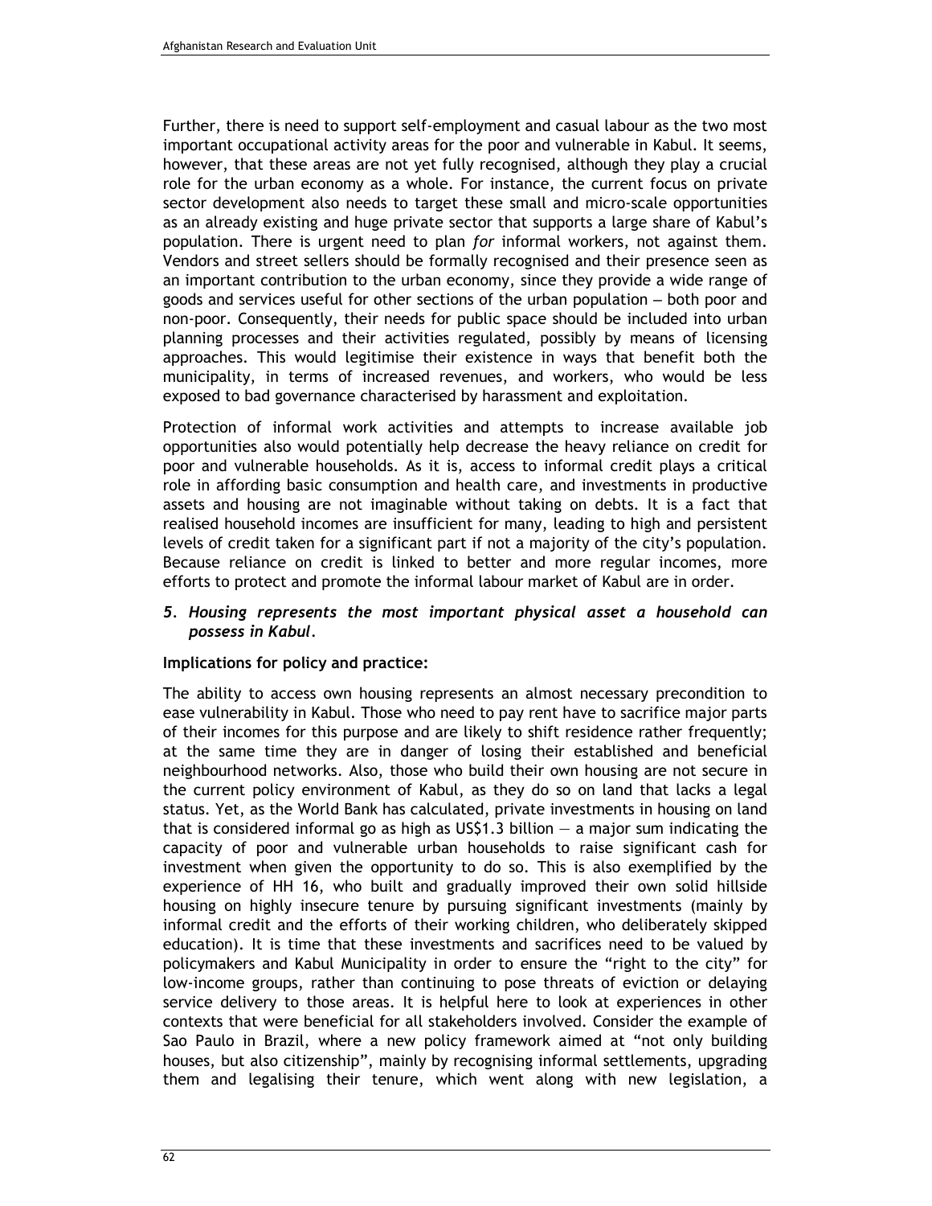Further, there is need to support self-employment and casual labour as the two most important occupational activity areas for the poor and vulnerable in Kabul. It seems, however, that these areas are not yet fully recognised, although they play a crucial role for the urban economy as a whole. For instance, the current focus on private sector development also needs to target these small and micro-scale opportunities as an already existing and huge private sector that supports a large share of Kabul's population. There is urgent need to plan *for* informal workers, not against them. Vendors and street sellers should be formally recognised and their presence seen as an important contribution to the urban economy, since they provide a wide range of goods and services useful for other sections of the urban population — both poor and non-poor. Consequently, their needs for public space should be included into urban planning processes and their activities regulated, possibly by means of licensing approaches. This would legitimise their existence in ways that benefit both the municipality, in terms of increased revenues, and workers, who would be less exposed to bad governance characterised by harassment and exploitation.

Protection of informal work activities and attempts to increase available job opportunities also would potentially help decrease the heavy reliance on credit for poor and vulnerable households. As it is, access to informal credit plays a critical role in affording basic consumption and health care, and investments in productive assets and housing are not imaginable without taking on debts. It is a fact that realised household incomes are insufficient for many, leading to high and persistent levels of credit taken for a significant part if not a majority of the city's population. Because reliance on credit is linked to better and more regular incomes, more efforts to protect and promote the informal labour market of Kabul are in order.

5. ***Housing represents the most important physical asset a household can possess in Kabul.***

**Implications for policy and practice:**

The ability to access own housing represents an almost necessary precondition to ease vulnerability in Kabul. Those who need to pay rent have to sacrifice major parts of their incomes for this purpose and are likely to shift residence rather frequently; at the same time they are in danger of losing their established and beneficial neighbourhood networks. Also, those who build their own housing are not secure in the current policy environment of Kabul, as they do so on land that lacks a legal status. Yet, as the World Bank has calculated, private investments in housing on land that is considered informal go as high as US$1.3 billion — a major sum indicating the capacity of poor and vulnerable urban households to raise significant cash for investment when given the opportunity to do so. This is also exemplified by the experience of HH 16, who built and gradually improved their own solid hillside housing on highly insecure tenure by pursuing significant investments (mainly by informal credit and the efforts of their working children, who deliberately skipped education). It is time that these investments and sacrifices need to be valued by policymakers and Kabul Municipality in order to ensure the "right to the city" for low-income groups, rather than continuing to pose threats of eviction or delaying service delivery to those areas. It is helpful here to look at experiences in other contexts that were beneficial for all stakeholders involved. Consider the example of Sao Paulo in Brazil, where a new policy framework aimed at "not only building houses, but also citizenship", mainly by recognising informal settlements, upgrading them and legalising their tenure, which went along with new legislation, a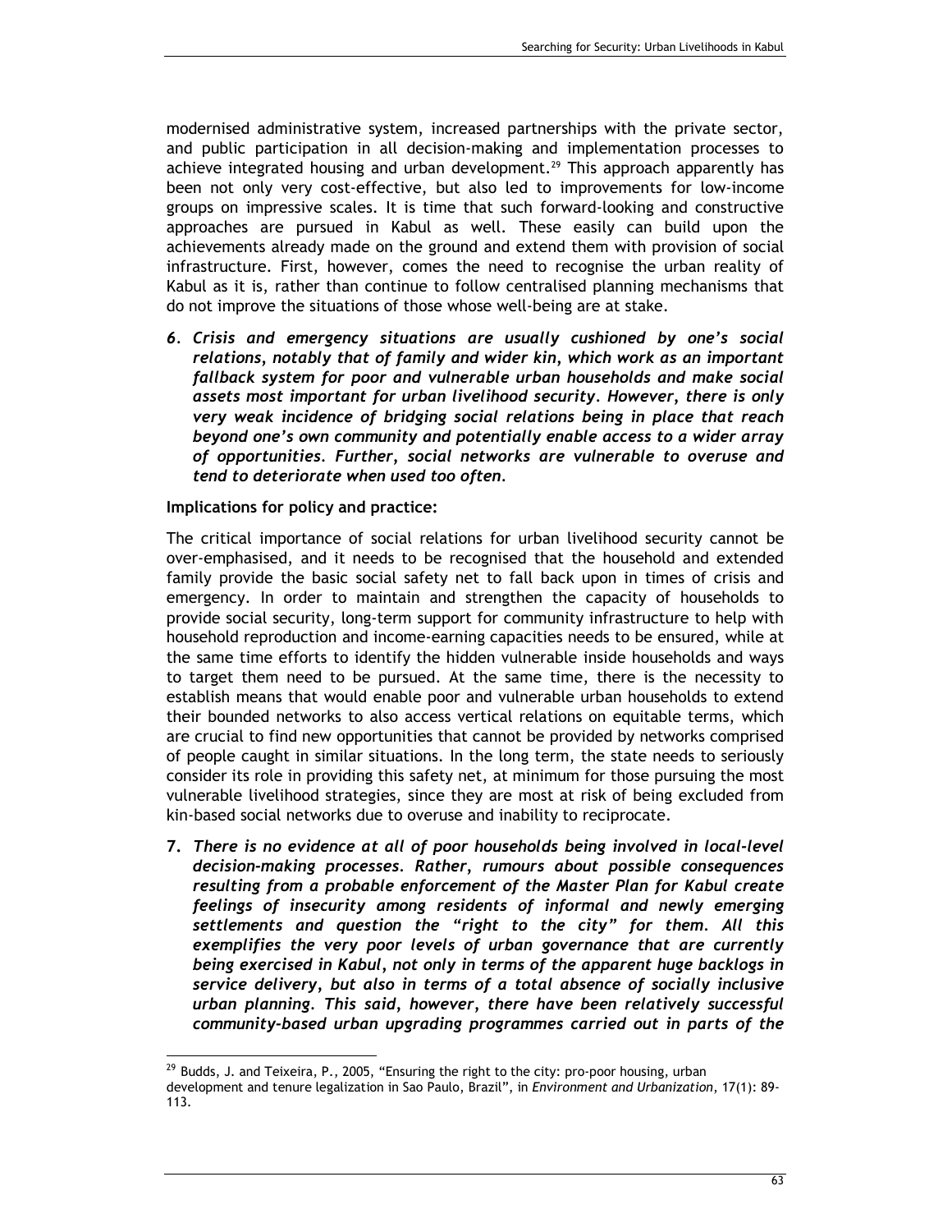modernised administrative system, increased partnerships with the private sector, and public participation in all decision-making and implementation processes to achieve integrated housing and urban development.[29] This approach apparently has been not only very cost-effective, but also led to improvements for low-income groups on impressive scales. It is time that such forward-looking and constructive approaches are pursued in Kabul as well. These easily can build upon the achievements already made on the ground and extend them with provision of social infrastructure. First, however, comes the need to recognise the urban reality of Kabul as it is, rather than continue to follow centralised planning mechanisms that do not improve the situations of those whose well-being are at stake.

6. ***Crisis and emergency situations are usually cushioned by one's social relations, notably that of family and wider kin, which work as an important fallback system for poor and vulnerable urban households and make social assets most important for urban livelihood security. However, there is only very weak incidence of bridging social relations being in place that reach beyond one's own community and potentially enable access to a wider array of opportunities. Further, social networks are vulnerable to overuse and tend to deteriorate when used too often.***

**Implications for policy and practice:**

The critical importance of social relations for urban livelihood security cannot be over-emphasised, and it needs to be recognised that the household and extended family provide the basic social safety net to fall back upon in times of crisis and emergency. In order to maintain and strengthen the capacity of households to provide social security, long-term support for community infrastructure to help with household reproduction and income-earning capacities needs to be ensured, while at the same time efforts to identify the hidden vulnerable inside households and ways to target them need to be pursued. At the same time, there is the necessity to establish means that would enable poor and vulnerable urban households to extend their bounded networks to also access vertical relations on equitable terms, which are crucial to find new opportunities that cannot be provided by networks comprised of people caught in similar situations. In the long term, the state needs to seriously consider its role in providing this safety net, at minimum for those pursuing the most vulnerable livelihood strategies, since they are most at risk of being excluded from kin-based social networks due to overuse and inability to reciprocate.

7. ***There is no evidence at all of poor households being involved in local-level decision-making processes. Rather, rumours about possible consequences resulting from a probable enforcement of the Master Plan for Kabul create feelings of insecurity among residents of informal and newly emerging settlements and question the "right to the city" for them. All this exemplifies the very poor levels of urban governance that are currently being exercised in Kabul, not only in terms of the apparent huge backlogs in service delivery, but also in terms of a total absence of socially inclusive urban planning. This said, however, there have been relatively successful community-based urban upgrading programmes carried out in parts of the***

[29] Budds, J. and Teixeira, P., 2005, "Ensuring the right to the city: pro-poor housing, urban development and tenure legalization in Sao Paulo, Brazil", in *Environment and Urbanization*, 17(1): 89-113.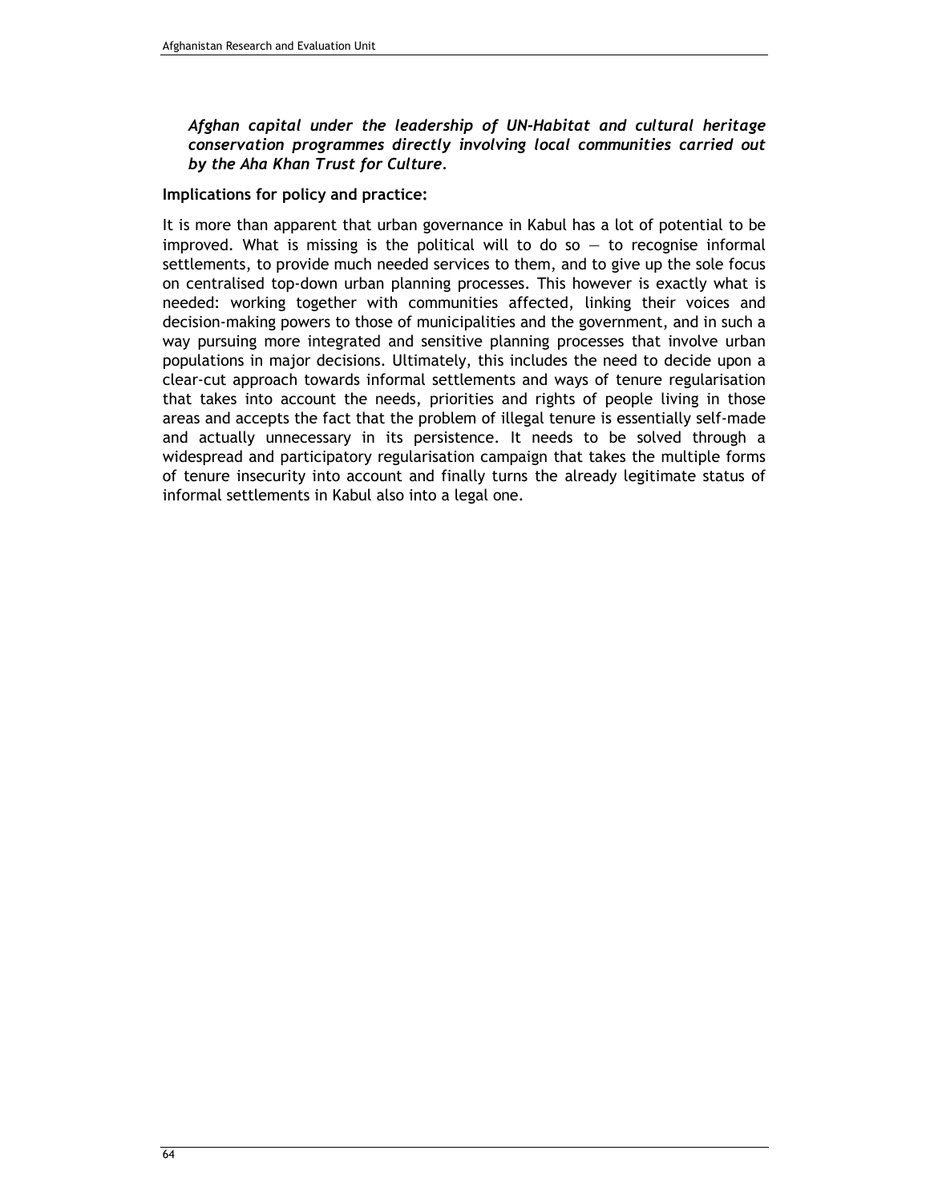***Afghan capital under the leadership of UN-Habitat and cultural heritage conservation programmes directly involving local communities carried out by the Aha Khan Trust for Culture.***

**Implications for policy and practice:**

It is more than apparent that urban governance in Kabul has a lot of potential to be improved. What is missing is the political will to do so — to recognise informal settlements, to provide much needed services to them, and to give up the sole focus on centralised top-down urban planning processes. This however is exactly what is needed: working together with communities affected, linking their voices and decision-making powers to those of municipalities and the government, and in such a way pursuing more integrated and sensitive planning processes that involve urban populations in major decisions. Ultimately, this includes the need to decide upon a clear-cut approach towards informal settlements and ways of tenure regularisation that takes into account the needs, priorities and rights of people living in those areas and accepts the fact that the problem of illegal tenure is essentially self-made and actually unnecessary in its persistence. It needs to be solved through a widespread and participatory regularisation campaign that takes the multiple forms of tenure insecurity into account and finally turns the already legitimate status of informal settlements in Kabul also into a legal one.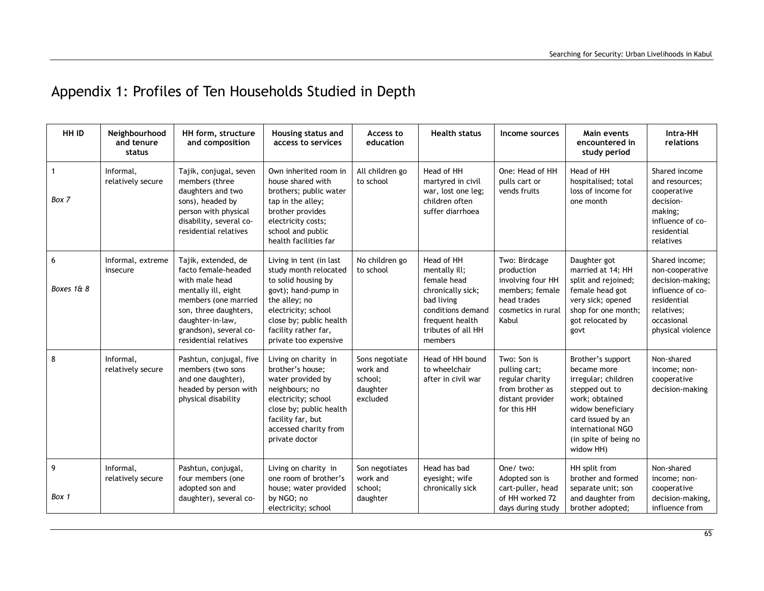# Appendix 1: Profiles of Ten Households Studied in Depth

| HH ID | Neighbourhood and tenure status | HH form, structure and composition | Housing status and access to services | Access to education | Health status | Income sources | Main events encountered in study period | Intra-HH relations |
|---|---|---|---|---|---|---|---|---|
| 1<br><br>*Box 7* | Informal, relatively secure | Tajik, conjugal, seven members (three daughters and two sons), headed by person with physical disability, several co-residential relatives | Own inherited room in house shared with brothers; public water tap in the alley; brother provides electricity costs; school and public health facilities far | All children go to school | Head of HH martyred in civil war, lost one leg; children often suffer diarrhoea | One: Head of HH pulls cart or vends fruits | Head of HH hospitalised; total loss of income for one month | Shared income and resources; cooperative decision-making; influence of co-residential relatives |
| 6<br><br>*Boxes 1& 8* | Informal, extreme insecure | Tajik, extended, de facto female-headed with male head mentally ill, eight members (one married son, three daughters, daughter-in-law, grandson), several co-residential relatives | Living in tent (in last study month relocated to solid housing by govt); hand-pump in the alley; no electricity; school close by; public health facility rather far, private too expensive | No children go to school | Head of HH mentally ill; female head chronically sick; bad living conditions demand frequent health tributes of all HH members | Two: Birdcage production involving four HH members; female head trades cosmetics in rural Kabul | Daughter got married at 14; HH split and rejoined; female head got very sick; opened shop for one month; got relocated by govt | Shared income; non-cooperative decision-making; influence of co-residential relatives; occasional physical violence |
| 8 | Informal, relatively secure | Pashtun, conjugal, five members (two sons and one daughter), headed by person with physical disability | Living on charity in brother's house; water provided by neighbours; no electricity; school close by; public health facility far, but accessed charity from private doctor | Sons negotiate work and school; daughter excluded | Head of HH bound to wheelchair after in civil war | Two: Son is pulling cart; regular charity from brother as distant provider for this HH | Brother's support became more irregular; children stepped out to work; obtained widow beneficiary card issued by an international NGO (in spite of being no widow HH) | Non-shared income; non-cooperative decision-making |
| 9<br><br>*Box 1* | Informal, relatively secure | Pashtun, conjugal, four members (one adopted son and daughter), several co- | Living on charity in one room of brother's house; water provided by NGO; no electricity; school | Son negotiates work and school; daughter | Head has bad eyesight; wife chronically sick | One/ two: Adopted son is cart-puller, head of HH worked 72 days during study | HH split from brother and formed separate unit; son and daughter from brother adopted; | Non-shared income; non-cooperative decision-making, influence from |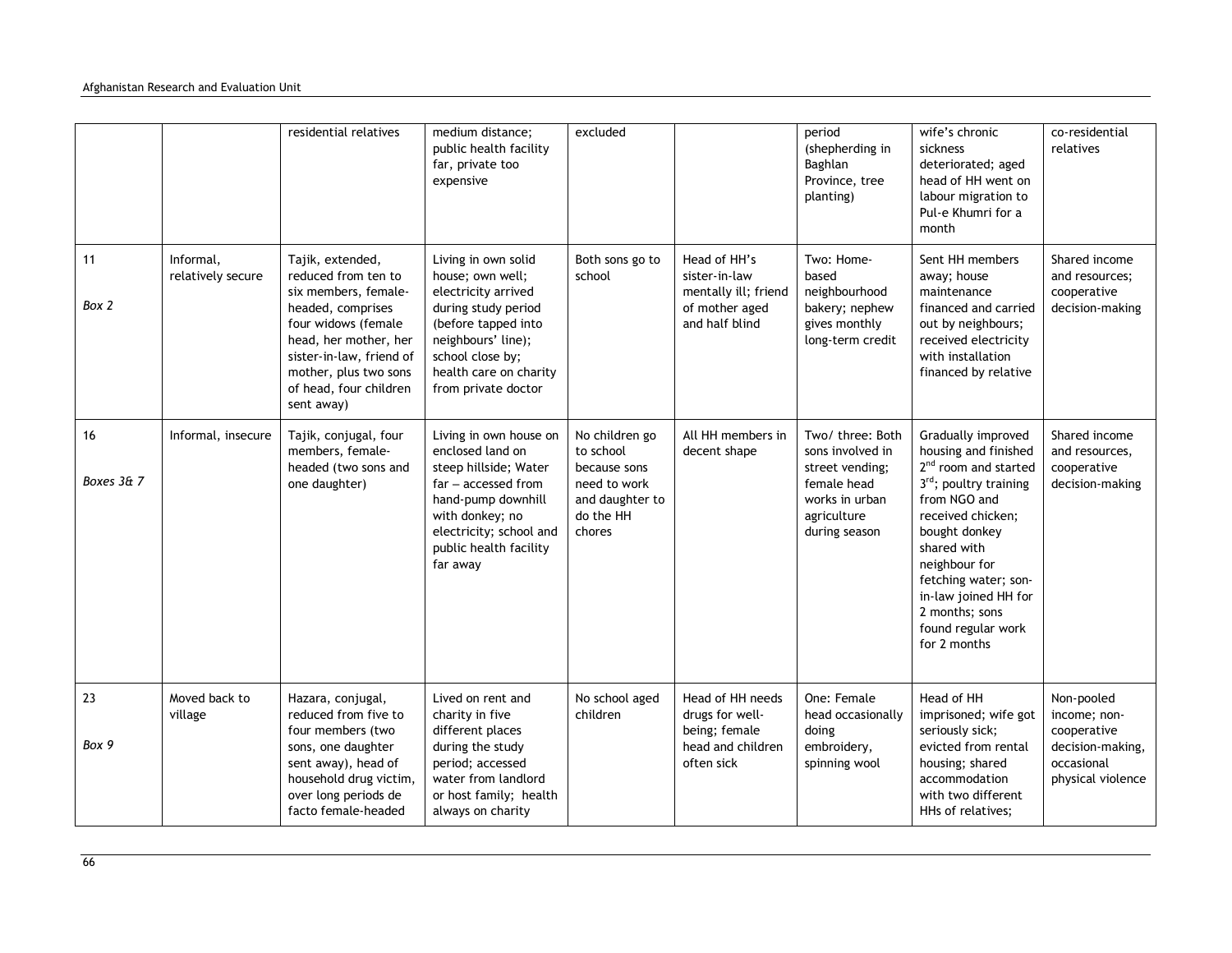| | | residential relatives | medium distance; public health facility far, private too expensive | excluded | | period (shepherding in Baghlan Province, tree planting) | wife's chronic sickness deteriorated; aged head of HH went on labour migration to Pul-e Khumri for a month | co-residential relatives |
|---|---|---|---|---|---|---|---|---|
| 11<br><br>*Box 2* | Informal, relatively secure | Tajik, extended, reduced from ten to six members, female-headed, comprises four widows (female head, her mother, her sister-in-law, friend of mother, plus two sons of head, four children sent away) | Living in own solid house; own well; electricity arrived during study period (before tapped into neighbours' line); school close by; health care on charity from private doctor | Both sons go to school | Head of HH's sister-in-law mentally ill; friend of mother aged and half blind | Two: Home-based neighbourhood bakery; nephew gives monthly long-term credit | Sent HH members away; house maintenance financed and carried out by neighbours; received electricity with installation financed by relative | Shared income and resources; cooperative decision-making |
| 16<br><br>*Boxes 3& 7* | Informal, insecure | Tajik, conjugal, four members, female-headed (two sons and one daughter) | Living in own house on enclosed land on steep hillside; Water far – accessed from hand-pump downhill with donkey; no electricity; school and public health facility far away | No children go to school because sons need to work and daughter to do the HH chores | All HH members in decent shape | Two/ three: Both sons involved in street vending; female head works in urban agriculture during season | Gradually improved housing and finished 2nd room and started 3rd; poultry training from NGO and received chicken; bought donkey shared with neighbour for fetching water; son-in-law joined HH for 2 months; sons found regular work for 2 months | Shared income and resources, cooperative decision-making |
| 23<br><br>*Box 9* | Moved back to village | Hazara, conjugal, reduced from five to four members (two sons, one daughter sent away), head of household drug victim, over long periods de facto female-headed | Lived on rent and charity in five different places during the study period; accessed water from landlord or host family; health always on charity | No school aged children | Head of HH needs drugs for well-being; female head and children often sick | One: Female head occasionally doing embroidery, spinning wool | Head of HH imprisoned; wife got seriously sick; evicted from rental housing; shared accommodation with two different HHs of relatives; | Non-pooled income; non-cooperative decision-making, occasional physical violence |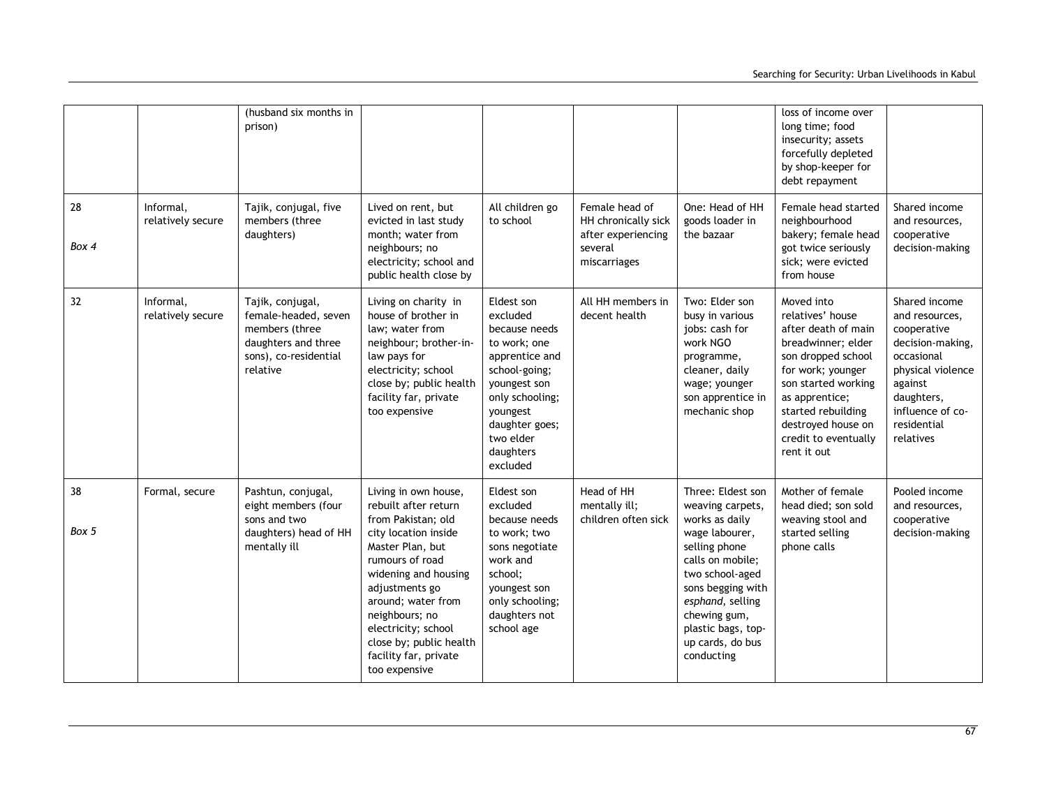| | | | | | | | | |
|---|---|---|---|---|---|---|---|---|
| | | (husband six months in prison) | | | | | loss of income over long time; food insecurity; assets forcefully depleted by shop-keeper for debt repayment | |
| 28<br><br>*Box 4* | Informal, relatively secure | Tajik, conjugal, five members (three daughters) | Lived on rent, but evicted in last study month; water from neighbours; no electricity; school and public health close by | All children go to school | Female head of HH chronically sick after experiencing several miscarriages | One: Head of HH goods loader in the bazaar | Female head started neighbourhood bakery; female head got twice seriously sick; were evicted from house | Shared income and resources, cooperative decision-making |
| 32 | Informal, relatively secure | Tajik, conjugal, female-headed, seven members (three daughters and three sons), co-residential relative | Living on charity in house of brother in law; water from neighbour; brother-in-law pays for electricity; school close by; public health facility far, private too expensive | Eldest son excluded because needs to work; one apprentice and school-going; youngest son only schooling; youngest daughter goes; two elder daughters excluded | All HH members in decent health | Two: Elder son busy in various jobs: cash for work NGO programme, cleaner, daily wage; younger son apprentice in mechanic shop | Moved into relatives' house after death of main breadwinner; elder son dropped school for work; younger son started working as apprentice; started rebuilding destroyed house on credit to eventually rent it out | Shared income and resources, cooperative decision-making, occasional physical violence against daughters, influence of co-residential relatives |
| 38<br><br>*Box 5* | Formal, secure | Pashtun, conjugal, eight members (four sons and two daughters) head of HH mentally ill | Living in own house, rebuilt after return from Pakistan; old city location inside Master Plan, but rumours of road widening and housing adjustments go around; water from neighbours; no electricity; school close by; public health facility far, private too expensive | Eldest son excluded because needs to work; two sons negotiate work and school; youngest son only schooling; daughters not school age | Head of HH mentally ill; children often sick | Three: Eldest son weaving carpets, works as daily wage labourer, selling phone calls on mobile; two school-aged sons begging with *esphand*, selling chewing gum, plastic bags, top-up cards, do bus conducting | Mother of female head died; son sold weaving stool and started selling phone calls | Pooled income and resources, cooperative decision-making |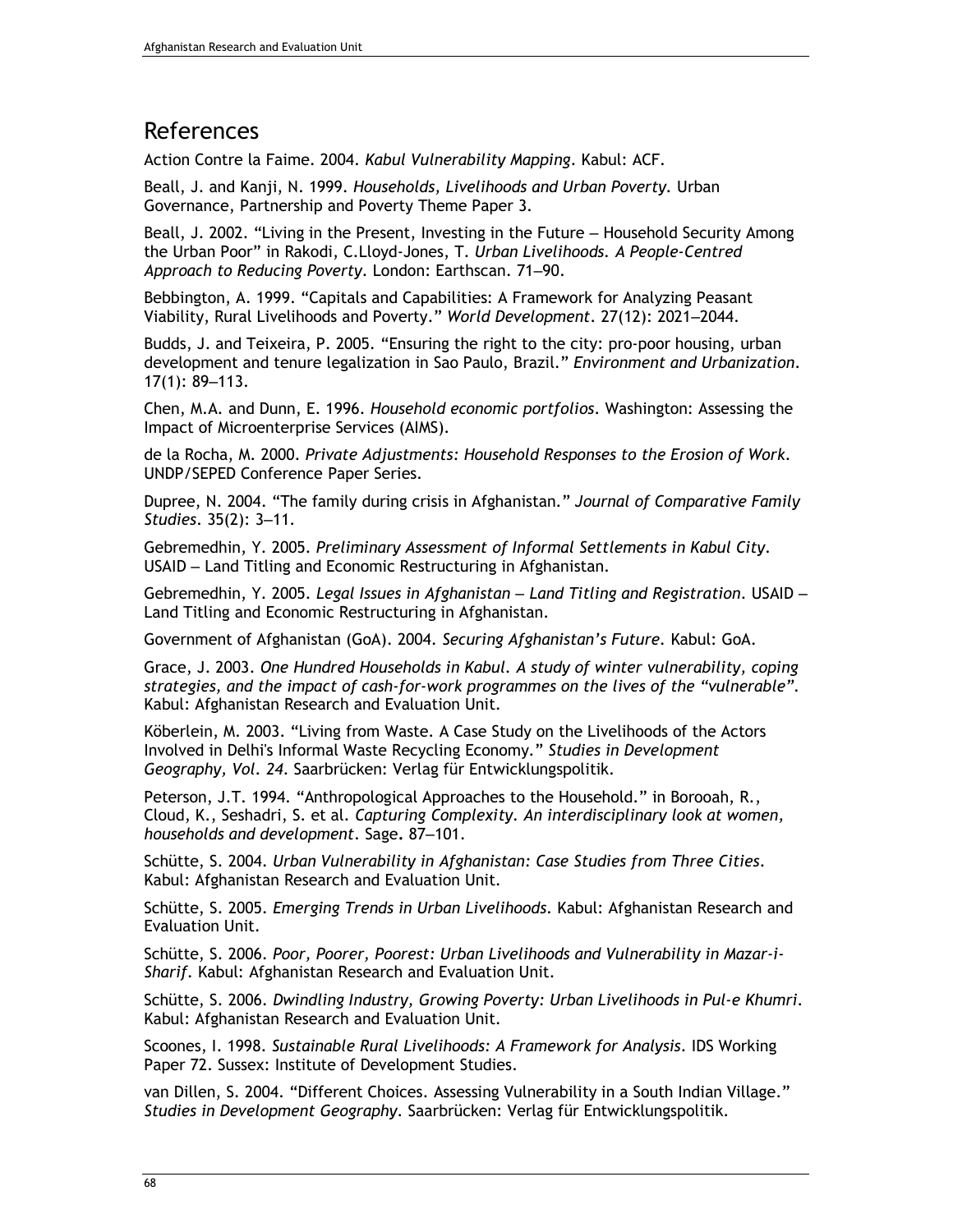# References

Action Contre la Faime. 2004. *Kabul Vulnerability Mapping*. Kabul: ACF.

Beall, J. and Kanji, N. 1999. *Households, Livelihoods and Urban Poverty*. Urban Governance, Partnership and Poverty Theme Paper 3.

Beall, J. 2002. "Living in the Present, Investing in the Future – Household Security Among the Urban Poor" in Rakodi, C.Lloyd-Jones, T. *Urban Livelihoods. A People-Centred Approach to Reducing Poverty*. London: Earthscan. 71–90.

Bebbington, A. 1999. "Capitals and Capabilities: A Framework for Analyzing Peasant Viability, Rural Livelihoods and Poverty." *World Development*. 27(12): 2021–2044.

Budds, J. and Teixeira, P. 2005. "Ensuring the right to the city: pro-poor housing, urban development and tenure legalization in Sao Paulo, Brazil." *Environment and Urbanization*. 17(1): 89–113.

Chen, M.A. and Dunn, E. 1996. *Household economic portfolios*. Washington: Assessing the Impact of Microenterprise Services (AIMS).

de la Rocha, M. 2000. *Private Adjustments: Household Responses to the Erosion of Work*. UNDP/SEPED Conference Paper Series.

Dupree, N. 2004. "The family during crisis in Afghanistan." *Journal of Comparative Family Studies*. 35(2): 3–11.

Gebremedhin, Y. 2005. *Preliminary Assessment of Informal Settlements in Kabul City*. USAID – Land Titling and Economic Restructuring in Afghanistan.

Gebremedhin, Y. 2005. *Legal Issues in Afghanistan – Land Titling and Registration*. USAID – Land Titling and Economic Restructuring in Afghanistan.

Government of Afghanistan (GoA). 2004. *Securing Afghanistan's Future*. Kabul: GoA.

Grace, J. 2003. *One Hundred Households in Kabul. A study of winter vulnerability, coping strategies, and the impact of cash-for-work programmes on the lives of the "vulnerable"*. Kabul: Afghanistan Research and Evaluation Unit.

Köberlein, M. 2003. "Living from Waste. A Case Study on the Livelihoods of the Actors Involved in Delhi's Informal Waste Recycling Economy." *Studies in Development Geography, Vol. 24*. Saarbrücken: Verlag für Entwicklungspolitik.

Peterson, J.T. 1994. "Anthropological Approaches to the Household." in Borooah, R., Cloud, K., Seshadri, S. et al. *Capturing Complexity. An interdisciplinary look at women, households and development*. Sage. 87–101.

Schütte, S. 2004. *Urban Vulnerability in Afghanistan: Case Studies from Three Cities*. Kabul: Afghanistan Research and Evaluation Unit.

Schütte, S. 2005. *Emerging Trends in Urban Livelihoods*. Kabul: Afghanistan Research and Evaluation Unit.

Schütte, S. 2006. *Poor, Poorer, Poorest: Urban Livelihoods and Vulnerability in Mazar-i-Sharif*. Kabul: Afghanistan Research and Evaluation Unit.

Schütte, S. 2006. *Dwindling Industry, Growing Poverty: Urban Livelihoods in Pul-e Khumri*. Kabul: Afghanistan Research and Evaluation Unit.

Scoones, I. 1998. *Sustainable Rural Livelihoods: A Framework for Analysis*. IDS Working Paper 72. Sussex: Institute of Development Studies.

van Dillen, S. 2004. "Different Choices. Assessing Vulnerability in a South Indian Village." *Studies in Development Geography*. Saarbrücken: Verlag für Entwicklungspolitik.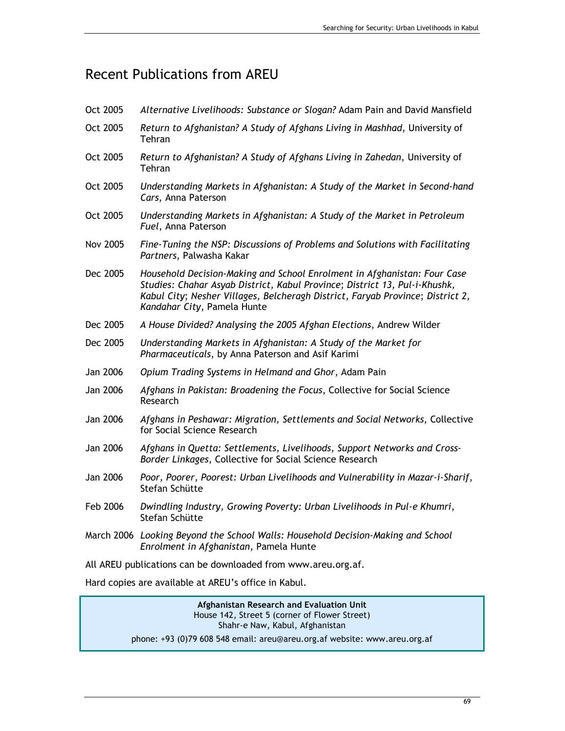## Recent Publications from AREU

Oct 2005 *Alternative Livelihoods: Substance or Slogan?* Adam Pain and David Mansfield

Oct 2005 *Return to Afghanistan? A Study of Afghans Living in Mashhad*, University of Tehran

Oct 2005 *Return to Afghanistan? A Study of Afghans Living in Zahedan*, University of Tehran

Oct 2005 *Understanding Markets in Afghanistan: A Study of the Market in Second-hand Cars*, Anna Paterson

Oct 2005 *Understanding Markets in Afghanistan: A Study of the Market in Petroleum Fuel*, Anna Paterson

Nov 2005 *Fine-Tuning the NSP: Discussions of Problems and Solutions with Facilitating Partners*, Palwasha Kakar

Dec 2005 *Household Decision-Making and School Enrolment in Afghanistan: Four Case Studies: Chahar Asyab District, Kabul Province*; *District 13, Pul-i-Khushk, Kabul City*; *Nesher Villages, Belcheragh District, Faryab Province*; *District 2, Kandahar City*, Pamela Hunte

Dec 2005 *A House Divided? Analysing the 2005 Afghan Elections*, Andrew Wilder

Dec 2005 *Understanding Markets in Afghanistan: A Study of the Market for Pharmaceuticals*, by Anna Paterson and Asif Karimi

Jan 2006 *Opium Trading Systems in Helmand and Ghor*, Adam Pain

Jan 2006 *Afghans in Pakistan: Broadening the Focus*, Collective for Social Science Research

Jan 2006 *Afghans in Peshawar: Migration, Settlements and Social Networks*, Collective for Social Science Research

Jan 2006 *Afghans in Quetta: Settlements, Livelihoods, Support Networks and Cross-Border Linkages*, Collective for Social Science Research

Jan 2006 *Poor, Poorer, Poorest: Urban Livelihoods and Vulnerability in Mazar-i-Sharif*, Stefan Schütte

Feb 2006 *Dwindling Industry, Growing Poverty: Urban Livelihoods in Pul-e Khumri*, Stefan Schütte

March 2006 *Looking Beyond the School Walls: Household Decision-Making and School Enrolment in Afghanistan*, Pamela Hunte

All AREU publications can be downloaded from www.areu.org.af.

Hard copies are available at AREU's office in Kabul.

**Afghanistan Research and Evaluation Unit**
House 142, Street 5 (corner of Flower Street)
Shahr-e Naw, Kabul, Afghanistan

phone: +93 (0)79 608 548 email: areu@areu.org.af website: www.areu.org.af